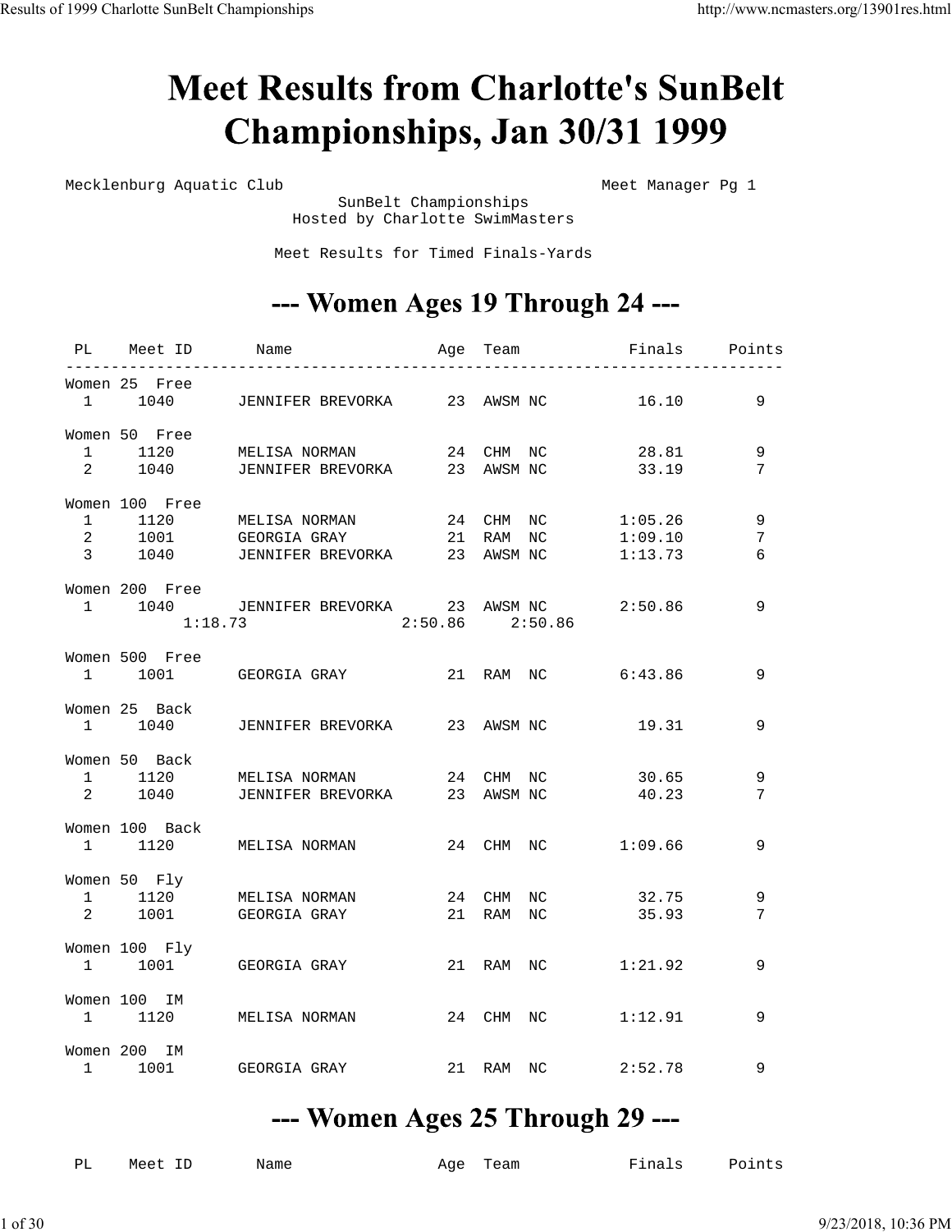# Meet Results from Charlotte's SunBelt Championships, Jan 30/31 1999

Mecklenburg Aquatic Club — Meet Manager Pg 1

SunBelt Championships
Hosted by Charlotte SwimMasters

Meet Results for Timed Finals-Yards

## --- Women Ages 19 Through 24 ---

| PL | Meet ID | Name | Age | Team | Finals | Points |
|---|---|---|---|---|---|---|
| **Women 25 Free** | | | | | | |
| 1 | 1040 | JENNIFER BREVORKA | 23 | AWSM NC | 16.10 | 9 |
| **Women 50 Free** | | | | | | |
| 1 | 1120 | MELISA NORMAN | 24 | CHM NC | 28.81 | 9 |
| 2 | 1040 | JENNIFER BREVORKA | 23 | AWSM NC | 33.19 | 7 |
| **Women 100 Free** | | | | | | |
| 1 | 1120 | MELISA NORMAN | 24 | CHM NC | 1:05.26 | 9 |
| 2 | 1001 | GEORGIA GRAY | 21 | RAM NC | 1:09.10 | 7 |
| 3 | 1040 | JENNIFER BREVORKA | 23 | AWSM NC | 1:13.73 | 6 |
| **Women 200 Free** | | | | | | |
| 1 | 1040 | JENNIFER BREVORKA | 23 | AWSM NC | 2:50.86 | 9 |
| | 1:18.73 | | 2:50.86 | 2:50.86 | | |
| **Women 500 Free** | | | | | | |
| 1 | 1001 | GEORGIA GRAY | 21 | RAM NC | 6:43.86 | 9 |
| **Women 25 Back** | | | | | | |
| 1 | 1040 | JENNIFER BREVORKA | 23 | AWSM NC | 19.31 | 9 |
| **Women 50 Back** | | | | | | |
| 1 | 1120 | MELISA NORMAN | 24 | CHM NC | 30.65 | 9 |
| 2 | 1040 | JENNIFER BREVORKA | 23 | AWSM NC | 40.23 | 7 |
| **Women 100 Back** | | | | | | |
| 1 | 1120 | MELISA NORMAN | 24 | CHM NC | 1:09.66 | 9 |
| **Women 50 Fly** | | | | | | |
| 1 | 1120 | MELISA NORMAN | 24 | CHM NC | 32.75 | 9 |
| 2 | 1001 | GEORGIA GRAY | 21 | RAM NC | 35.93 | 7 |
| **Women 100 Fly** | | | | | | |
| 1 | 1001 | GEORGIA GRAY | 21 | RAM NC | 1:21.92 | 9 |
| **Women 100 IM** | | | | | | |
| 1 | 1120 | MELISA NORMAN | 24 | CHM NC | 1:12.91 | 9 |
| **Women 200 IM** | | | | | | |
| 1 | 1001 | GEORGIA GRAY | 21 | RAM NC | 2:52.78 | 9 |

## --- Women Ages 25 Through 29 ---

| PL | Meet ID | Name | Age | Team | Finals | Points |
|---|---|---|---|---|---|---|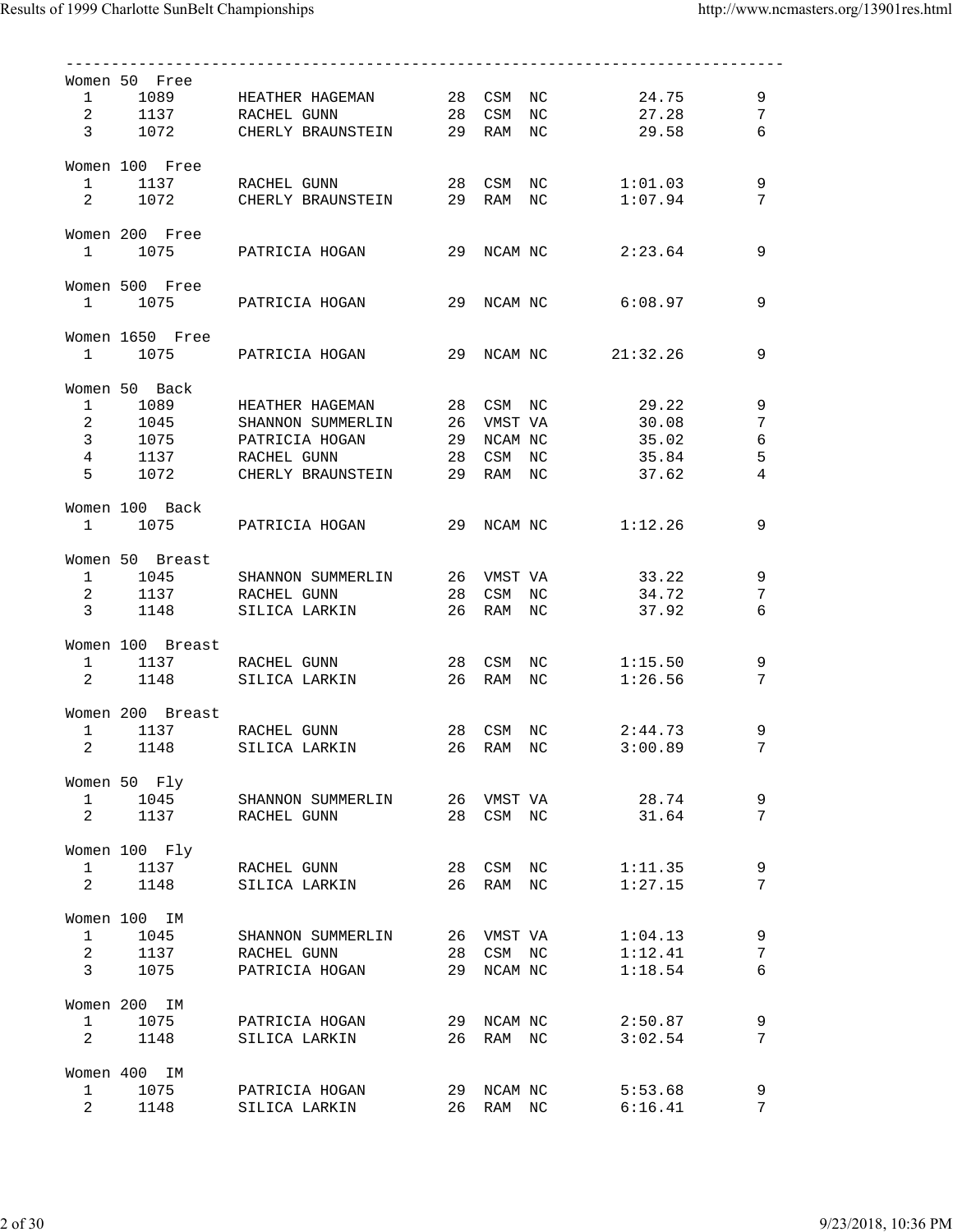## Women 50 Free

| Place | ID | Name | Age | Team | LSC | Time | Points |
|---|---|---|---|---|---|---|---|
| 1 | 1089 | HEATHER HAGEMAN | 28 | CSM | NC | 24.75 | 9 |
| 2 | 1137 | RACHEL GUNN | 28 | CSM | NC | 27.28 | 7 |
| 3 | 1072 | CHERLY BRAUNSTEIN | 29 | RAM | NC | 29.58 | 6 |

## Women 100 Free

| Place | ID | Name | Age | Team | LSC | Time | Points |
|---|---|---|---|---|---|---|---|
| 1 | 1137 | RACHEL GUNN | 28 | CSM | NC | 1:01.03 | 9 |
| 2 | 1072 | CHERLY BRAUNSTEIN | 29 | RAM | NC | 1:07.94 | 7 |

## Women 200 Free

| Place | ID | Name | Age | Team | LSC | Time | Points |
|---|---|---|---|---|---|---|---|
| 1 | 1075 | PATRICIA HOGAN | 29 | NCAM | NC | 2:23.64 | 9 |

## Women 500 Free

| Place | ID | Name | Age | Team | LSC | Time | Points |
|---|---|---|---|---|---|---|---|
| 1 | 1075 | PATRICIA HOGAN | 29 | NCAM | NC | 6:08.97 | 9 |

## Women 1650 Free

| Place | ID | Name | Age | Team | LSC | Time | Points |
|---|---|---|---|---|---|---|---|
| 1 | 1075 | PATRICIA HOGAN | 29 | NCAM | NC | 21:32.26 | 9 |

## Women 50 Back

| Place | ID | Name | Age | Team | LSC | Time | Points |
|---|---|---|---|---|---|---|---|
| 1 | 1089 | HEATHER HAGEMAN | 28 | CSM | NC | 29.22 | 9 |
| 2 | 1045 | SHANNON SUMMERLIN | 26 | VMST | VA | 30.08 | 7 |
| 3 | 1075 | PATRICIA HOGAN | 29 | NCAM | NC | 35.02 | 6 |
| 4 | 1137 | RACHEL GUNN | 28 | CSM | NC | 35.84 | 5 |
| 5 | 1072 | CHERLY BRAUNSTEIN | 29 | RAM | NC | 37.62 | 4 |

## Women 100 Back

| Place | ID | Name | Age | Team | LSC | Time | Points |
|---|---|---|---|---|---|---|---|
| 1 | 1075 | PATRICIA HOGAN | 29 | NCAM | NC | 1:12.26 | 9 |

## Women 50 Breast

| Place | ID | Name | Age | Team | LSC | Time | Points |
|---|---|---|---|---|---|---|---|
| 1 | 1045 | SHANNON SUMMERLIN | 26 | VMST | VA | 33.22 | 9 |
| 2 | 1137 | RACHEL GUNN | 28 | CSM | NC | 34.72 | 7 |
| 3 | 1148 | SILICA LARKIN | 26 | RAM | NC | 37.92 | 6 |

## Women 100 Breast

| Place | ID | Name | Age | Team | LSC | Time | Points |
|---|---|---|---|---|---|---|---|
| 1 | 1137 | RACHEL GUNN | 28 | CSM | NC | 1:15.50 | 9 |
| 2 | 1148 | SILICA LARKIN | 26 | RAM | NC | 1:26.56 | 7 |

## Women 200 Breast

| Place | ID | Name | Age | Team | LSC | Time | Points |
|---|---|---|---|---|---|---|---|
| 1 | 1137 | RACHEL GUNN | 28 | CSM | NC | 2:44.73 | 9 |
| 2 | 1148 | SILICA LARKIN | 26 | RAM | NC | 3:00.89 | 7 |

## Women 50 Fly

| Place | ID | Name | Age | Team | LSC | Time | Points |
|---|---|---|---|---|---|---|---|
| 1 | 1045 | SHANNON SUMMERLIN | 26 | VMST | VA | 28.74 | 9 |
| 2 | 1137 | RACHEL GUNN | 28 | CSM | NC | 31.64 | 7 |

## Women 100 Fly

| Place | ID | Name | Age | Team | LSC | Time | Points |
|---|---|---|---|---|---|---|---|
| 1 | 1137 | RACHEL GUNN | 28 | CSM | NC | 1:11.35 | 9 |
| 2 | 1148 | SILICA LARKIN | 26 | RAM | NC | 1:27.15 | 7 |

## Women 100 IM

| Place | ID | Name | Age | Team | LSC | Time | Points |
|---|---|---|---|---|---|---|---|
| 1 | 1045 | SHANNON SUMMERLIN | 26 | VMST | VA | 1:04.13 | 9 |
| 2 | 1137 | RACHEL GUNN | 28 | CSM | NC | 1:12.41 | 7 |
| 3 | 1075 | PATRICIA HOGAN | 29 | NCAM | NC | 1:18.54 | 6 |

## Women 200 IM

| Place | ID | Name | Age | Team | LSC | Time | Points |
|---|---|---|---|---|---|---|---|
| 1 | 1075 | PATRICIA HOGAN | 29 | NCAM | NC | 2:50.87 | 9 |
| 2 | 1148 | SILICA LARKIN | 26 | RAM | NC | 3:02.54 | 7 |

## Women 400 IM

| Place | ID | Name | Age | Team | LSC | Time | Points |
|---|---|---|---|---|---|---|---|
| 1 | 1075 | PATRICIA HOGAN | 29 | NCAM | NC | 5:53.68 | 9 |
| 2 | 1148 | SILICA LARKIN | 26 | RAM | NC | 6:16.41 | 7 |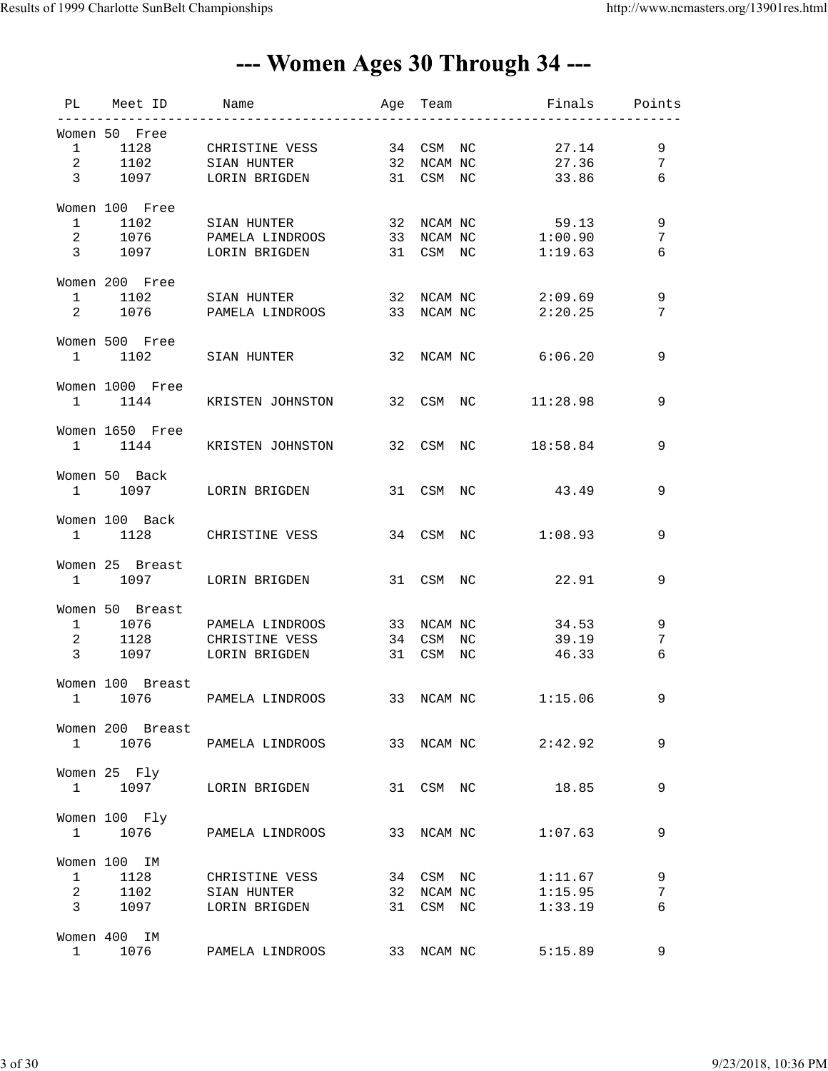# --- Women Ages 30 Through 34 ---

| PL | Meet ID | Name | Age | Team | Finals | Points |
|---|---|---|---|---|---|---|
| **Women 50 Free** | | | | | | |
| 1 | 1128 | CHRISTINE VESS | 34 | CSM NC | 27.14 | 9 |
| 2 | 1102 | SIAN HUNTER | 32 | NCAM NC | 27.36 | 7 |
| 3 | 1097 | LORIN BRIGDEN | 31 | CSM NC | 33.86 | 6 |
| **Women 100 Free** | | | | | | |
| 1 | 1102 | SIAN HUNTER | 32 | NCAM NC | 59.13 | 9 |
| 2 | 1076 | PAMELA LINDROOS | 33 | NCAM NC | 1:00.90 | 7 |
| 3 | 1097 | LORIN BRIGDEN | 31 | CSM NC | 1:19.63 | 6 |
| **Women 200 Free** | | | | | | |
| 1 | 1102 | SIAN HUNTER | 32 | NCAM NC | 2:09.69 | 9 |
| 2 | 1076 | PAMELA LINDROOS | 33 | NCAM NC | 2:20.25 | 7 |
| **Women 500 Free** | | | | | | |
| 1 | 1102 | SIAN HUNTER | 32 | NCAM NC | 6:06.20 | 9 |
| **Women 1000 Free** | | | | | | |
| 1 | 1144 | KRISTEN JOHNSTON | 32 | CSM NC | 11:28.98 | 9 |
| **Women 1650 Free** | | | | | | |
| 1 | 1144 | KRISTEN JOHNSTON | 32 | CSM NC | 18:58.84 | 9 |
| **Women 50 Back** | | | | | | |
| 1 | 1097 | LORIN BRIGDEN | 31 | CSM NC | 43.49 | 9 |
| **Women 100 Back** | | | | | | |
| 1 | 1128 | CHRISTINE VESS | 34 | CSM NC | 1:08.93 | 9 |
| **Women 25 Breast** | | | | | | |
| 1 | 1097 | LORIN BRIGDEN | 31 | CSM NC | 22.91 | 9 |
| **Women 50 Breast** | | | | | | |
| 1 | 1076 | PAMELA LINDROOS | 33 | NCAM NC | 34.53 | 9 |
| 2 | 1128 | CHRISTINE VESS | 34 | CSM NC | 39.19 | 7 |
| 3 | 1097 | LORIN BRIGDEN | 31 | CSM NC | 46.33 | 6 |
| **Women 100 Breast** | | | | | | |
| 1 | 1076 | PAMELA LINDROOS | 33 | NCAM NC | 1:15.06 | 9 |
| **Women 200 Breast** | | | | | | |
| 1 | 1076 | PAMELA LINDROOS | 33 | NCAM NC | 2:42.92 | 9 |
| **Women 25 Fly** | | | | | | |
| 1 | 1097 | LORIN BRIGDEN | 31 | CSM NC | 18.85 | 9 |
| **Women 100 Fly** | | | | | | |
| 1 | 1076 | PAMELA LINDROOS | 33 | NCAM NC | 1:07.63 | 9 |
| **Women 100 IM** | | | | | | |
| 1 | 1128 | CHRISTINE VESS | 34 | CSM NC | 1:11.67 | 9 |
| 2 | 1102 | SIAN HUNTER | 32 | NCAM NC | 1:15.95 | 7 |
| 3 | 1097 | LORIN BRIGDEN | 31 | CSM NC | 1:33.19 | 6 |
| **Women 400 IM** | | | | | | |
| 1 | 1076 | PAMELA LINDROOS | 33 | NCAM NC | 5:15.89 | 9 |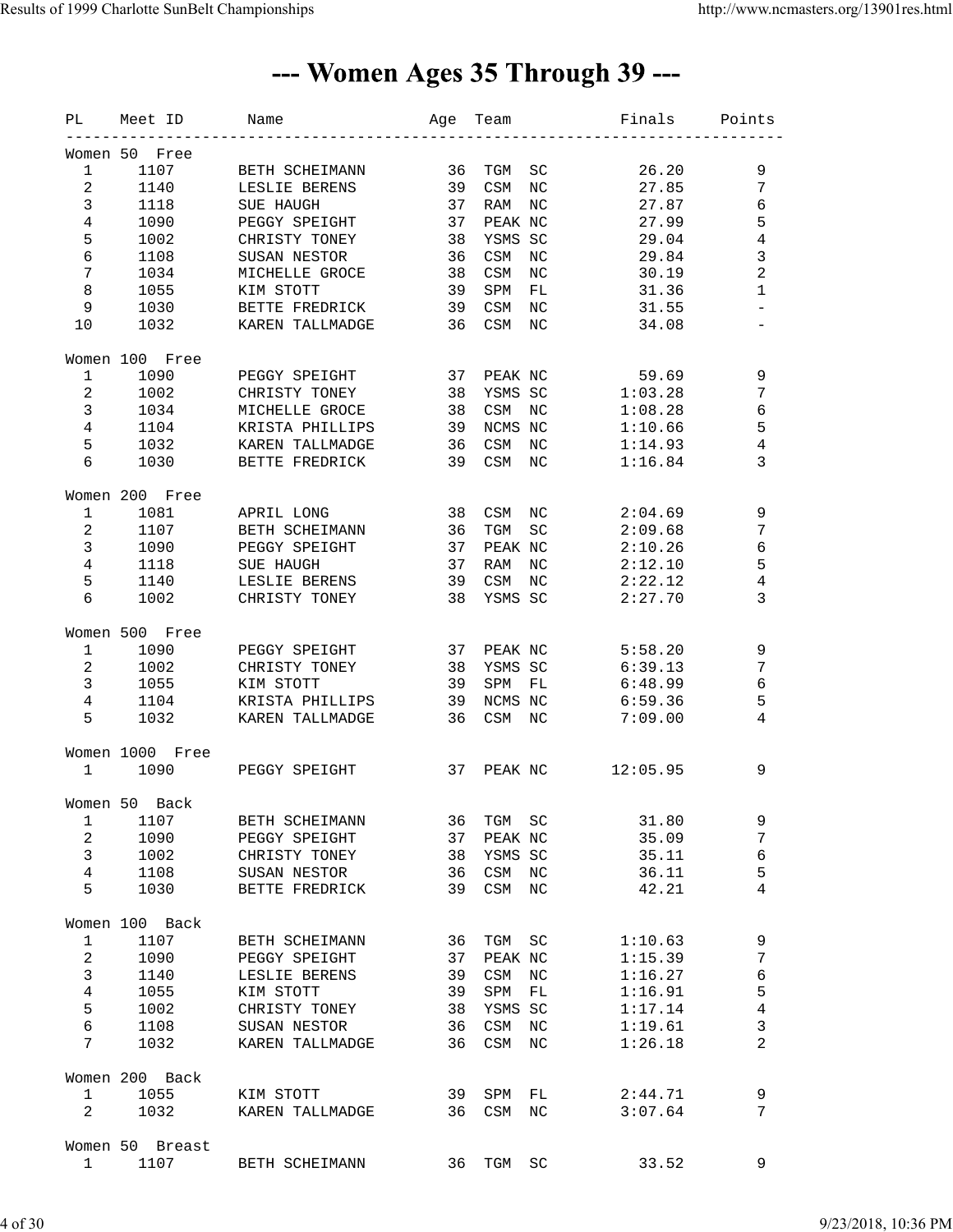# --- Women Ages 35 Through 39 ---

| PL | Meet ID | Name | Age | Team | Finals | Points |
|---|---|---|---|---|---|---|
| **Women 50 Free** | | | | | | |
| 1 | 1107 | BETH SCHEIMANN | 36 | TGM SC | 26.20 | 9 |
| 2 | 1140 | LESLIE BERENS | 39 | CSM NC | 27.85 | 7 |
| 3 | 1118 | SUE HAUGH | 37 | RAM NC | 27.87 | 6 |
| 4 | 1090 | PEGGY SPEIGHT | 37 | PEAK NC | 27.99 | 5 |
| 5 | 1002 | CHRISTY TONEY | 38 | YSMS SC | 29.04 | 4 |
| 6 | 1108 | SUSAN NESTOR | 36 | CSM NC | 29.84 | 3 |
| 7 | 1034 | MICHELLE GROCE | 38 | CSM NC | 30.19 | 2 |
| 8 | 1055 | KIM STOTT | 39 | SPM FL | 31.36 | 1 |
| 9 | 1030 | BETTE FREDRICK | 39 | CSM NC | 31.55 | - |
| 10 | 1032 | KAREN TALLMADGE | 36 | CSM NC | 34.08 | - |
| **Women 100 Free** | | | | | | |
| 1 | 1090 | PEGGY SPEIGHT | 37 | PEAK NC | 59.69 | 9 |
| 2 | 1002 | CHRISTY TONEY | 38 | YSMS SC | 1:03.28 | 7 |
| 3 | 1034 | MICHELLE GROCE | 38 | CSM NC | 1:08.28 | 6 |
| 4 | 1104 | KRISTA PHILLIPS | 39 | NCMS NC | 1:10.66 | 5 |
| 5 | 1032 | KAREN TALLMADGE | 36 | CSM NC | 1:14.93 | 4 |
| 6 | 1030 | BETTE FREDRICK | 39 | CSM NC | 1:16.84 | 3 |
| **Women 200 Free** | | | | | | |
| 1 | 1081 | APRIL LONG | 38 | CSM NC | 2:04.69 | 9 |
| 2 | 1107 | BETH SCHEIMANN | 36 | TGM SC | 2:09.68 | 7 |
| 3 | 1090 | PEGGY SPEIGHT | 37 | PEAK NC | 2:10.26 | 6 |
| 4 | 1118 | SUE HAUGH | 37 | RAM NC | 2:12.10 | 5 |
| 5 | 1140 | LESLIE BERENS | 39 | CSM NC | 2:22.12 | 4 |
| 6 | 1002 | CHRISTY TONEY | 38 | YSMS SC | 2:27.70 | 3 |
| **Women 500 Free** | | | | | | |
| 1 | 1090 | PEGGY SPEIGHT | 37 | PEAK NC | 5:58.20 | 9 |
| 2 | 1002 | CHRISTY TONEY | 38 | YSMS SC | 6:39.13 | 7 |
| 3 | 1055 | KIM STOTT | 39 | SPM FL | 6:48.99 | 6 |
| 4 | 1104 | KRISTA PHILLIPS | 39 | NCMS NC | 6:59.36 | 5 |
| 5 | 1032 | KAREN TALLMADGE | 36 | CSM NC | 7:09.00 | 4 |
| **Women 1000 Free** | | | | | | |
| 1 | 1090 | PEGGY SPEIGHT | 37 | PEAK NC | 12:05.95 | 9 |
| **Women 50 Back** | | | | | | |
| 1 | 1107 | BETH SCHEIMANN | 36 | TGM SC | 31.80 | 9 |
| 2 | 1090 | PEGGY SPEIGHT | 37 | PEAK NC | 35.09 | 7 |
| 3 | 1002 | CHRISTY TONEY | 38 | YSMS SC | 35.11 | 6 |
| 4 | 1108 | SUSAN NESTOR | 36 | CSM NC | 36.11 | 5 |
| 5 | 1030 | BETTE FREDRICK | 39 | CSM NC | 42.21 | 4 |
| **Women 100 Back** | | | | | | |
| 1 | 1107 | BETH SCHEIMANN | 36 | TGM SC | 1:10.63 | 9 |
| 2 | 1090 | PEGGY SPEIGHT | 37 | PEAK NC | 1:15.39 | 7 |
| 3 | 1140 | LESLIE BERENS | 39 | CSM NC | 1:16.27 | 6 |
| 4 | 1055 | KIM STOTT | 39 | SPM FL | 1:16.91 | 5 |
| 5 | 1002 | CHRISTY TONEY | 38 | YSMS SC | 1:17.14 | 4 |
| 6 | 1108 | SUSAN NESTOR | 36 | CSM NC | 1:19.61 | 3 |
| 7 | 1032 | KAREN TALLMADGE | 36 | CSM NC | 1:26.18 | 2 |
| **Women 200 Back** | | | | | | |
| 1 | 1055 | KIM STOTT | 39 | SPM FL | 2:44.71 | 9 |
| 2 | 1032 | KAREN TALLMADGE | 36 | CSM NC | 3:07.64 | 7 |
| **Women 50 Breast** | | | | | | |
| 1 | 1107 | BETH SCHEIMANN | 36 | TGM SC | 33.52 | 9 |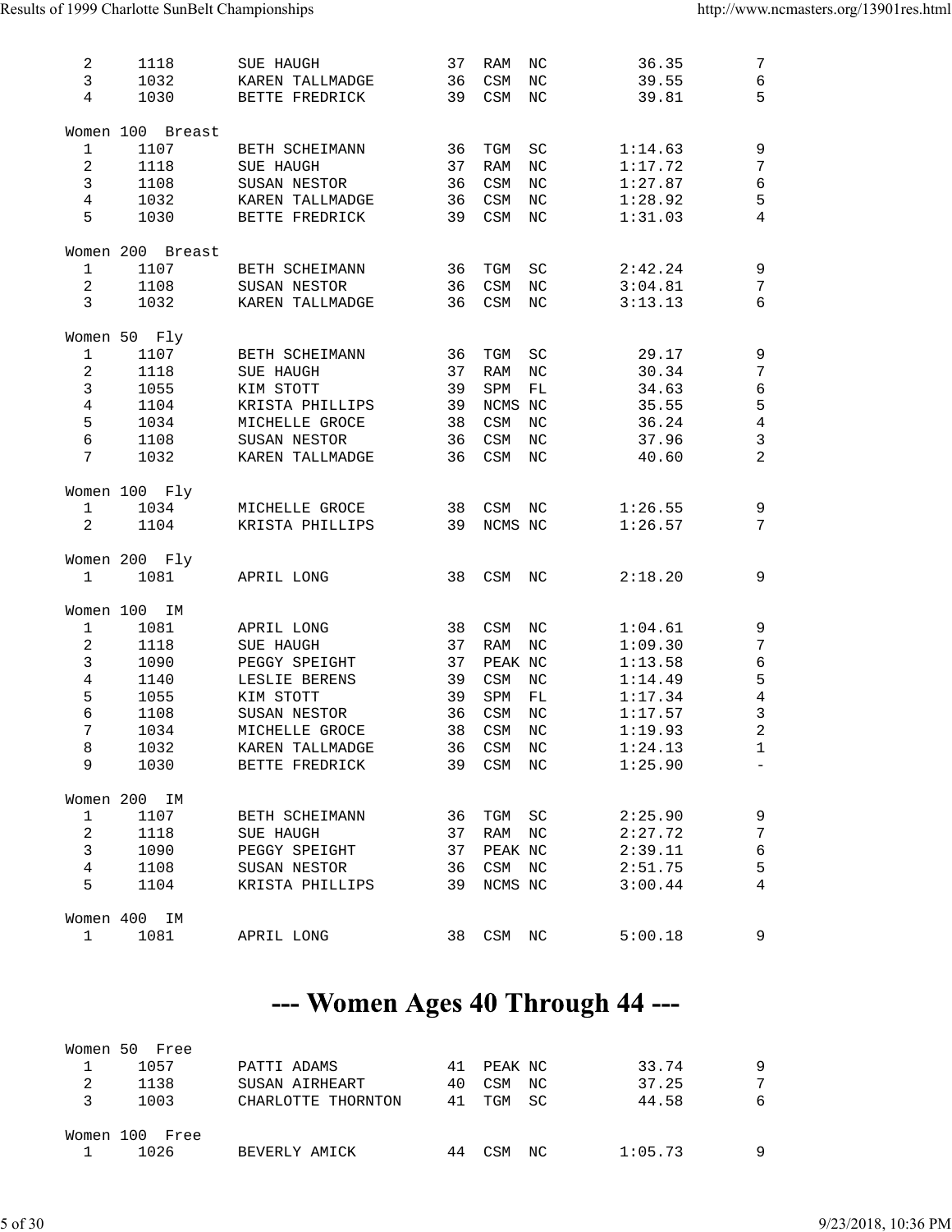| | | | | | | | |
|---|---|---|---|---|---|---|---|
| 2 | 1118 | SUE HAUGH | 37 | RAM | NC | 36.35 | 7 |
| 3 | 1032 | KAREN TALLMADGE | 36 | CSM | NC | 39.55 | 6 |
| 4 | 1030 | BETTE FREDRICK | 39 | CSM | NC | 39.81 | 5 |

Women 100 Breast

| | | | | | | | |
|---|---|---|---|---|---|---|---|
| 1 | 1107 | BETH SCHEIMANN | 36 | TGM | SC | 1:14.63 | 9 |
| 2 | 1118 | SUE HAUGH | 37 | RAM | NC | 1:17.72 | 7 |
| 3 | 1108 | SUSAN NESTOR | 36 | CSM | NC | 1:27.87 | 6 |
| 4 | 1032 | KAREN TALLMADGE | 36 | CSM | NC | 1:28.92 | 5 |
| 5 | 1030 | BETTE FREDRICK | 39 | CSM | NC | 1:31.03 | 4 |

Women 200 Breast

| | | | | | | | |
|---|---|---|---|---|---|---|---|
| 1 | 1107 | BETH SCHEIMANN | 36 | TGM | SC | 2:42.24 | 9 |
| 2 | 1108 | SUSAN NESTOR | 36 | CSM | NC | 3:04.81 | 7 |
| 3 | 1032 | KAREN TALLMADGE | 36 | CSM | NC | 3:13.13 | 6 |

Women 50 Fly

| | | | | | | | |
|---|---|---|---|---|---|---|---|
| 1 | 1107 | BETH SCHEIMANN | 36 | TGM | SC | 29.17 | 9 |
| 2 | 1118 | SUE HAUGH | 37 | RAM | NC | 30.34 | 7 |
| 3 | 1055 | KIM STOTT | 39 | SPM | FL | 34.63 | 6 |
| 4 | 1104 | KRISTA PHILLIPS | 39 | NCMS | NC | 35.55 | 5 |
| 5 | 1034 | MICHELLE GROCE | 38 | CSM | NC | 36.24 | 4 |
| 6 | 1108 | SUSAN NESTOR | 36 | CSM | NC | 37.96 | 3 |
| 7 | 1032 | KAREN TALLMADGE | 36 | CSM | NC | 40.60 | 2 |

Women 100 Fly

| | | | | | | | |
|---|---|---|---|---|---|---|---|
| 1 | 1034 | MICHELLE GROCE | 38 | CSM | NC | 1:26.55 | 9 |
| 2 | 1104 | KRISTA PHILLIPS | 39 | NCMS | NC | 1:26.57 | 7 |

Women 200 Fly

| | | | | | | | |
|---|---|---|---|---|---|---|---|
| 1 | 1081 | APRIL LONG | 38 | CSM | NC | 2:18.20 | 9 |

Women 100 IM

| | | | | | | | |
|---|---|---|---|---|---|---|---|
| 1 | 1081 | APRIL LONG | 38 | CSM | NC | 1:04.61 | 9 |
| 2 | 1118 | SUE HAUGH | 37 | RAM | NC | 1:09.30 | 7 |
| 3 | 1090 | PEGGY SPEIGHT | 37 | PEAK | NC | 1:13.58 | 6 |
| 4 | 1140 | LESLIE BERENS | 39 | CSM | NC | 1:14.49 | 5 |
| 5 | 1055 | KIM STOTT | 39 | SPM | FL | 1:17.34 | 4 |
| 6 | 1108 | SUSAN NESTOR | 36 | CSM | NC | 1:17.57 | 3 |
| 7 | 1034 | MICHELLE GROCE | 38 | CSM | NC | 1:19.93 | 2 |
| 8 | 1032 | KAREN TALLMADGE | 36 | CSM | NC | 1:24.13 | 1 |
| 9 | 1030 | BETTE FREDRICK | 39 | CSM | NC | 1:25.90 | - |

Women 200 IM

| | | | | | | | |
|---|---|---|---|---|---|---|---|
| 1 | 1107 | BETH SCHEIMANN | 36 | TGM | SC | 2:25.90 | 9 |
| 2 | 1118 | SUE HAUGH | 37 | RAM | NC | 2:27.72 | 7 |
| 3 | 1090 | PEGGY SPEIGHT | 37 | PEAK | NC | 2:39.11 | 6 |
| 4 | 1108 | SUSAN NESTOR | 36 | CSM | NC | 2:51.75 | 5 |
| 5 | 1104 | KRISTA PHILLIPS | 39 | NCMS | NC | 3:00.44 | 4 |

Women 400 IM

| | | | | | | | |
|---|---|---|---|---|---|---|---|
| 1 | 1081 | APRIL LONG | 38 | CSM | NC | 5:00.18 | 9 |

# --- Women Ages 40 Through 44 ---

Women 50 Free

| | | | | | | | |
|---|---|---|---|---|---|---|---|
| 1 | 1057 | PATTI ADAMS | 41 | PEAK | NC | 33.74 | 9 |
| 2 | 1138 | SUSAN AIRHEART | 40 | CSM | NC | 37.25 | 7 |
| 3 | 1003 | CHARLOTTE THORNTON | 41 | TGM | SC | 44.58 | 6 |

Women 100 Free

| | | | | | | | |
|---|---|---|---|---|---|---|---|
| 1 | 1026 | BEVERLY AMICK | 44 | CSM | NC | 1:05.73 | 9 |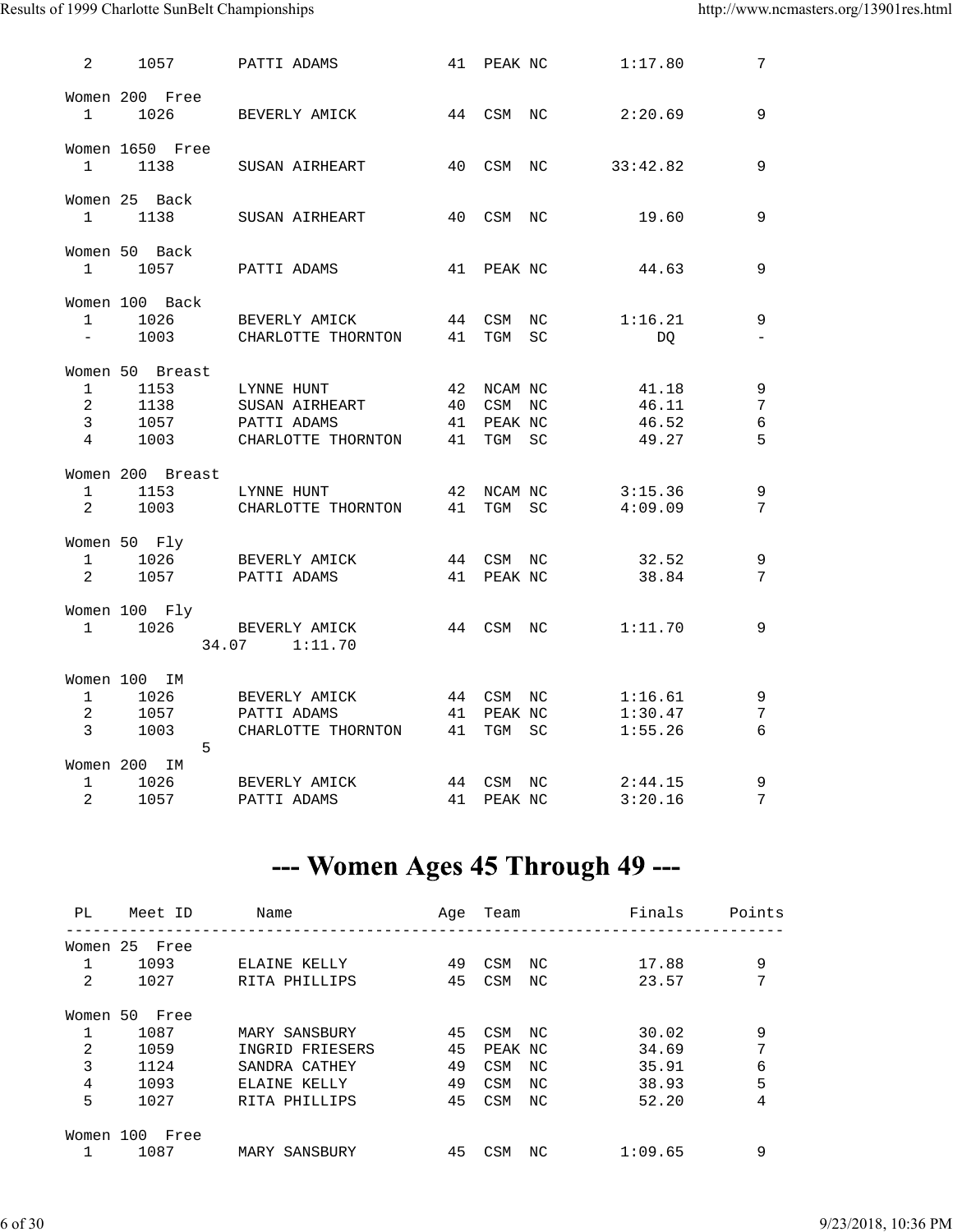```
  2     1057       PATTI ADAMS           41  PEAK NC        1:17.80        7

Women 200  Free
  1     1026       BEVERLY AMICK         44  CSM  NC        2:20.69        9

Women 1650  Free
  1     1138       SUSAN AIRHEART        40  CSM  NC       33:42.82        9

Women 25  Back
  1     1138       SUSAN AIRHEART        40  CSM  NC          19.60        9

Women 50  Back
  1     1057       PATTI ADAMS           41  PEAK NC          44.63        9

Women 100  Back
  1     1026       BEVERLY AMICK         44  CSM  NC        1:16.21        9
  -     1003       CHARLOTTE THORNTON    41  TGM  SC             DQ        -

Women 50  Breast
  1     1153       LYNNE HUNT            42  NCAM NC          41.18        9
  2     1138       SUSAN AIRHEART        40  CSM  NC          46.11        7
  3     1057       PATTI ADAMS           41  PEAK NC          46.52        6
  4     1003       CHARLOTTE THORNTON    41  TGM  SC          49.27        5

Women 200  Breast
  1     1153       LYNNE HUNT            42  NCAM NC        3:15.36        9
  2     1003       CHARLOTTE THORNTON    41  TGM  SC        4:09.09        7

Women 50  Fly
  1     1026       BEVERLY AMICK         44  CSM  NC          32.52        9
  2     1057       PATTI ADAMS           41  PEAK NC          38.84        7

Women 100  Fly
  1     1026       BEVERLY AMICK         44  CSM  NC        1:11.70        9
              34.07     1:11.70

Women 100  IM
  1     1026       BEVERLY AMICK         44  CSM  NC        1:16.61        9
  2     1057       PATTI ADAMS           41  PEAK NC        1:30.47        7
  3     1003       CHARLOTTE THORNTON    41  TGM  SC        1:55.26        6
             5
Women 200  IM
  1     1026       BEVERLY AMICK         44  CSM  NC        2:44.15        9
  2     1057       PATTI ADAMS           41  PEAK NC        3:20.16        7
```

# --- Women Ages 45 Through 49 ---

```
 PL     Meet ID       Name               Age  Team             Finals     Points
--------------------------------------------------------------------------------
Women 25  Free
  1     1093       ELAINE KELLY          49  CSM  NC          17.88        9
  2     1027       RITA PHILLIPS         45  CSM  NC          23.57        7

Women 50  Free
  1     1087       MARY SANSBURY         45  CSM  NC          30.02        9
  2     1059       INGRID FRIESERS       45  PEAK NC          34.69        7
  3     1124       SANDRA CATHEY         49  CSM  NC          35.91        6
  4     1093       ELAINE KELLY          49  CSM  NC          38.93        5
  5     1027       RITA PHILLIPS         45  CSM  NC          52.20        4

Women 100  Free
  1     1087       MARY SANSBURY         45  CSM  NC        1:09.65        9
```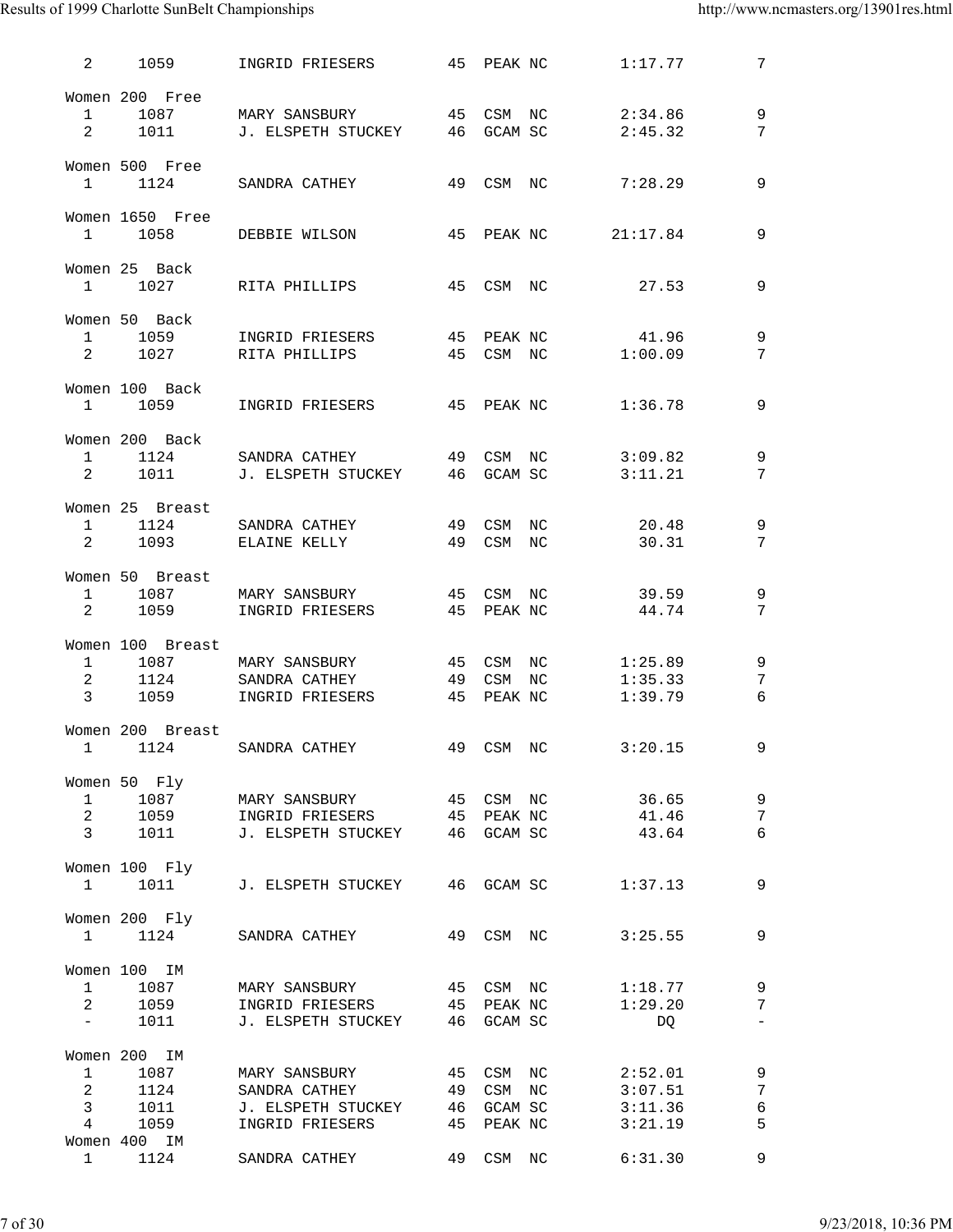| | | | | | | |
|---|---|---|---|---|---|---|
| 2 | 1059 | INGRID FRIESERS | 45 | PEAK NC | 1:17.77 | 7 |

Women 200 Free

| | | | | | | |
|---|---|---|---|---|---|---|
| 1 | 1087 | MARY SANSBURY | 45 | CSM NC | 2:34.86 | 9 |
| 2 | 1011 | J. ELSPETH STUCKEY | 46 | GCAM SC | 2:45.32 | 7 |

Women 500 Free

| | | | | | | |
|---|---|---|---|---|---|---|
| 1 | 1124 | SANDRA CATHEY | 49 | CSM NC | 7:28.29 | 9 |

Women 1650 Free

| | | | | | | |
|---|---|---|---|---|---|---|
| 1 | 1058 | DEBBIE WILSON | 45 | PEAK NC | 21:17.84 | 9 |

Women 25 Back

| | | | | | | |
|---|---|---|---|---|---|---|
| 1 | 1027 | RITA PHILLIPS | 45 | CSM NC | 27.53 | 9 |

Women 50 Back

| | | | | | | |
|---|---|---|---|---|---|---|
| 1 | 1059 | INGRID FRIESERS | 45 | PEAK NC | 41.96 | 9 |
| 2 | 1027 | RITA PHILLIPS | 45 | CSM NC | 1:00.09 | 7 |

Women 100 Back

| | | | | | | |
|---|---|---|---|---|---|---|
| 1 | 1059 | INGRID FRIESERS | 45 | PEAK NC | 1:36.78 | 9 |

Women 200 Back

| | | | | | | |
|---|---|---|---|---|---|---|
| 1 | 1124 | SANDRA CATHEY | 49 | CSM NC | 3:09.82 | 9 |
| 2 | 1011 | J. ELSPETH STUCKEY | 46 | GCAM SC | 3:11.21 | 7 |

Women 25 Breast

| | | | | | | |
|---|---|---|---|---|---|---|
| 1 | 1124 | SANDRA CATHEY | 49 | CSM NC | 20.48 | 9 |
| 2 | 1093 | ELAINE KELLY | 49 | CSM NC | 30.31 | 7 |

Women 50 Breast

| | | | | | | |
|---|---|---|---|---|---|---|
| 1 | 1087 | MARY SANSBURY | 45 | CSM NC | 39.59 | 9 |
| 2 | 1059 | INGRID FRIESERS | 45 | PEAK NC | 44.74 | 7 |

Women 100 Breast

| | | | | | | |
|---|---|---|---|---|---|---|
| 1 | 1087 | MARY SANSBURY | 45 | CSM NC | 1:25.89 | 9 |
| 2 | 1124 | SANDRA CATHEY | 49 | CSM NC | 1:35.33 | 7 |
| 3 | 1059 | INGRID FRIESERS | 45 | PEAK NC | 1:39.79 | 6 |

Women 200 Breast

| | | | | | | |
|---|---|---|---|---|---|---|
| 1 | 1124 | SANDRA CATHEY | 49 | CSM NC | 3:20.15 | 9 |

Women 50 Fly

| | | | | | | |
|---|---|---|---|---|---|---|
| 1 | 1087 | MARY SANSBURY | 45 | CSM NC | 36.65 | 9 |
| 2 | 1059 | INGRID FRIESERS | 45 | PEAK NC | 41.46 | 7 |
| 3 | 1011 | J. ELSPETH STUCKEY | 46 | GCAM SC | 43.64 | 6 |

Women 100 Fly

| | | | | | | |
|---|---|---|---|---|---|---|
| 1 | 1011 | J. ELSPETH STUCKEY | 46 | GCAM SC | 1:37.13 | 9 |

Women 200 Fly

| | | | | | | |
|---|---|---|---|---|---|---|
| 1 | 1124 | SANDRA CATHEY | 49 | CSM NC | 3:25.55 | 9 |

Women 100 IM

| | | | | | | |
|---|---|---|---|---|---|---|
| 1 | 1087 | MARY SANSBURY | 45 | CSM NC | 1:18.77 | 9 |
| 2 | 1059 | INGRID FRIESERS | 45 | PEAK NC | 1:29.20 | 7 |
| - | 1011 | J. ELSPETH STUCKEY | 46 | GCAM SC | DQ | - |

Women 200 IM

| | | | | | | |
|---|---|---|---|---|---|---|
| 1 | 1087 | MARY SANSBURY | 45 | CSM NC | 2:52.01 | 9 |
| 2 | 1124 | SANDRA CATHEY | 49 | CSM NC | 3:07.51 | 7 |
| 3 | 1011 | J. ELSPETH STUCKEY | 46 | GCAM SC | 3:11.36 | 6 |
| 4 | 1059 | INGRID FRIESERS | 45 | PEAK NC | 3:21.19 | 5 |

Women 400 IM

| | | | | | | |
|---|---|---|---|---|---|---|
| 1 | 1124 | SANDRA CATHEY | 49 | CSM NC | 6:31.30 | 9 |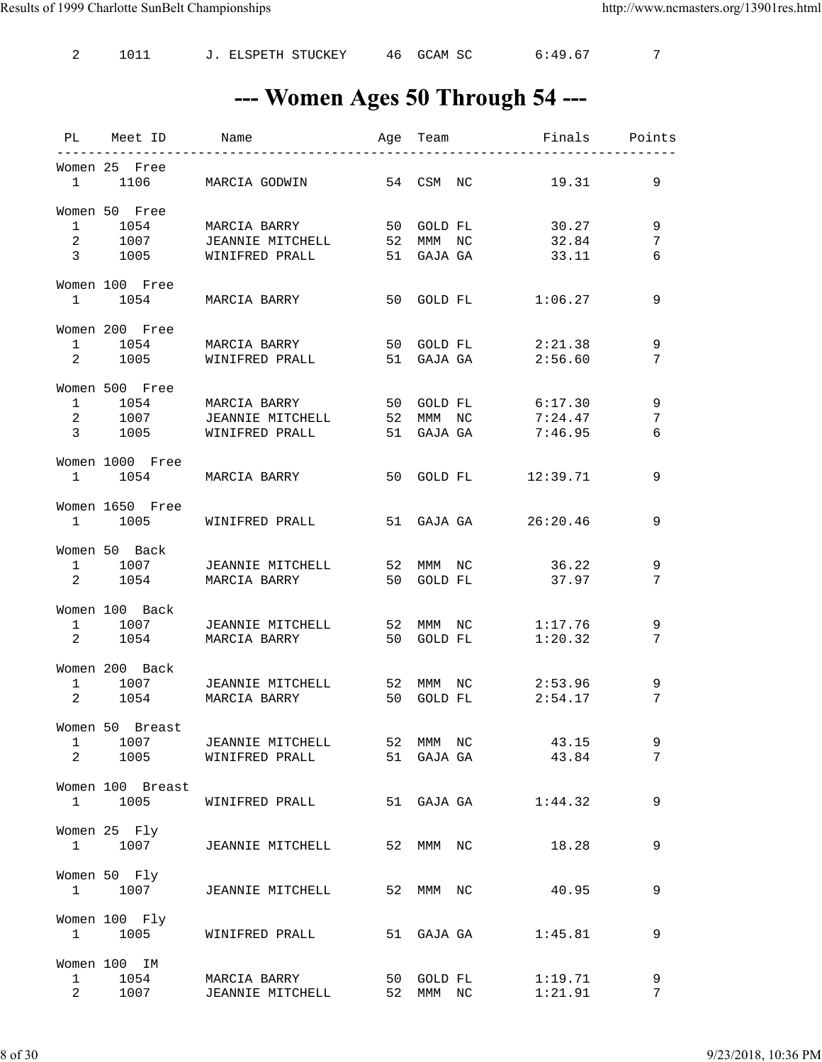| PL | Meet ID | Name | Age | Team | Finals | Points |
|---|---|---|---|---|---|---|
| 2 | 1011 | J. ELSPETH STUCKEY | 46 | GCAM SC | 6:49.67 | 7 |

# --- Women Ages 50 Through 54 ---

| PL | Meet ID | Name | Age | Team | Finals | Points |
|---|---|---|---|---|---|---|
| **Women 25 Free** | | | | | | |
| 1 | 1106 | MARCIA GODWIN | 54 | CSM NC | 19.31 | 9 |
| **Women 50 Free** | | | | | | |
| 1 | 1054 | MARCIA BARRY | 50 | GOLD FL | 30.27 | 9 |
| 2 | 1007 | JEANNIE MITCHELL | 52 | MMM NC | 32.84 | 7 |
| 3 | 1005 | WINIFRED PRALL | 51 | GAJA GA | 33.11 | 6 |
| **Women 100 Free** | | | | | | |
| 1 | 1054 | MARCIA BARRY | 50 | GOLD FL | 1:06.27 | 9 |
| **Women 200 Free** | | | | | | |
| 1 | 1054 | MARCIA BARRY | 50 | GOLD FL | 2:21.38 | 9 |
| 2 | 1005 | WINIFRED PRALL | 51 | GAJA GA | 2:56.60 | 7 |
| **Women 500 Free** | | | | | | |
| 1 | 1054 | MARCIA BARRY | 50 | GOLD FL | 6:17.30 | 9 |
| 2 | 1007 | JEANNIE MITCHELL | 52 | MMM NC | 7:24.47 | 7 |
| 3 | 1005 | WINIFRED PRALL | 51 | GAJA GA | 7:46.95 | 6 |
| **Women 1000 Free** | | | | | | |
| 1 | 1054 | MARCIA BARRY | 50 | GOLD FL | 12:39.71 | 9 |
| **Women 1650 Free** | | | | | | |
| 1 | 1005 | WINIFRED PRALL | 51 | GAJA GA | 26:20.46 | 9 |
| **Women 50 Back** | | | | | | |
| 1 | 1007 | JEANNIE MITCHELL | 52 | MMM NC | 36.22 | 9 |
| 2 | 1054 | MARCIA BARRY | 50 | GOLD FL | 37.97 | 7 |
| **Women 100 Back** | | | | | | |
| 1 | 1007 | JEANNIE MITCHELL | 52 | MMM NC | 1:17.76 | 9 |
| 2 | 1054 | MARCIA BARRY | 50 | GOLD FL | 1:20.32 | 7 |
| **Women 200 Back** | | | | | | |
| 1 | 1007 | JEANNIE MITCHELL | 52 | MMM NC | 2:53.96 | 9 |
| 2 | 1054 | MARCIA BARRY | 50 | GOLD FL | 2:54.17 | 7 |
| **Women 50 Breast** | | | | | | |
| 1 | 1007 | JEANNIE MITCHELL | 52 | MMM NC | 43.15 | 9 |
| 2 | 1005 | WINIFRED PRALL | 51 | GAJA GA | 43.84 | 7 |
| **Women 100 Breast** | | | | | | |
| 1 | 1005 | WINIFRED PRALL | 51 | GAJA GA | 1:44.32 | 9 |
| **Women 25 Fly** | | | | | | |
| 1 | 1007 | JEANNIE MITCHELL | 52 | MMM NC | 18.28 | 9 |
| **Women 50 Fly** | | | | | | |
| 1 | 1007 | JEANNIE MITCHELL | 52 | MMM NC | 40.95 | 9 |
| **Women 100 Fly** | | | | | | |
| 1 | 1005 | WINIFRED PRALL | 51 | GAJA GA | 1:45.81 | 9 |
| **Women 100 IM** | | | | | | |
| 1 | 1054 | MARCIA BARRY | 50 | GOLD FL | 1:19.71 | 9 |
| 2 | 1007 | JEANNIE MITCHELL | 52 | MMM NC | 1:21.91 | 7 |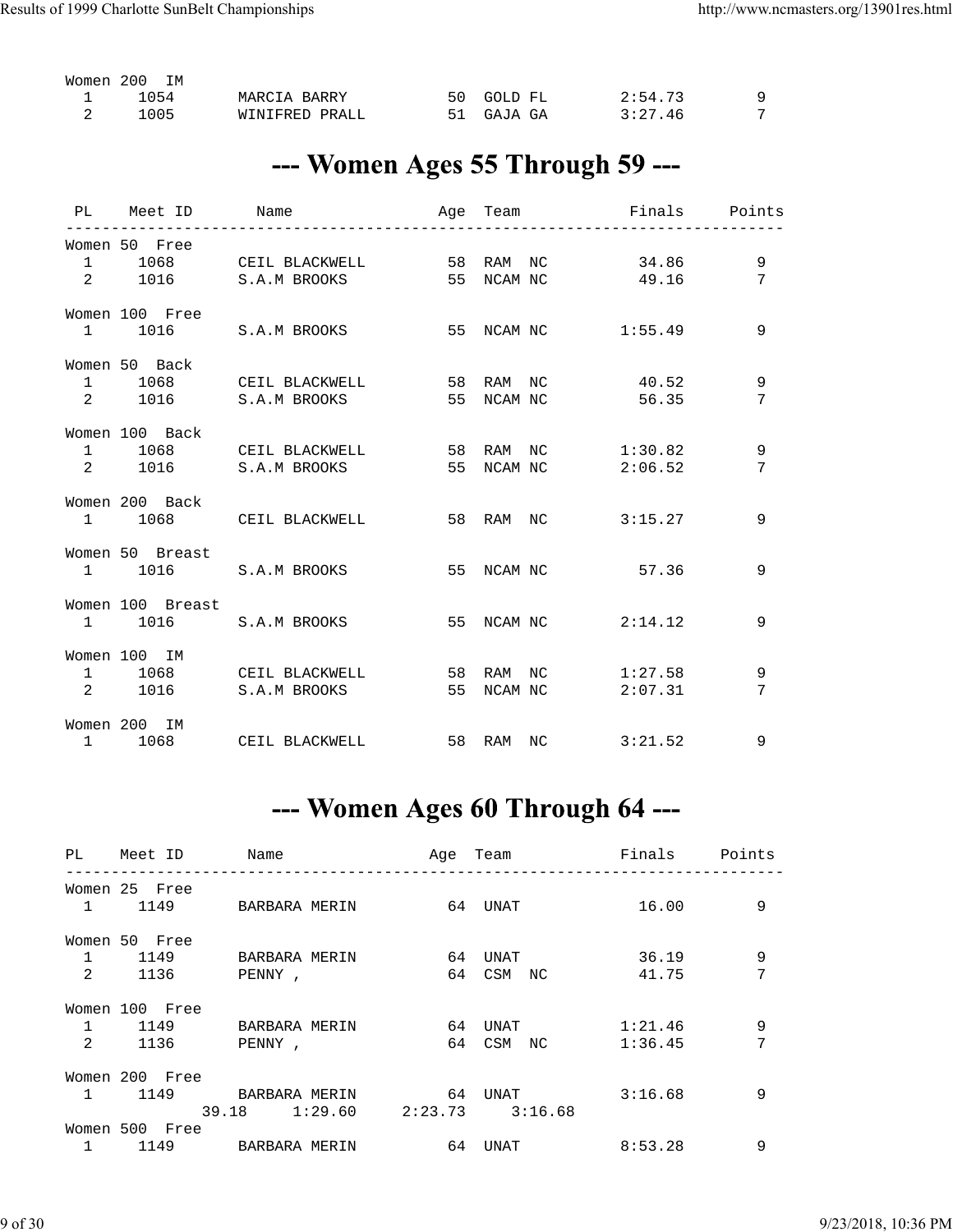Women 200 IM

| PL | Meet ID | Name | Age | Team | Finals | Points |
|---|---|---|---|---|---|---|
| 1 | 1054 | MARCIA BARRY | 50 | GOLD FL | 2:54.73 | 9 |
| 2 | 1005 | WINIFRED PRALL | 51 | GAJA GA | 3:27.46 | 7 |

# --- Women Ages 55 Through 59 ---

| PL | Meet ID | Name | Age | Team | Finals | Points |
|---|---|---|---|---|---|---|
| **Women 50 Free** | | | | | | |
| 1 | 1068 | CEIL BLACKWELL | 58 | RAM NC | 34.86 | 9 |
| 2 | 1016 | S.A.M BROOKS | 55 | NCAM NC | 49.16 | 7 |
| **Women 100 Free** | | | | | | |
| 1 | 1016 | S.A.M BROOKS | 55 | NCAM NC | 1:55.49 | 9 |
| **Women 50 Back** | | | | | | |
| 1 | 1068 | CEIL BLACKWELL | 58 | RAM NC | 40.52 | 9 |
| 2 | 1016 | S.A.M BROOKS | 55 | NCAM NC | 56.35 | 7 |
| **Women 100 Back** | | | | | | |
| 1 | 1068 | CEIL BLACKWELL | 58 | RAM NC | 1:30.82 | 9 |
| 2 | 1016 | S.A.M BROOKS | 55 | NCAM NC | 2:06.52 | 7 |
| **Women 200 Back** | | | | | | |
| 1 | 1068 | CEIL BLACKWELL | 58 | RAM NC | 3:15.27 | 9 |
| **Women 50 Breast** | | | | | | |
| 1 | 1016 | S.A.M BROOKS | 55 | NCAM NC | 57.36 | 9 |
| **Women 100 Breast** | | | | | | |
| 1 | 1016 | S.A.M BROOKS | 55 | NCAM NC | 2:14.12 | 9 |
| **Women 100 IM** | | | | | | |
| 1 | 1068 | CEIL BLACKWELL | 58 | RAM NC | 1:27.58 | 9 |
| 2 | 1016 | S.A.M BROOKS | 55 | NCAM NC | 2:07.31 | 7 |
| **Women 200 IM** | | | | | | |
| 1 | 1068 | CEIL BLACKWELL | 58 | RAM NC | 3:21.52 | 9 |

# --- Women Ages 60 Through 64 ---

| PL | Meet ID | Name | Age | Team | Finals | Points |
|---|---|---|---|---|---|---|
| **Women 25 Free** | | | | | | |
| 1 | 1149 | BARBARA MERIN | 64 | UNAT | 16.00 | 9 |
| **Women 50 Free** | | | | | | |
| 1 | 1149 | BARBARA MERIN | 64 | UNAT | 36.19 | 9 |
| 2 | 1136 | PENNY , | 64 | CSM NC | 41.75 | 7 |
| **Women 100 Free** | | | | | | |
| 1 | 1149 | BARBARA MERIN | 64 | UNAT | 1:21.46 | 9 |
| 2 | 1136 | PENNY , | 64 | CSM NC | 1:36.45 | 7 |
| **Women 200 Free** | | | | | | |
| 1 | 1149 | BARBARA MERIN | 64 | UNAT | 3:16.68 | 9 |
| | 39.18 | 1:29.60 | 2:23.73 | 3:16.68 | | |
| **Women 500 Free** | | | | | | |
| 1 | 1149 | BARBARA MERIN | 64 | UNAT | 8:53.28 | 9 |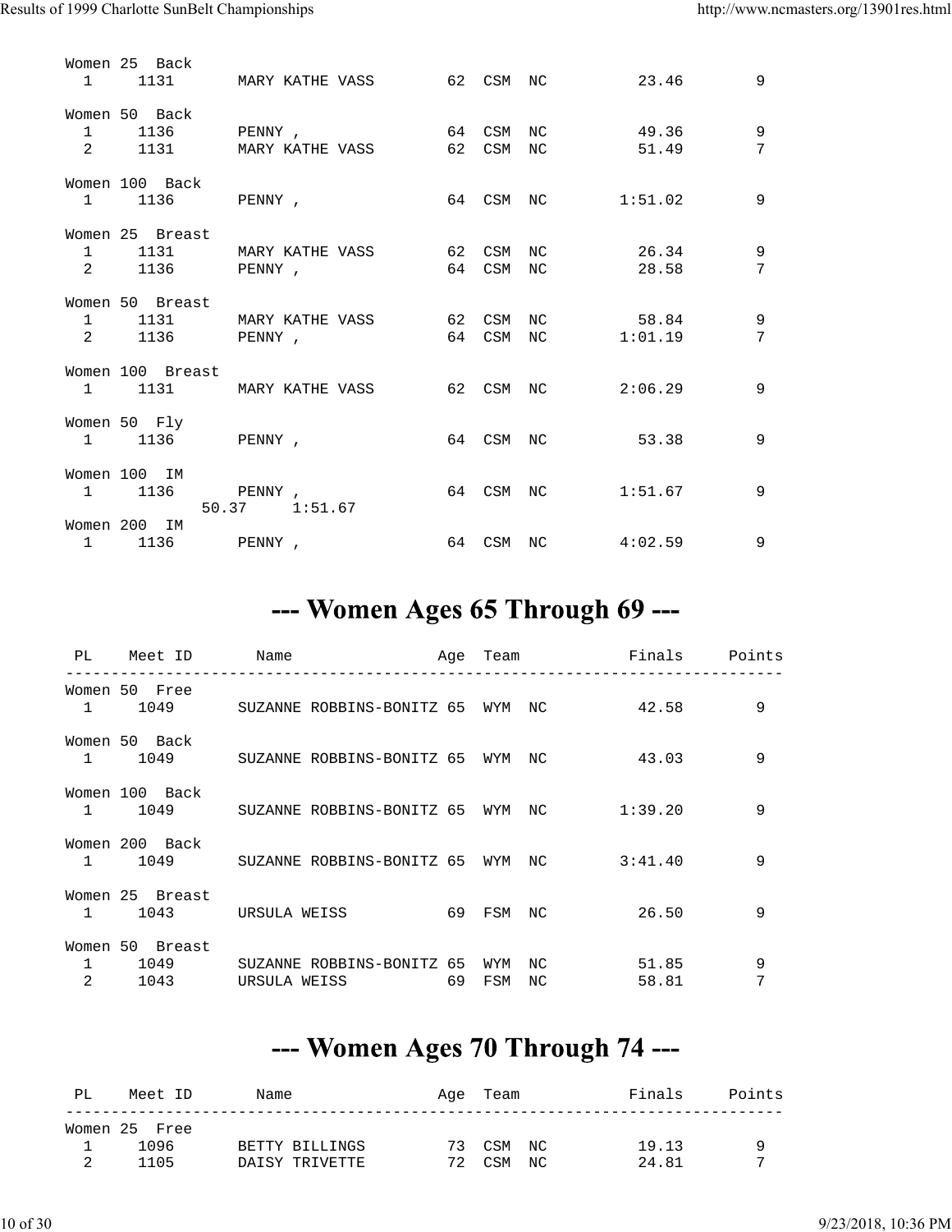| PL | Meet ID | Name | Age | Team | | Finals | Points |
|---|---|---|---|---|---|---|---|
| Women 25 Back | | | | | | | |
| 1 | 1131 | MARY KATHE VASS | 62 | CSM | NC | 23.46 | 9 |
| Women 50 Back | | | | | | | |
| 1 | 1136 | PENNY , | 64 | CSM | NC | 49.36 | 9 |
| 2 | 1131 | MARY KATHE VASS | 62 | CSM | NC | 51.49 | 7 |
| Women 100 Back | | | | | | | |
| 1 | 1136 | PENNY , | 64 | CSM | NC | 1:51.02 | 9 |
| Women 25 Breast | | | | | | | |
| 1 | 1131 | MARY KATHE VASS | 62 | CSM | NC | 26.34 | 9 |
| 2 | 1136 | PENNY , | 64 | CSM | NC | 28.58 | 7 |
| Women 50 Breast | | | | | | | |
| 1 | 1131 | MARY KATHE VASS | 62 | CSM | NC | 58.84 | 9 |
| 2 | 1136 | PENNY , | 64 | CSM | NC | 1:01.19 | 7 |
| Women 100 Breast | | | | | | | |
| 1 | 1131 | MARY KATHE VASS | 62 | CSM | NC | 2:06.29 | 9 |
| Women 50 Fly | | | | | | | |
| 1 | 1136 | PENNY , | 64 | CSM | NC | 53.38 | 9 |
| Women 100 IM | | | | | | | |
| 1 | 1136 | PENNY , | 64 | CSM | NC | 1:51.67 | 9 |
| | | 50.37 1:51.67 | | | | | |
| Women 200 IM | | | | | | | |
| 1 | 1136 | PENNY , | 64 | CSM | NC | 4:02.59 | 9 |

# --- Women Ages 65 Through 69 ---

| PL | Meet ID | Name | Age | Team | | Finals | Points |
|---|---|---|---|---|---|---|---|
| Women 50 Free | | | | | | | |
| 1 | 1049 | SUZANNE ROBBINS-BONITZ | 65 | WYM | NC | 42.58 | 9 |
| Women 50 Back | | | | | | | |
| 1 | 1049 | SUZANNE ROBBINS-BONITZ | 65 | WYM | NC | 43.03 | 9 |
| Women 100 Back | | | | | | | |
| 1 | 1049 | SUZANNE ROBBINS-BONITZ | 65 | WYM | NC | 1:39.20 | 9 |
| Women 200 Back | | | | | | | |
| 1 | 1049 | SUZANNE ROBBINS-BONITZ | 65 | WYM | NC | 3:41.40 | 9 |
| Women 25 Breast | | | | | | | |
| 1 | 1043 | URSULA WEISS | 69 | FSM | NC | 26.50 | 9 |
| Women 50 Breast | | | | | | | |
| 1 | 1049 | SUZANNE ROBBINS-BONITZ | 65 | WYM | NC | 51.85 | 9 |
| 2 | 1043 | URSULA WEISS | 69 | FSM | NC | 58.81 | 7 |

# --- Women Ages 70 Through 74 ---

| PL | Meet ID | Name | Age | Team | | Finals | Points |
|---|---|---|---|---|---|---|---|
| Women 25 Free | | | | | | | |
| 1 | 1096 | BETTY BILLINGS | 73 | CSM | NC | 19.13 | 9 |
| 2 | 1105 | DAISY TRIVETTE | 72 | CSM | NC | 24.81 | 7 |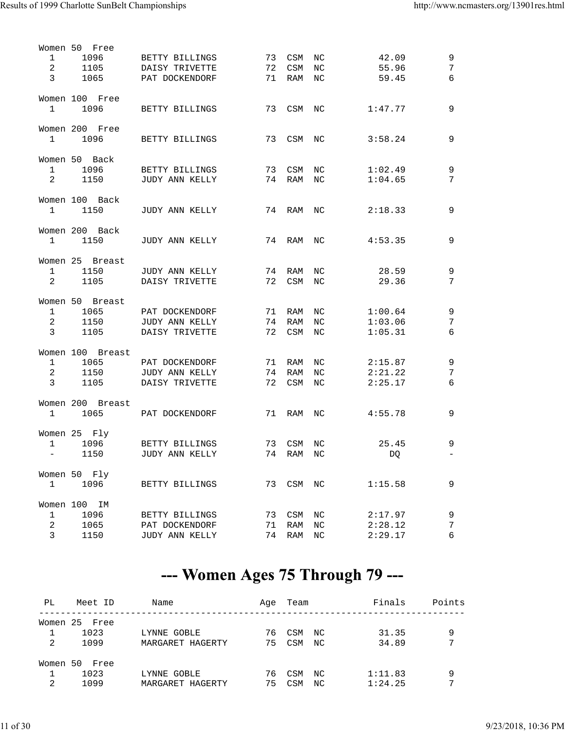Women 50 Free

| PL | Meet ID | Name | Age | Team | | Finals | Points |
|---|---|---|---|---|---|---|---|
| 1 | 1096 | BETTY BILLINGS | 73 | CSM | NC | 42.09 | 9 |
| 2 | 1105 | DAISY TRIVETTE | 72 | CSM | NC | 55.96 | 7 |
| 3 | 1065 | PAT DOCKENDORF | 71 | RAM | NC | 59.45 | 6 |

Women 100 Free

| PL | Meet ID | Name | Age | Team | | Finals | Points |
|---|---|---|---|---|---|---|---|
| 1 | 1096 | BETTY BILLINGS | 73 | CSM | NC | 1:47.77 | 9 |

Women 200 Free

| PL | Meet ID | Name | Age | Team | | Finals | Points |
|---|---|---|---|---|---|---|---|
| 1 | 1096 | BETTY BILLINGS | 73 | CSM | NC | 3:58.24 | 9 |

Women 50 Back

| PL | Meet ID | Name | Age | Team | | Finals | Points |
|---|---|---|---|---|---|---|---|
| 1 | 1096 | BETTY BILLINGS | 73 | CSM | NC | 1:02.49 | 9 |
| 2 | 1150 | JUDY ANN KELLY | 74 | RAM | NC | 1:04.65 | 7 |

Women 100 Back

| PL | Meet ID | Name | Age | Team | | Finals | Points |
|---|---|---|---|---|---|---|---|
| 1 | 1150 | JUDY ANN KELLY | 74 | RAM | NC | 2:18.33 | 9 |

Women 200 Back

| PL | Meet ID | Name | Age | Team | | Finals | Points |
|---|---|---|---|---|---|---|---|
| 1 | 1150 | JUDY ANN KELLY | 74 | RAM | NC | 4:53.35 | 9 |

Women 25 Breast

| PL | Meet ID | Name | Age | Team | | Finals | Points |
|---|---|---|---|---|---|---|---|
| 1 | 1150 | JUDY ANN KELLY | 74 | RAM | NC | 28.59 | 9 |
| 2 | 1105 | DAISY TRIVETTE | 72 | CSM | NC | 29.36 | 7 |

Women 50 Breast

| PL | Meet ID | Name | Age | Team | | Finals | Points |
|---|---|---|---|---|---|---|---|
| 1 | 1065 | PAT DOCKENDORF | 71 | RAM | NC | 1:00.64 | 9 |
| 2 | 1150 | JUDY ANN KELLY | 74 | RAM | NC | 1:03.06 | 7 |
| 3 | 1105 | DAISY TRIVETTE | 72 | CSM | NC | 1:05.31 | 6 |

Women 100 Breast

| PL | Meet ID | Name | Age | Team | | Finals | Points |
|---|---|---|---|---|---|---|---|
| 1 | 1065 | PAT DOCKENDORF | 71 | RAM | NC | 2:15.87 | 9 |
| 2 | 1150 | JUDY ANN KELLY | 74 | RAM | NC | 2:21.22 | 7 |
| 3 | 1105 | DAISY TRIVETTE | 72 | CSM | NC | 2:25.17 | 6 |

Women 200 Breast

| PL | Meet ID | Name | Age | Team | | Finals | Points |
|---|---|---|---|---|---|---|---|
| 1 | 1065 | PAT DOCKENDORF | 71 | RAM | NC | 4:55.78 | 9 |

Women 25 Fly

| PL | Meet ID | Name | Age | Team | | Finals | Points |
|---|---|---|---|---|---|---|---|
| 1 | 1096 | BETTY BILLINGS | 73 | CSM | NC | 25.45 | 9 |
| - | 1150 | JUDY ANN KELLY | 74 | RAM | NC | DQ | - |

Women 50 Fly

| PL | Meet ID | Name | Age | Team | | Finals | Points |
|---|---|---|---|---|---|---|---|
| 1 | 1096 | BETTY BILLINGS | 73 | CSM | NC | 1:15.58 | 9 |

Women 100 IM

| PL | Meet ID | Name | Age | Team | | Finals | Points |
|---|---|---|---|---|---|---|---|
| 1 | 1096 | BETTY BILLINGS | 73 | CSM | NC | 2:17.97 | 9 |
| 2 | 1065 | PAT DOCKENDORF | 71 | RAM | NC | 2:28.12 | 7 |
| 3 | 1150 | JUDY ANN KELLY | 74 | RAM | NC | 2:29.17 | 6 |

# --- Women Ages 75 Through 79 ---

Women 25 Free

| PL | Meet ID | Name | Age | Team | | Finals | Points |
|---|---|---|---|---|---|---|---|
| 1 | 1023 | LYNNE GOBLE | 76 | CSM | NC | 31.35 | 9 |
| 2 | 1099 | MARGARET HAGERTY | 75 | CSM | NC | 34.89 | 7 |

Women 50 Free

| PL | Meet ID | Name | Age | Team | | Finals | Points |
|---|---|---|---|---|---|---|---|
| 1 | 1023 | LYNNE GOBLE | 76 | CSM | NC | 1:11.83 | 9 |
| 2 | 1099 | MARGARET HAGERTY | 75 | CSM | NC | 1:24.25 | 7 |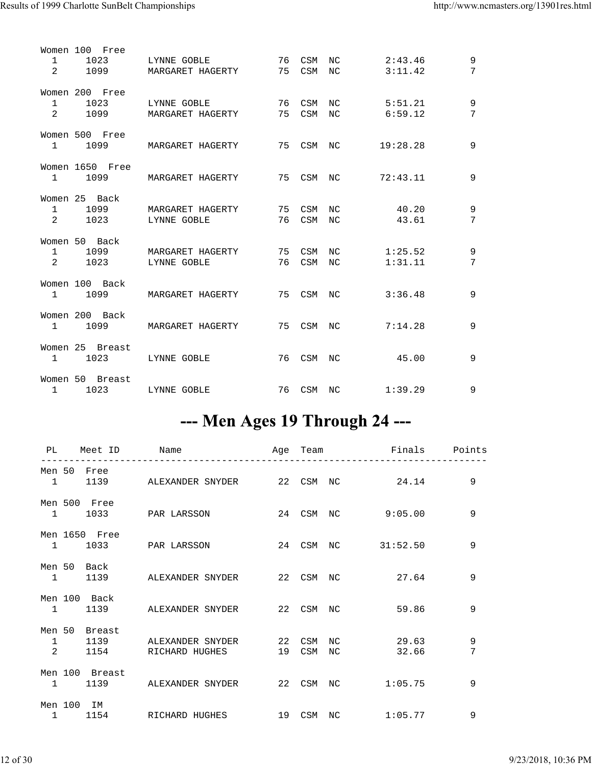Women 100 Free

| PL | Meet ID | Name | Age | Team | | Finals | Points |
|---|---|---|---|---|---|---|---|
| 1 | 1023 | LYNNE GOBLE | 76 | CSM | NC | 2:43.46 | 9 |
| 2 | 1099 | MARGARET HAGERTY | 75 | CSM | NC | 3:11.42 | 7 |

Women 200 Free

| PL | Meet ID | Name | Age | Team | | Finals | Points |
|---|---|---|---|---|---|---|---|
| 1 | 1023 | LYNNE GOBLE | 76 | CSM | NC | 5:51.21 | 9 |
| 2 | 1099 | MARGARET HAGERTY | 75 | CSM | NC | 6:59.12 | 7 |

Women 500 Free

| PL | Meet ID | Name | Age | Team | | Finals | Points |
|---|---|---|---|---|---|---|---|
| 1 | 1099 | MARGARET HAGERTY | 75 | CSM | NC | 19:28.28 | 9 |

Women 1650 Free

| PL | Meet ID | Name | Age | Team | | Finals | Points |
|---|---|---|---|---|---|---|---|
| 1 | 1099 | MARGARET HAGERTY | 75 | CSM | NC | 72:43.11 | 9 |

Women 25 Back

| PL | Meet ID | Name | Age | Team | | Finals | Points |
|---|---|---|---|---|---|---|---|
| 1 | 1099 | MARGARET HAGERTY | 75 | CSM | NC | 40.20 | 9 |
| 2 | 1023 | LYNNE GOBLE | 76 | CSM | NC | 43.61 | 7 |

Women 50 Back

| PL | Meet ID | Name | Age | Team | | Finals | Points |
|---|---|---|---|---|---|---|---|
| 1 | 1099 | MARGARET HAGERTY | 75 | CSM | NC | 1:25.52 | 9 |
| 2 | 1023 | LYNNE GOBLE | 76 | CSM | NC | 1:31.11 | 7 |

Women 100 Back

| PL | Meet ID | Name | Age | Team | | Finals | Points |
|---|---|---|---|---|---|---|---|
| 1 | 1099 | MARGARET HAGERTY | 75 | CSM | NC | 3:36.48 | 9 |

Women 200 Back

| PL | Meet ID | Name | Age | Team | | Finals | Points |
|---|---|---|---|---|---|---|---|
| 1 | 1099 | MARGARET HAGERTY | 75 | CSM | NC | 7:14.28 | 9 |

Women 25 Breast

| PL | Meet ID | Name | Age | Team | | Finals | Points |
|---|---|---|---|---|---|---|---|
| 1 | 1023 | LYNNE GOBLE | 76 | CSM | NC | 45.00 | 9 |

Women 50 Breast

| PL | Meet ID | Name | Age | Team | | Finals | Points |
|---|---|---|---|---|---|---|---|
| 1 | 1023 | LYNNE GOBLE | 76 | CSM | NC | 1:39.29 | 9 |

# --- Men Ages 19 Through 24 ---

Men 50 Free

| PL | Meet ID | Name | Age | Team | | Finals | Points |
|---|---|---|---|---|---|---|---|
| 1 | 1139 | ALEXANDER SNYDER | 22 | CSM | NC | 24.14 | 9 |

Men 500 Free

| PL | Meet ID | Name | Age | Team | | Finals | Points |
|---|---|---|---|---|---|---|---|
| 1 | 1033 | PAR LARSSON | 24 | CSM | NC | 9:05.00 | 9 |

Men 1650 Free

| PL | Meet ID | Name | Age | Team | | Finals | Points |
|---|---|---|---|---|---|---|---|
| 1 | 1033 | PAR LARSSON | 24 | CSM | NC | 31:52.50 | 9 |

Men 50 Back

| PL | Meet ID | Name | Age | Team | | Finals | Points |
|---|---|---|---|---|---|---|---|
| 1 | 1139 | ALEXANDER SNYDER | 22 | CSM | NC | 27.64 | 9 |

Men 100 Back

| PL | Meet ID | Name | Age | Team | | Finals | Points |
|---|---|---|---|---|---|---|---|
| 1 | 1139 | ALEXANDER SNYDER | 22 | CSM | NC | 59.86 | 9 |

Men 50 Breast

| PL | Meet ID | Name | Age | Team | | Finals | Points |
|---|---|---|---|---|---|---|---|
| 1 | 1139 | ALEXANDER SNYDER | 22 | CSM | NC | 29.63 | 9 |
| 2 | 1154 | RICHARD HUGHES | 19 | CSM | NC | 32.66 | 7 |

Men 100 Breast

| PL | Meet ID | Name | Age | Team | | Finals | Points |
|---|---|---|---|---|---|---|---|
| 1 | 1139 | ALEXANDER SNYDER | 22 | CSM | NC | 1:05.75 | 9 |

Men 100 IM

| PL | Meet ID | Name | Age | Team | | Finals | Points |
|---|---|---|---|---|---|---|---|
| 1 | 1154 | RICHARD HUGHES | 19 | CSM | NC | 1:05.77 | 9 |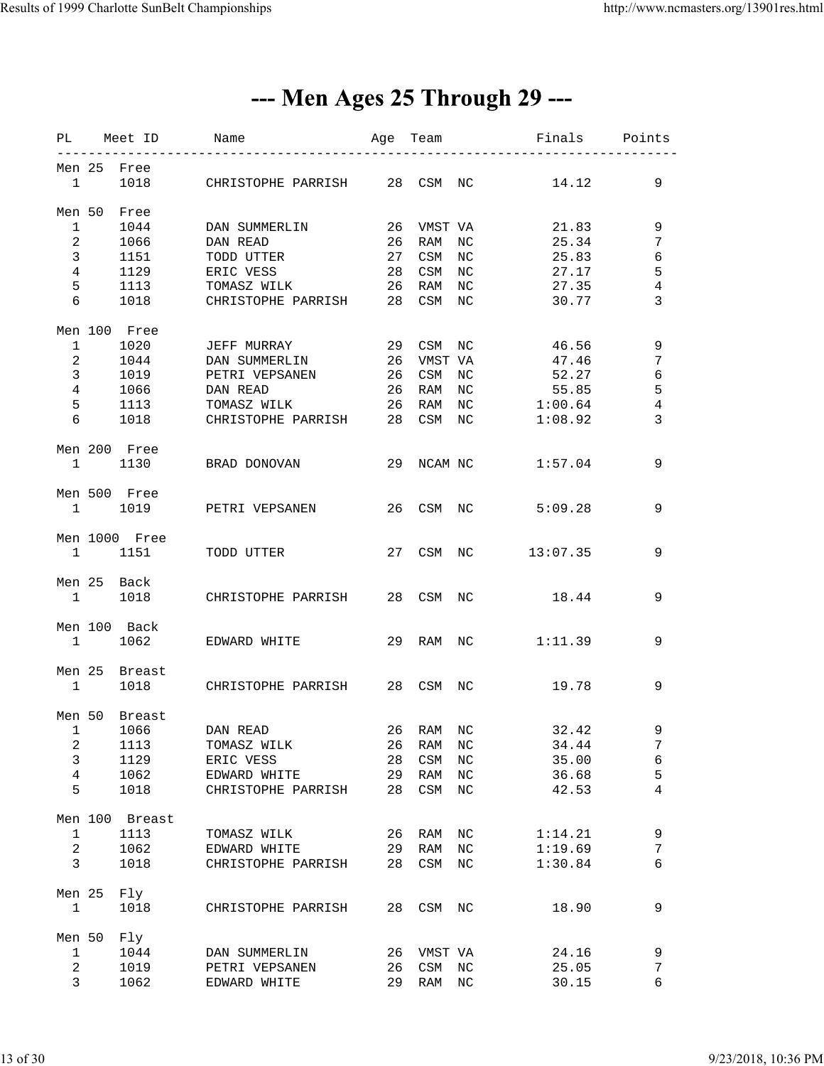# --- Men Ages 25 Through 29 ---

| PL | Meet ID | Name | Age | Team | Finals | Points |
|---|---|---|---|---|---|---|
| **Men 25 Free** | | | | | | |
| 1 | 1018 | CHRISTOPHE PARRISH | 28 | CSM NC | 14.12 | 9 |
| **Men 50 Free** | | | | | | |
| 1 | 1044 | DAN SUMMERLIN | 26 | VMST VA | 21.83 | 9 |
| 2 | 1066 | DAN READ | 26 | RAM NC | 25.34 | 7 |
| 3 | 1151 | TODD UTTER | 27 | CSM NC | 25.83 | 6 |
| 4 | 1129 | ERIC VESS | 28 | CSM NC | 27.17 | 5 |
| 5 | 1113 | TOMASZ WILK | 26 | RAM NC | 27.35 | 4 |
| 6 | 1018 | CHRISTOPHE PARRISH | 28 | CSM NC | 30.77 | 3 |
| **Men 100 Free** | | | | | | |
| 1 | 1020 | JEFF MURRAY | 29 | CSM NC | 46.56 | 9 |
| 2 | 1044 | DAN SUMMERLIN | 26 | VMST VA | 47.46 | 7 |
| 3 | 1019 | PETRI VEPSANEN | 26 | CSM NC | 52.27 | 6 |
| 4 | 1066 | DAN READ | 26 | RAM NC | 55.85 | 5 |
| 5 | 1113 | TOMASZ WILK | 26 | RAM NC | 1:00.64 | 4 |
| 6 | 1018 | CHRISTOPHE PARRISH | 28 | CSM NC | 1:08.92 | 3 |
| **Men 200 Free** | | | | | | |
| 1 | 1130 | BRAD DONOVAN | 29 | NCAM NC | 1:57.04 | 9 |
| **Men 500 Free** | | | | | | |
| 1 | 1019 | PETRI VEPSANEN | 26 | CSM NC | 5:09.28 | 9 |
| **Men 1000 Free** | | | | | | |
| 1 | 1151 | TODD UTTER | 27 | CSM NC | 13:07.35 | 9 |
| **Men 25 Back** | | | | | | |
| 1 | 1018 | CHRISTOPHE PARRISH | 28 | CSM NC | 18.44 | 9 |
| **Men 100 Back** | | | | | | |
| 1 | 1062 | EDWARD WHITE | 29 | RAM NC | 1:11.39 | 9 |
| **Men 25 Breast** | | | | | | |
| 1 | 1018 | CHRISTOPHE PARRISH | 28 | CSM NC | 19.78 | 9 |
| **Men 50 Breast** | | | | | | |
| 1 | 1066 | DAN READ | 26 | RAM NC | 32.42 | 9 |
| 2 | 1113 | TOMASZ WILK | 26 | RAM NC | 34.44 | 7 |
| 3 | 1129 | ERIC VESS | 28 | CSM NC | 35.00 | 6 |
| 4 | 1062 | EDWARD WHITE | 29 | RAM NC | 36.68 | 5 |
| 5 | 1018 | CHRISTOPHE PARRISH | 28 | CSM NC | 42.53 | 4 |
| **Men 100 Breast** | | | | | | |
| 1 | 1113 | TOMASZ WILK | 26 | RAM NC | 1:14.21 | 9 |
| 2 | 1062 | EDWARD WHITE | 29 | RAM NC | 1:19.69 | 7 |
| 3 | 1018 | CHRISTOPHE PARRISH | 28 | CSM NC | 1:30.84 | 6 |
| **Men 25 Fly** | | | | | | |
| 1 | 1018 | CHRISTOPHE PARRISH | 28 | CSM NC | 18.90 | 9 |
| **Men 50 Fly** | | | | | | |
| 1 | 1044 | DAN SUMMERLIN | 26 | VMST VA | 24.16 | 9 |
| 2 | 1019 | PETRI VEPSANEN | 26 | CSM NC | 25.05 | 7 |
| 3 | 1062 | EDWARD WHITE | 29 | RAM NC | 30.15 | 6 |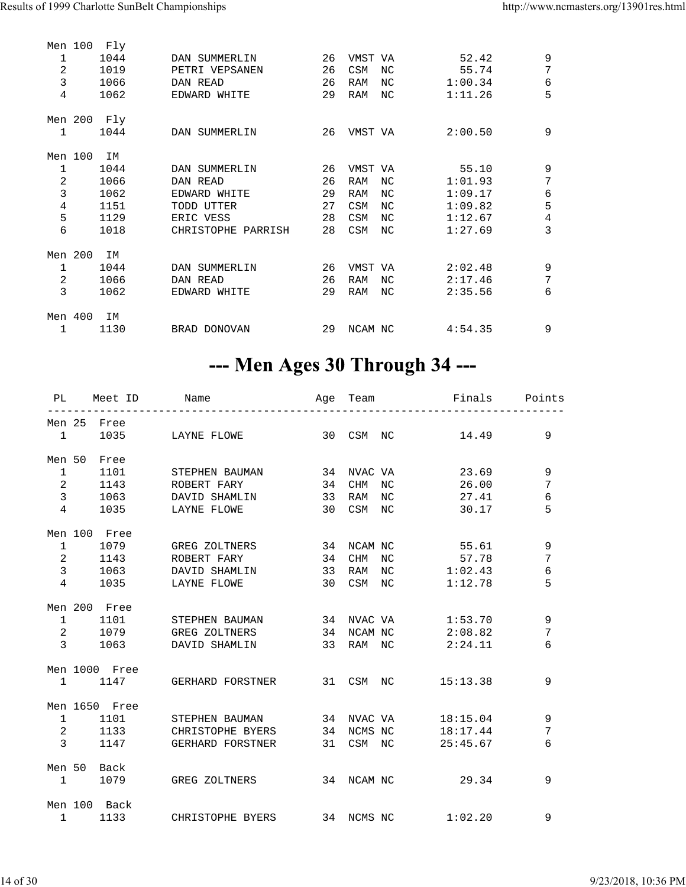```
Men 100  Fly
  1     1044      DAN SUMMERLIN          26  VMST VA         52.42        9
  2     1019      PETRI VEPSANEN         26  CSM  NC         55.74        7
  3     1066      DAN READ               26  RAM  NC       1:00.34        6
  4     1062      EDWARD WHITE           29  RAM  NC       1:11.26        5

Men 200  Fly
  1     1044      DAN SUMMERLIN          26  VMST VA       2:00.50        9

Men 100  IM
  1     1044      DAN SUMMERLIN          26  VMST VA         55.10        9
  2     1066      DAN READ               26  RAM  NC       1:01.93        7
  3     1062      EDWARD WHITE           29  RAM  NC       1:09.17        6
  4     1151      TODD UTTER             27  CSM  NC       1:09.82        5
  5     1129      ERIC VESS              28  CSM  NC       1:12.67        4
  6     1018      CHRISTOPHE PARRISH     28  CSM  NC       1:27.69        3

Men 200  IM
  1     1044      DAN SUMMERLIN          26  VMST VA       2:02.48        9
  2     1066      DAN READ               26  RAM  NC       2:17.46        7
  3     1062      EDWARD WHITE           29  RAM  NC       2:35.56        6

Men 400  IM
  1     1130      BRAD DONOVAN           29  NCAM NC       4:54.35        9
```

# --- Men Ages 30 Through 34 ---

```
 PL    Meet ID       Name                 Age  Team            Finals     Points
-------------------------------------------------------------------------------
Men 25  Free
  1     1035      LAYNE FLOWE            30  CSM  NC         14.49        9

Men 50  Free
  1     1101      STEPHEN BAUMAN         34  NVAC VA         23.69        9
  2     1143      ROBERT FARY            34  CHM  NC         26.00        7
  3     1063      DAVID SHAMLIN          33  RAM  NC         27.41        6
  4     1035      LAYNE FLOWE            30  CSM  NC         30.17        5

Men 100  Free
  1     1079      GREG ZOLTNERS          34  NCAM NC         55.61        9
  2     1143      ROBERT FARY            34  CHM  NC         57.78        7
  3     1063      DAVID SHAMLIN          33  RAM  NC       1:02.43        6
  4     1035      LAYNE FLOWE            30  CSM  NC       1:12.78        5

Men 200  Free
  1     1101      STEPHEN BAUMAN         34  NVAC VA       1:53.70        9
  2     1079      GREG ZOLTNERS          34  NCAM NC       2:08.82        7
  3     1063      DAVID SHAMLIN          33  RAM  NC       2:24.11        6

Men 1000  Free
  1     1147      GERHARD FORSTNER       31  CSM  NC      15:13.38        9

Men 1650  Free
  1     1101      STEPHEN BAUMAN         34  NVAC VA      18:15.04        9
  2     1133      CHRISTOPHE BYERS       34  NCMS NC      18:17.44        7
  3     1147      GERHARD FORSTNER       31  CSM  NC      25:45.67        6

Men 50  Back
  1     1079      GREG ZOLTNERS          34  NCAM NC         29.34        9

Men 100  Back
  1     1133      CHRISTOPHE BYERS       34  NCMS NC       1:02.20        9
```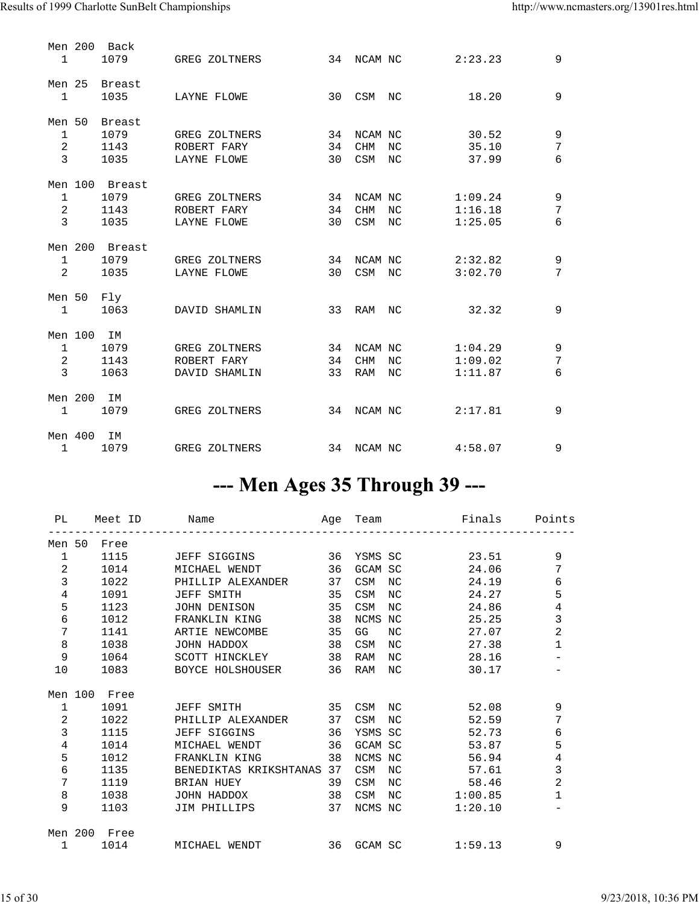| PL | Meet ID | Name | Age | Team | | Finals | Points |
|---|---|---|---|---|---|---|---|
| Men 200 Back | | | | | | | |
| 1 | 1079 | GREG ZOLTNERS | 34 | NCAM | NC | 2:23.23 | 9 |
| Men 25 Breast | | | | | | | |
| 1 | 1035 | LAYNE FLOWE | 30 | CSM | NC | 18.20 | 9 |
| Men 50 Breast | | | | | | | |
| 1 | 1079 | GREG ZOLTNERS | 34 | NCAM | NC | 30.52 | 9 |
| 2 | 1143 | ROBERT FARY | 34 | CHM | NC | 35.10 | 7 |
| 3 | 1035 | LAYNE FLOWE | 30 | CSM | NC | 37.99 | 6 |
| Men 100 Breast | | | | | | | |
| 1 | 1079 | GREG ZOLTNERS | 34 | NCAM | NC | 1:09.24 | 9 |
| 2 | 1143 | ROBERT FARY | 34 | CHM | NC | 1:16.18 | 7 |
| 3 | 1035 | LAYNE FLOWE | 30 | CSM | NC | 1:25.05 | 6 |
| Men 200 Breast | | | | | | | |
| 1 | 1079 | GREG ZOLTNERS | 34 | NCAM | NC | 2:32.82 | 9 |
| 2 | 1035 | LAYNE FLOWE | 30 | CSM | NC | 3:02.70 | 7 |
| Men 50 Fly | | | | | | | |
| 1 | 1063 | DAVID SHAMLIN | 33 | RAM | NC | 32.32 | 9 |
| Men 100 IM | | | | | | | |
| 1 | 1079 | GREG ZOLTNERS | 34 | NCAM | NC | 1:04.29 | 9 |
| 2 | 1143 | ROBERT FARY | 34 | CHM | NC | 1:09.02 | 7 |
| 3 | 1063 | DAVID SHAMLIN | 33 | RAM | NC | 1:11.87 | 6 |
| Men 200 IM | | | | | | | |
| 1 | 1079 | GREG ZOLTNERS | 34 | NCAM | NC | 2:17.81 | 9 |
| Men 400 IM | | | | | | | |
| 1 | 1079 | GREG ZOLTNERS | 34 | NCAM | NC | 4:58.07 | 9 |

# --- Men Ages 35 Through 39 ---

| PL | Meet ID | Name | Age | Team | | Finals | Points |
|---|---|---|---|---|---|---|---|
| Men 50 Free | | | | | | | |
| 1 | 1115 | JEFF SIGGINS | 36 | YSMS | SC | 23.51 | 9 |
| 2 | 1014 | MICHAEL WENDT | 36 | GCAM | SC | 24.06 | 7 |
| 3 | 1022 | PHILLIP ALEXANDER | 37 | CSM | NC | 24.19 | 6 |
| 4 | 1091 | JEFF SMITH | 35 | CSM | NC | 24.27 | 5 |
| 5 | 1123 | JOHN DENISON | 35 | CSM | NC | 24.86 | 4 |
| 6 | 1012 | FRANKLIN KING | 38 | NCMS | NC | 25.25 | 3 |
| 7 | 1141 | ARTIE NEWCOMBE | 35 | GG | NC | 27.07 | 2 |
| 8 | 1038 | JOHN HADDOX | 38 | CSM | NC | 27.38 | 1 |
| 9 | 1064 | SCOTT HINCKLEY | 38 | RAM | NC | 28.16 | - |
| 10 | 1083 | BOYCE HOLSHOUSER | 36 | RAM | NC | 30.17 | - |
| Men 100 Free | | | | | | | |
| 1 | 1091 | JEFF SMITH | 35 | CSM | NC | 52.08 | 9 |
| 2 | 1022 | PHILLIP ALEXANDER | 37 | CSM | NC | 52.59 | 7 |
| 3 | 1115 | JEFF SIGGINS | 36 | YSMS | SC | 52.73 | 6 |
| 4 | 1014 | MICHAEL WENDT | 36 | GCAM | SC | 53.87 | 5 |
| 5 | 1012 | FRANKLIN KING | 38 | NCMS | NC | 56.94 | 4 |
| 6 | 1135 | BENEDIKTAS KRIKSHTANAS | 37 | CSM | NC | 57.61 | 3 |
| 7 | 1119 | BRIAN HUEY | 39 | CSM | NC | 58.46 | 2 |
| 8 | 1038 | JOHN HADDOX | 38 | CSM | NC | 1:00.85 | 1 |
| 9 | 1103 | JIM PHILLIPS | 37 | NCMS | NC | 1:20.10 | - |
| Men 200 Free | | | | | | | |
| 1 | 1014 | MICHAEL WENDT | 36 | GCAM | SC | 1:59.13 | 9 |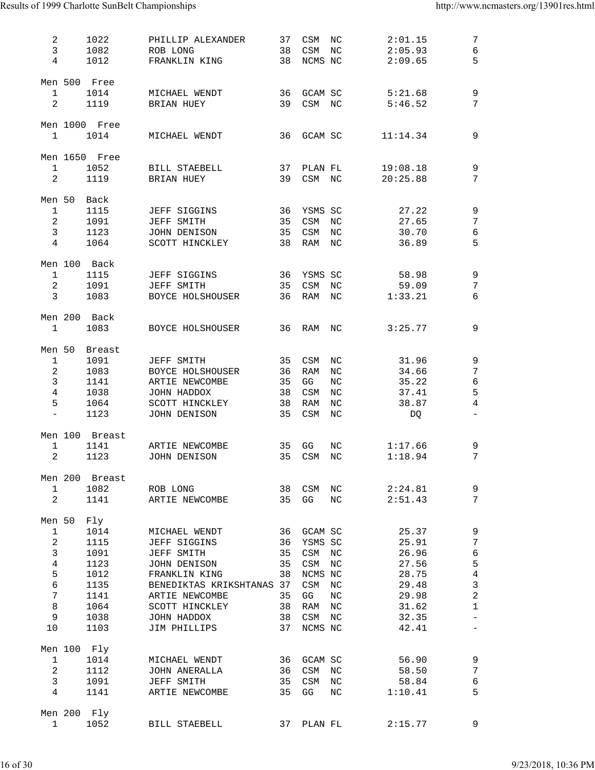| Place | ID | Name | Age | Club | | Time | Points |
|---|---|---|---|---|---|---|---|
| 2 | 1022 | PHILLIP ALEXANDER | 37 | CSM | NC | 2:01.15 | 7 |
| 3 | 1082 | ROB LONG | 38 | CSM | NC | 2:05.93 | 6 |
| 4 | 1012 | FRANKLIN KING | 38 | NCMS | NC | 2:09.65 | 5 |

Men 500 Free

| Place | ID | Name | Age | Club | | Time | Points |
|---|---|---|---|---|---|---|---|
| 1 | 1014 | MICHAEL WENDT | 36 | GCAM | SC | 5:21.68 | 9 |
| 2 | 1119 | BRIAN HUEY | 39 | CSM | NC | 5:46.52 | 7 |

Men 1000 Free

| Place | ID | Name | Age | Club | | Time | Points |
|---|---|---|---|---|---|---|---|
| 1 | 1014 | MICHAEL WENDT | 36 | GCAM | SC | 11:14.34 | 9 |

Men 1650 Free

| Place | ID | Name | Age | Club | | Time | Points |
|---|---|---|---|---|---|---|---|
| 1 | 1052 | BILL STAEBELL | 37 | PLAN | FL | 19:08.18 | 9 |
| 2 | 1119 | BRIAN HUEY | 39 | CSM | NC | 20:25.88 | 7 |

Men 50 Back

| Place | ID | Name | Age | Club | | Time | Points |
|---|---|---|---|---|---|---|---|
| 1 | 1115 | JEFF SIGGINS | 36 | YSMS | SC | 27.22 | 9 |
| 2 | 1091 | JEFF SMITH | 35 | CSM | NC | 27.65 | 7 |
| 3 | 1123 | JOHN DENISON | 35 | CSM | NC | 30.70 | 6 |
| 4 | 1064 | SCOTT HINCKLEY | 38 | RAM | NC | 36.89 | 5 |

Men 100 Back

| Place | ID | Name | Age | Club | | Time | Points |
|---|---|---|---|---|---|---|---|
| 1 | 1115 | JEFF SIGGINS | 36 | YSMS | SC | 58.98 | 9 |
| 2 | 1091 | JEFF SMITH | 35 | CSM | NC | 59.09 | 7 |
| 3 | 1083 | BOYCE HOLSHOUSER | 36 | RAM | NC | 1:33.21 | 6 |

Men 200 Back

| Place | ID | Name | Age | Club | | Time | Points |
|---|---|---|---|---|---|---|---|
| 1 | 1083 | BOYCE HOLSHOUSER | 36 | RAM | NC | 3:25.77 | 9 |

Men 50 Breast

| Place | ID | Name | Age | Club | | Time | Points |
|---|---|---|---|---|---|---|---|
| 1 | 1091 | JEFF SMITH | 35 | CSM | NC | 31.96 | 9 |
| 2 | 1083 | BOYCE HOLSHOUSER | 36 | RAM | NC | 34.66 | 7 |
| 3 | 1141 | ARTIE NEWCOMBE | 35 | GG | NC | 35.22 | 6 |
| 4 | 1038 | JOHN HADDOX | 38 | CSM | NC | 37.41 | 5 |
| 5 | 1064 | SCOTT HINCKLEY | 38 | RAM | NC | 38.87 | 4 |
| - | 1123 | JOHN DENISON | 35 | CSM | NC | DQ | - |

Men 100 Breast

| Place | ID | Name | Age | Club | | Time | Points |
|---|---|---|---|---|---|---|---|
| 1 | 1141 | ARTIE NEWCOMBE | 35 | GG | NC | 1:17.66 | 9 |
| 2 | 1123 | JOHN DENISON | 35 | CSM | NC | 1:18.94 | 7 |

Men 200 Breast

| Place | ID | Name | Age | Club | | Time | Points |
|---|---|---|---|---|---|---|---|
| 1 | 1082 | ROB LONG | 38 | CSM | NC | 2:24.81 | 9 |
| 2 | 1141 | ARTIE NEWCOMBE | 35 | GG | NC | 2:51.43 | 7 |

Men 50 Fly

| Place | ID | Name | Age | Club | | Time | Points |
|---|---|---|---|---|---|---|---|
| 1 | 1014 | MICHAEL WENDT | 36 | GCAM | SC | 25.37 | 9 |
| 2 | 1115 | JEFF SIGGINS | 36 | YSMS | SC | 25.91 | 7 |
| 3 | 1091 | JEFF SMITH | 35 | CSM | NC | 26.96 | 6 |
| 4 | 1123 | JOHN DENISON | 35 | CSM | NC | 27.56 | 5 |
| 5 | 1012 | FRANKLIN KING | 38 | NCMS | NC | 28.75 | 4 |
| 6 | 1135 | BENEDIKTAS KRIKSHTANAS | 37 | CSM | NC | 29.48 | 3 |
| 7 | 1141 | ARTIE NEWCOMBE | 35 | GG | NC | 29.98 | 2 |
| 8 | 1064 | SCOTT HINCKLEY | 38 | RAM | NC | 31.62 | 1 |
| 9 | 1038 | JOHN HADDOX | 38 | CSM | NC | 32.35 | - |
| 10 | 1103 | JIM PHILLIPS | 37 | NCMS | NC | 42.41 | - |

Men 100 Fly

| Place | ID | Name | Age | Club | | Time | Points |
|---|---|---|---|---|---|---|---|
| 1 | 1014 | MICHAEL WENDT | 36 | GCAM | SC | 56.90 | 9 |
| 2 | 1112 | JOHN ANERALLA | 36 | CSM | NC | 58.50 | 7 |
| 3 | 1091 | JEFF SMITH | 35 | CSM | NC | 58.84 | 6 |
| 4 | 1141 | ARTIE NEWCOMBE | 35 | GG | NC | 1:10.41 | 5 |

Men 200 Fly

| Place | ID | Name | Age | Club | | Time | Points |
|---|---|---|---|---|---|---|---|
| 1 | 1052 | BILL STAEBELL | 37 | PLAN | FL | 2:15.77 | 9 |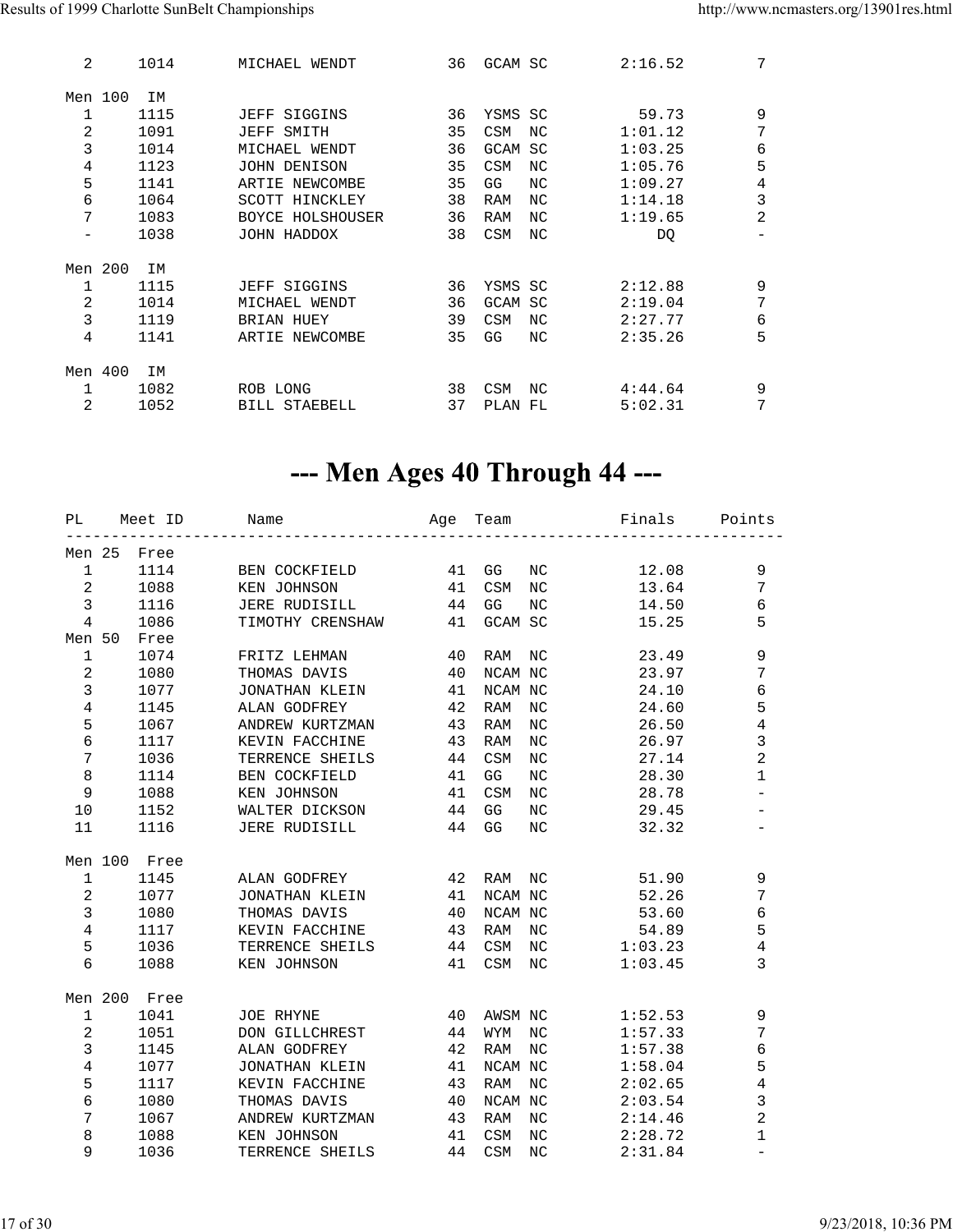| PL | Meet ID | Name | Age | Team | | Finals | Points |
|---|---|---|---|---|---|---|---|
| 2 | 1014 | MICHAEL WENDT | 36 | GCAM | SC | 2:16.52 | 7 |

**Men 100 IM**

| PL | Meet ID | Name | Age | Team | | Finals | Points |
|---|---|---|---|---|---|---|---|
| 1 | 1115 | JEFF SIGGINS | 36 | YSMS | SC | 59.73 | 9 |
| 2 | 1091 | JEFF SMITH | 35 | CSM | NC | 1:01.12 | 7 |
| 3 | 1014 | MICHAEL WENDT | 36 | GCAM | SC | 1:03.25 | 6 |
| 4 | 1123 | JOHN DENISON | 35 | CSM | NC | 1:05.76 | 5 |
| 5 | 1141 | ARTIE NEWCOMBE | 35 | GG | NC | 1:09.27 | 4 |
| 6 | 1064 | SCOTT HINCKLEY | 38 | RAM | NC | 1:14.18 | 3 |
| 7 | 1083 | BOYCE HOLSHOUSER | 36 | RAM | NC | 1:19.65 | 2 |
| - | 1038 | JOHN HADDOX | 38 | CSM | NC | DQ | - |

**Men 200 IM**

| PL | Meet ID | Name | Age | Team | | Finals | Points |
|---|---|---|---|---|---|---|---|
| 1 | 1115 | JEFF SIGGINS | 36 | YSMS | SC | 2:12.88 | 9 |
| 2 | 1014 | MICHAEL WENDT | 36 | GCAM | SC | 2:19.04 | 7 |
| 3 | 1119 | BRIAN HUEY | 39 | CSM | NC | 2:27.77 | 6 |
| 4 | 1141 | ARTIE NEWCOMBE | 35 | GG | NC | 2:35.26 | 5 |

**Men 400 IM**

| PL | Meet ID | Name | Age | Team | | Finals | Points |
|---|---|---|---|---|---|---|---|
| 1 | 1082 | ROB LONG | 38 | CSM | NC | 4:44.64 | 9 |
| 2 | 1052 | BILL STAEBELL | 37 | PLAN | FL | 5:02.31 | 7 |

# --- Men Ages 40 Through 44 ---

**Men 25 Free**

| PL | Meet ID | Name | Age | Team | | Finals | Points |
|---|---|---|---|---|---|---|---|
| 1 | 1114 | BEN COCKFIELD | 41 | GG | NC | 12.08 | 9 |
| 2 | 1088 | KEN JOHNSON | 41 | CSM | NC | 13.64 | 7 |
| 3 | 1116 | JERE RUDISILL | 44 | GG | NC | 14.50 | 6 |
| 4 | 1086 | TIMOTHY CRENSHAW | 41 | GCAM | SC | 15.25 | 5 |

**Men 50 Free**

| PL | Meet ID | Name | Age | Team | | Finals | Points |
|---|---|---|---|---|---|---|---|
| 1 | 1074 | FRITZ LEHMAN | 40 | RAM | NC | 23.49 | 9 |
| 2 | 1080 | THOMAS DAVIS | 40 | NCAM | NC | 23.97 | 7 |
| 3 | 1077 | JONATHAN KLEIN | 41 | NCAM | NC | 24.10 | 6 |
| 4 | 1145 | ALAN GODFREY | 42 | RAM | NC | 24.60 | 5 |
| 5 | 1067 | ANDREW KURTZMAN | 43 | RAM | NC | 26.50 | 4 |
| 6 | 1117 | KEVIN FACCHINE | 43 | RAM | NC | 26.97 | 3 |
| 7 | 1036 | TERRENCE SHEILS | 44 | CSM | NC | 27.14 | 2 |
| 8 | 1114 | BEN COCKFIELD | 41 | GG | NC | 28.30 | 1 |
| 9 | 1088 | KEN JOHNSON | 41 | CSM | NC | 28.78 | - |
| 10 | 1152 | WALTER DICKSON | 44 | GG | NC | 29.45 | - |
| 11 | 1116 | JERE RUDISILL | 44 | GG | NC | 32.32 | - |

**Men 100 Free**

| PL | Meet ID | Name | Age | Team | | Finals | Points |
|---|---|---|---|---|---|---|---|
| 1 | 1145 | ALAN GODFREY | 42 | RAM | NC | 51.90 | 9 |
| 2 | 1077 | JONATHAN KLEIN | 41 | NCAM | NC | 52.26 | 7 |
| 3 | 1080 | THOMAS DAVIS | 40 | NCAM | NC | 53.60 | 6 |
| 4 | 1117 | KEVIN FACCHINE | 43 | RAM | NC | 54.89 | 5 |
| 5 | 1036 | TERRENCE SHEILS | 44 | CSM | NC | 1:03.23 | 4 |
| 6 | 1088 | KEN JOHNSON | 41 | CSM | NC | 1:03.45 | 3 |

**Men 200 Free**

| PL | Meet ID | Name | Age | Team | | Finals | Points |
|---|---|---|---|---|---|---|---|
| 1 | 1041 | JOE RHYNE | 40 | AWSM | NC | 1:52.53 | 9 |
| 2 | 1051 | DON GILLCHREST | 44 | WYM | NC | 1:57.33 | 7 |
| 3 | 1145 | ALAN GODFREY | 42 | RAM | NC | 1:57.38 | 6 |
| 4 | 1077 | JONATHAN KLEIN | 41 | NCAM | NC | 1:58.04 | 5 |
| 5 | 1117 | KEVIN FACCHINE | 43 | RAM | NC | 2:02.65 | 4 |
| 6 | 1080 | THOMAS DAVIS | 40 | NCAM | NC | 2:03.54 | 3 |
| 7 | 1067 | ANDREW KURTZMAN | 43 | RAM | NC | 2:14.46 | 2 |
| 8 | 1088 | KEN JOHNSON | 41 | CSM | NC | 2:28.72 | 1 |
| 9 | 1036 | TERRENCE SHEILS | 44 | CSM | NC | 2:31.84 | - |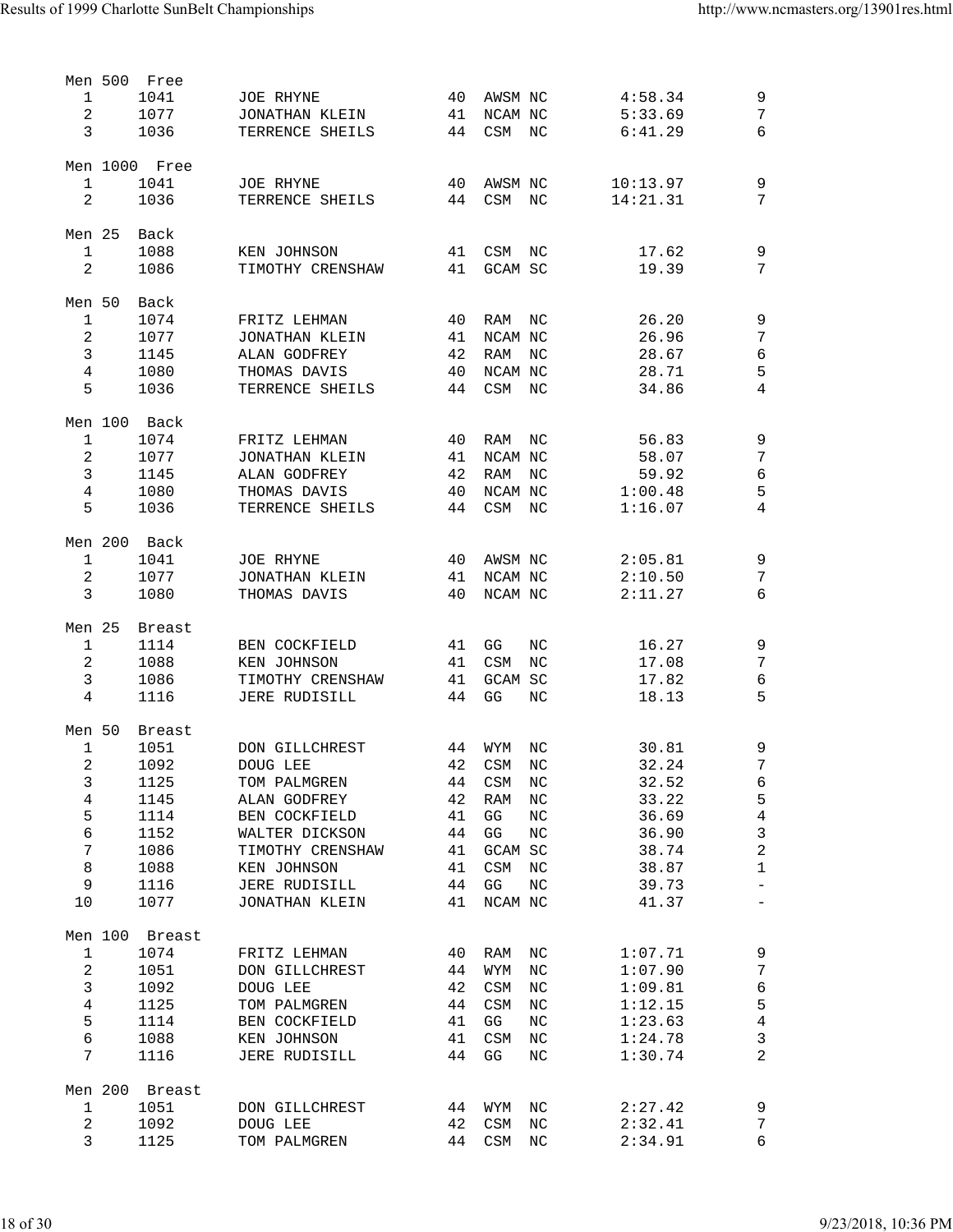### Men 500 Free

| Place | No. | Name | Age | Team | | Time | Points |
|---|---|---|---|---|---|---|---|
| 1 | 1041 | JOE RHYNE | 40 | AWSM | NC | 4:58.34 | 9 |
| 2 | 1077 | JONATHAN KLEIN | 41 | NCAM | NC | 5:33.69 | 7 |
| 3 | 1036 | TERRENCE SHEILS | 44 | CSM | NC | 6:41.29 | 6 |

### Men 1000 Free

| Place | No. | Name | Age | Team | | Time | Points |
|---|---|---|---|---|---|---|---|
| 1 | 1041 | JOE RHYNE | 40 | AWSM | NC | 10:13.97 | 9 |
| 2 | 1036 | TERRENCE SHEILS | 44 | CSM | NC | 14:21.31 | 7 |

### Men 25 Back

| Place | No. | Name | Age | Team | | Time | Points |
|---|---|---|---|---|---|---|---|
| 1 | 1088 | KEN JOHNSON | 41 | CSM | NC | 17.62 | 9 |
| 2 | 1086 | TIMOTHY CRENSHAW | 41 | GCAM | SC | 19.39 | 7 |

### Men 50 Back

| Place | No. | Name | Age | Team | | Time | Points |
|---|---|---|---|---|---|---|---|
| 1 | 1074 | FRITZ LEHMAN | 40 | RAM | NC | 26.20 | 9 |
| 2 | 1077 | JONATHAN KLEIN | 41 | NCAM | NC | 26.96 | 7 |
| 3 | 1145 | ALAN GODFREY | 42 | RAM | NC | 28.67 | 6 |
| 4 | 1080 | THOMAS DAVIS | 40 | NCAM | NC | 28.71 | 5 |
| 5 | 1036 | TERRENCE SHEILS | 44 | CSM | NC | 34.86 | 4 |

### Men 100 Back

| Place | No. | Name | Age | Team | | Time | Points |
|---|---|---|---|---|---|---|---|
| 1 | 1074 | FRITZ LEHMAN | 40 | RAM | NC | 56.83 | 9 |
| 2 | 1077 | JONATHAN KLEIN | 41 | NCAM | NC | 58.07 | 7 |
| 3 | 1145 | ALAN GODFREY | 42 | RAM | NC | 59.92 | 6 |
| 4 | 1080 | THOMAS DAVIS | 40 | NCAM | NC | 1:00.48 | 5 |
| 5 | 1036 | TERRENCE SHEILS | 44 | CSM | NC | 1:16.07 | 4 |

### Men 200 Back

| Place | No. | Name | Age | Team | | Time | Points |
|---|---|---|---|---|---|---|---|
| 1 | 1041 | JOE RHYNE | 40 | AWSM | NC | 2:05.81 | 9 |
| 2 | 1077 | JONATHAN KLEIN | 41 | NCAM | NC | 2:10.50 | 7 |
| 3 | 1080 | THOMAS DAVIS | 40 | NCAM | NC | 2:11.27 | 6 |

### Men 25 Breast

| Place | No. | Name | Age | Team | | Time | Points |
|---|---|---|---|---|---|---|---|
| 1 | 1114 | BEN COCKFIELD | 41 | GG | NC | 16.27 | 9 |
| 2 | 1088 | KEN JOHNSON | 41 | CSM | NC | 17.08 | 7 |
| 3 | 1086 | TIMOTHY CRENSHAW | 41 | GCAM | SC | 17.82 | 6 |
| 4 | 1116 | JERE RUDISILL | 44 | GG | NC | 18.13 | 5 |

### Men 50 Breast

| Place | No. | Name | Age | Team | | Time | Points |
|---|---|---|---|---|---|---|---|
| 1 | 1051 | DON GILLCHREST | 44 | WYM | NC | 30.81 | 9 |
| 2 | 1092 | DOUG LEE | 42 | CSM | NC | 32.24 | 7 |
| 3 | 1125 | TOM PALMGREN | 44 | CSM | NC | 32.52 | 6 |
| 4 | 1145 | ALAN GODFREY | 42 | RAM | NC | 33.22 | 5 |
| 5 | 1114 | BEN COCKFIELD | 41 | GG | NC | 36.69 | 4 |
| 6 | 1152 | WALTER DICKSON | 44 | GG | NC | 36.90 | 3 |
| 7 | 1086 | TIMOTHY CRENSHAW | 41 | GCAM | SC | 38.74 | 2 |
| 8 | 1088 | KEN JOHNSON | 41 | CSM | NC | 38.87 | 1 |
| 9 | 1116 | JERE RUDISILL | 44 | GG | NC | 39.73 | - |
| 10 | 1077 | JONATHAN KLEIN | 41 | NCAM | NC | 41.37 | - |

### Men 100 Breast

| Place | No. | Name | Age | Team | | Time | Points |
|---|---|---|---|---|---|---|---|
| 1 | 1074 | FRITZ LEHMAN | 40 | RAM | NC | 1:07.71 | 9 |
| 2 | 1051 | DON GILLCHREST | 44 | WYM | NC | 1:07.90 | 7 |
| 3 | 1092 | DOUG LEE | 42 | CSM | NC | 1:09.81 | 6 |
| 4 | 1125 | TOM PALMGREN | 44 | CSM | NC | 1:12.15 | 5 |
| 5 | 1114 | BEN COCKFIELD | 41 | GG | NC | 1:23.63 | 4 |
| 6 | 1088 | KEN JOHNSON | 41 | CSM | NC | 1:24.78 | 3 |
| 7 | 1116 | JERE RUDISILL | 44 | GG | NC | 1:30.74 | 2 |

### Men 200 Breast

| Place | No. | Name | Age | Team | | Time | Points |
|---|---|---|---|---|---|---|---|
| 1 | 1051 | DON GILLCHREST | 44 | WYM | NC | 2:27.42 | 9 |
| 2 | 1092 | DOUG LEE | 42 | CSM | NC | 2:32.41 | 7 |
| 3 | 1125 | TOM PALMGREN | 44 | CSM | NC | 2:34.91 | 6 |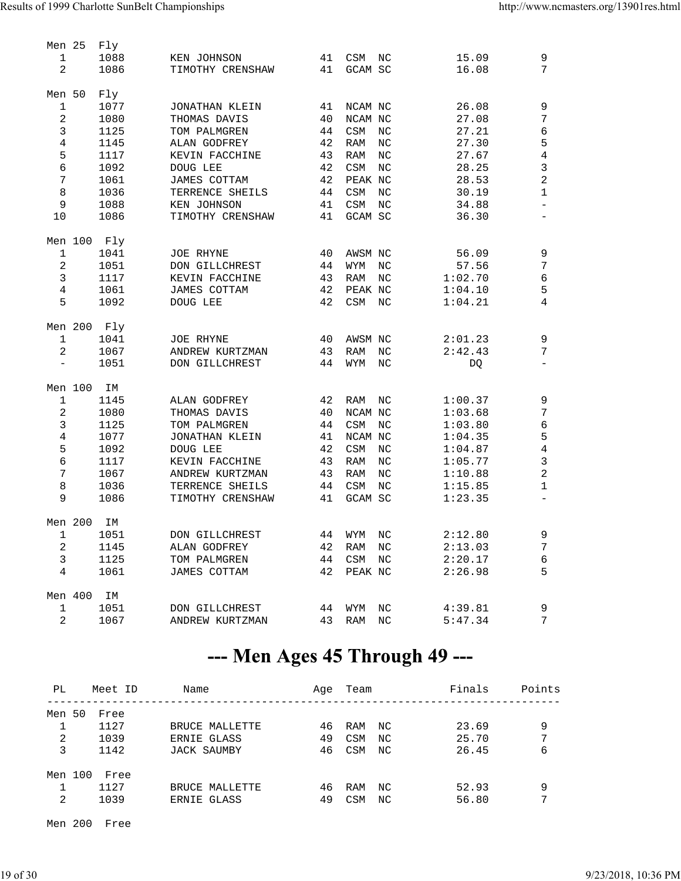### Men 25 Fly

| PL | Meet ID | Name | Age | Team | Finals | Points |
|---|---|---|---|---|---|---|
| 1 | 1088 | KEN JOHNSON | 41 | CSM NC | 15.09 | 9 |
| 2 | 1086 | TIMOTHY CRENSHAW | 41 | GCAM SC | 16.08 | 7 |

### Men 50 Fly

| PL | Meet ID | Name | Age | Team | Finals | Points |
|---|---|---|---|---|---|---|
| 1 | 1077 | JONATHAN KLEIN | 41 | NCAM NC | 26.08 | 9 |
| 2 | 1080 | THOMAS DAVIS | 40 | NCAM NC | 27.08 | 7 |
| 3 | 1125 | TOM PALMGREN | 44 | CSM NC | 27.21 | 6 |
| 4 | 1145 | ALAN GODFREY | 42 | RAM NC | 27.30 | 5 |
| 5 | 1117 | KEVIN FACCHINE | 43 | RAM NC | 27.67 | 4 |
| 6 | 1092 | DOUG LEE | 42 | CSM NC | 28.25 | 3 |
| 7 | 1061 | JAMES COTTAM | 42 | PEAK NC | 28.53 | 2 |
| 8 | 1036 | TERRENCE SHEILS | 44 | CSM NC | 30.19 | 1 |
| 9 | 1088 | KEN JOHNSON | 41 | CSM NC | 34.88 | - |
| 10 | 1086 | TIMOTHY CRENSHAW | 41 | GCAM SC | 36.30 | - |

### Men 100 Fly

| PL | Meet ID | Name | Age | Team | Finals | Points |
|---|---|---|---|---|---|---|
| 1 | 1041 | JOE RHYNE | 40 | AWSM NC | 56.09 | 9 |
| 2 | 1051 | DON GILLCHREST | 44 | WYM NC | 57.56 | 7 |
| 3 | 1117 | KEVIN FACCHINE | 43 | RAM NC | 1:02.70 | 6 |
| 4 | 1061 | JAMES COTTAM | 42 | PEAK NC | 1:04.10 | 5 |
| 5 | 1092 | DOUG LEE | 42 | CSM NC | 1:04.21 | 4 |

### Men 200 Fly

| PL | Meet ID | Name | Age | Team | Finals | Points |
|---|---|---|---|---|---|---|
| 1 | 1041 | JOE RHYNE | 40 | AWSM NC | 2:01.23 | 9 |
| 2 | 1067 | ANDREW KURTZMAN | 43 | RAM NC | 2:42.43 | 7 |
| - | 1051 | DON GILLCHREST | 44 | WYM NC | DQ | - |

### Men 100 IM

| PL | Meet ID | Name | Age | Team | Finals | Points |
|---|---|---|---|---|---|---|
| 1 | 1145 | ALAN GODFREY | 42 | RAM NC | 1:00.37 | 9 |
| 2 | 1080 | THOMAS DAVIS | 40 | NCAM NC | 1:03.68 | 7 |
| 3 | 1125 | TOM PALMGREN | 44 | CSM NC | 1:03.80 | 6 |
| 4 | 1077 | JONATHAN KLEIN | 41 | NCAM NC | 1:04.35 | 5 |
| 5 | 1092 | DOUG LEE | 42 | CSM NC | 1:04.87 | 4 |
| 6 | 1117 | KEVIN FACCHINE | 43 | RAM NC | 1:05.77 | 3 |
| 7 | 1067 | ANDREW KURTZMAN | 43 | RAM NC | 1:10.88 | 2 |
| 8 | 1036 | TERRENCE SHEILS | 44 | CSM NC | 1:15.85 | 1 |
| 9 | 1086 | TIMOTHY CRENSHAW | 41 | GCAM SC | 1:23.35 | - |

### Men 200 IM

| PL | Meet ID | Name | Age | Team | Finals | Points |
|---|---|---|---|---|---|---|
| 1 | 1051 | DON GILLCHREST | 44 | WYM NC | 2:12.80 | 9 |
| 2 | 1145 | ALAN GODFREY | 42 | RAM NC | 2:13.03 | 7 |
| 3 | 1125 | TOM PALMGREN | 44 | CSM NC | 2:20.17 | 6 |
| 4 | 1061 | JAMES COTTAM | 42 | PEAK NC | 2:26.98 | 5 |

### Men 400 IM

| PL | Meet ID | Name | Age | Team | Finals | Points |
|---|---|---|---|---|---|---|
| 1 | 1051 | DON GILLCHREST | 44 | WYM NC | 4:39.81 | 9 |
| 2 | 1067 | ANDREW KURTZMAN | 43 | RAM NC | 5:47.34 | 7 |

# --- Men Ages 45 Through 49 ---

### Men 50 Free

| PL | Meet ID | Name | Age | Team | Finals | Points |
|---|---|---|---|---|---|---|
| 1 | 1127 | BRUCE MALLETTE | 46 | RAM NC | 23.69 | 9 |
| 2 | 1039 | ERNIE GLASS | 49 | CSM NC | 25.70 | 7 |
| 3 | 1142 | JACK SAUMBY | 46 | CSM NC | 26.45 | 6 |

### Men 100 Free

| PL | Meet ID | Name | Age | Team | Finals | Points |
|---|---|---|---|---|---|---|
| 1 | 1127 | BRUCE MALLETTE | 46 | RAM NC | 52.93 | 9 |
| 2 | 1039 | ERNIE GLASS | 49 | CSM NC | 56.80 | 7 |

### Men 200 Free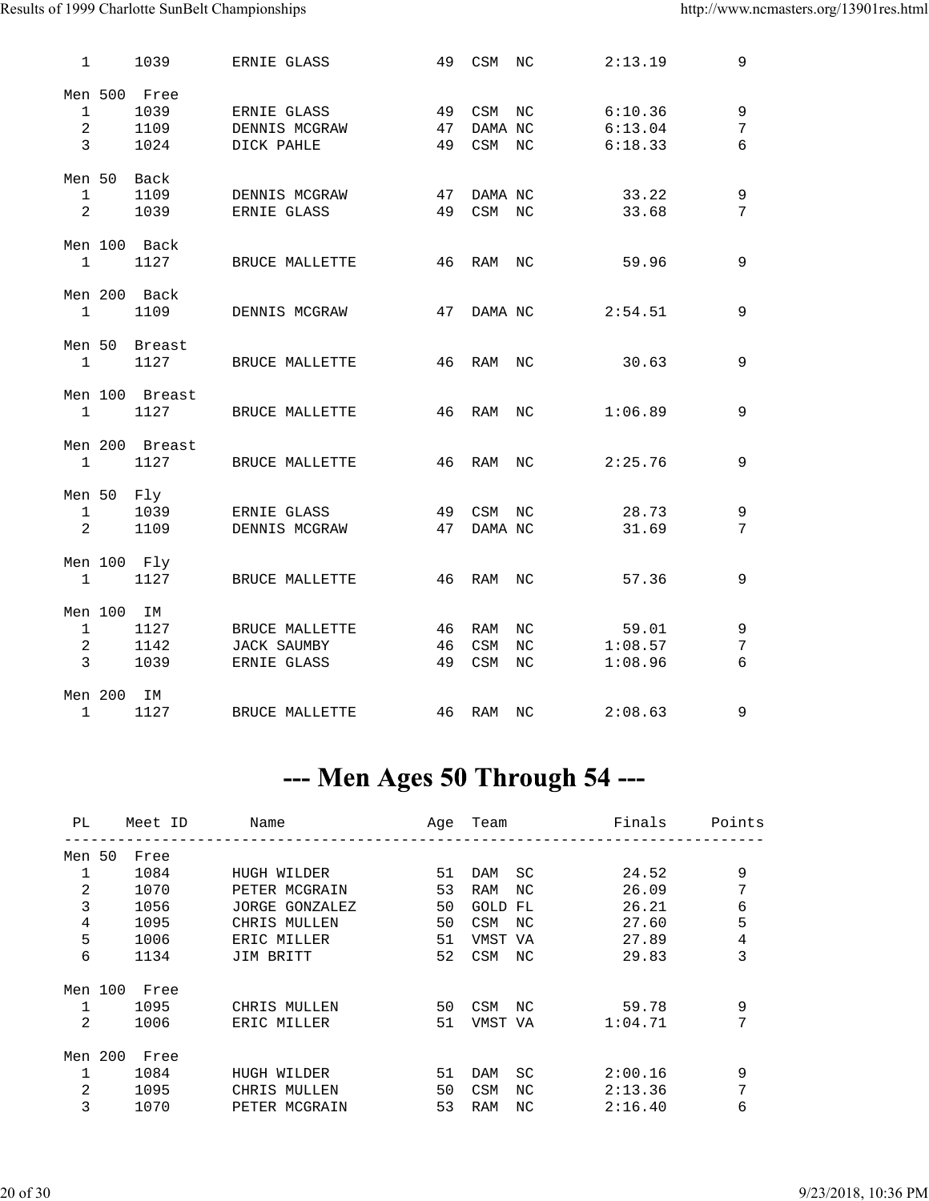| PL | Meet ID | Name | Age | Team | | Finals | Points |
|---|---|---|---|---|---|---|---|
| 1 | 1039 | ERNIE GLASS | 49 | CSM | NC | 2:13.19 | 9 |

**Men 500 Free**

| PL | Meet ID | Name | Age | Team | | Finals | Points |
|---|---|---|---|---|---|---|---|
| 1 | 1039 | ERNIE GLASS | 49 | CSM | NC | 6:10.36 | 9 |
| 2 | 1109 | DENNIS MCGRAW | 47 | DAMA | NC | 6:13.04 | 7 |
| 3 | 1024 | DICK PAHLE | 49 | CSM | NC | 6:18.33 | 6 |

**Men 50 Back**

| PL | Meet ID | Name | Age | Team | | Finals | Points |
|---|---|---|---|---|---|---|---|
| 1 | 1109 | DENNIS MCGRAW | 47 | DAMA | NC | 33.22 | 9 |
| 2 | 1039 | ERNIE GLASS | 49 | CSM | NC | 33.68 | 7 |

**Men 100 Back**

| PL | Meet ID | Name | Age | Team | | Finals | Points |
|---|---|---|---|---|---|---|---|
| 1 | 1127 | BRUCE MALLETTE | 46 | RAM | NC | 59.96 | 9 |

**Men 200 Back**

| PL | Meet ID | Name | Age | Team | | Finals | Points |
|---|---|---|---|---|---|---|---|
| 1 | 1109 | DENNIS MCGRAW | 47 | DAMA | NC | 2:54.51 | 9 |

**Men 50 Breast**

| PL | Meet ID | Name | Age | Team | | Finals | Points |
|---|---|---|---|---|---|---|---|
| 1 | 1127 | BRUCE MALLETTE | 46 | RAM | NC | 30.63 | 9 |

**Men 100 Breast**

| PL | Meet ID | Name | Age | Team | | Finals | Points |
|---|---|---|---|---|---|---|---|
| 1 | 1127 | BRUCE MALLETTE | 46 | RAM | NC | 1:06.89 | 9 |

**Men 200 Breast**

| PL | Meet ID | Name | Age | Team | | Finals | Points |
|---|---|---|---|---|---|---|---|
| 1 | 1127 | BRUCE MALLETTE | 46 | RAM | NC | 2:25.76 | 9 |

**Men 50 Fly**

| PL | Meet ID | Name | Age | Team | | Finals | Points |
|---|---|---|---|---|---|---|---|
| 1 | 1039 | ERNIE GLASS | 49 | CSM | NC | 28.73 | 9 |
| 2 | 1109 | DENNIS MCGRAW | 47 | DAMA | NC | 31.69 | 7 |

**Men 100 Fly**

| PL | Meet ID | Name | Age | Team | | Finals | Points |
|---|---|---|---|---|---|---|---|
| 1 | 1127 | BRUCE MALLETTE | 46 | RAM | NC | 57.36 | 9 |

**Men 100 IM**

| PL | Meet ID | Name | Age | Team | | Finals | Points |
|---|---|---|---|---|---|---|---|
| 1 | 1127 | BRUCE MALLETTE | 46 | RAM | NC | 59.01 | 9 |
| 2 | 1142 | JACK SAUMBY | 46 | CSM | NC | 1:08.57 | 7 |
| 3 | 1039 | ERNIE GLASS | 49 | CSM | NC | 1:08.96 | 6 |

**Men 200 IM**

| PL | Meet ID | Name | Age | Team | | Finals | Points |
|---|---|---|---|---|---|---|---|
| 1 | 1127 | BRUCE MALLETTE | 46 | RAM | NC | 2:08.63 | 9 |

# --- Men Ages 50 Through 54 ---

**Men 50 Free**

| PL | Meet ID | Name | Age | Team | | Finals | Points |
|---|---|---|---|---|---|---|---|
| 1 | 1084 | HUGH WILDER | 51 | DAM | SC | 24.52 | 9 |
| 2 | 1070 | PETER MCGRAIN | 53 | RAM | NC | 26.09 | 7 |
| 3 | 1056 | JORGE GONZALEZ | 50 | GOLD | FL | 26.21 | 6 |
| 4 | 1095 | CHRIS MULLEN | 50 | CSM | NC | 27.60 | 5 |
| 5 | 1006 | ERIC MILLER | 51 | VMST | VA | 27.89 | 4 |
| 6 | 1134 | JIM BRITT | 52 | CSM | NC | 29.83 | 3 |

**Men 100 Free**

| PL | Meet ID | Name | Age | Team | | Finals | Points |
|---|---|---|---|---|---|---|---|
| 1 | 1095 | CHRIS MULLEN | 50 | CSM | NC | 59.78 | 9 |
| 2 | 1006 | ERIC MILLER | 51 | VMST | VA | 1:04.71 | 7 |

**Men 200 Free**

| PL | Meet ID | Name | Age | Team | | Finals | Points |
|---|---|---|---|---|---|---|---|
| 1 | 1084 | HUGH WILDER | 51 | DAM | SC | 2:00.16 | 9 |
| 2 | 1095 | CHRIS MULLEN | 50 | CSM | NC | 2:13.36 | 7 |
| 3 | 1070 | PETER MCGRAIN | 53 | RAM | NC | 2:16.40 | 6 |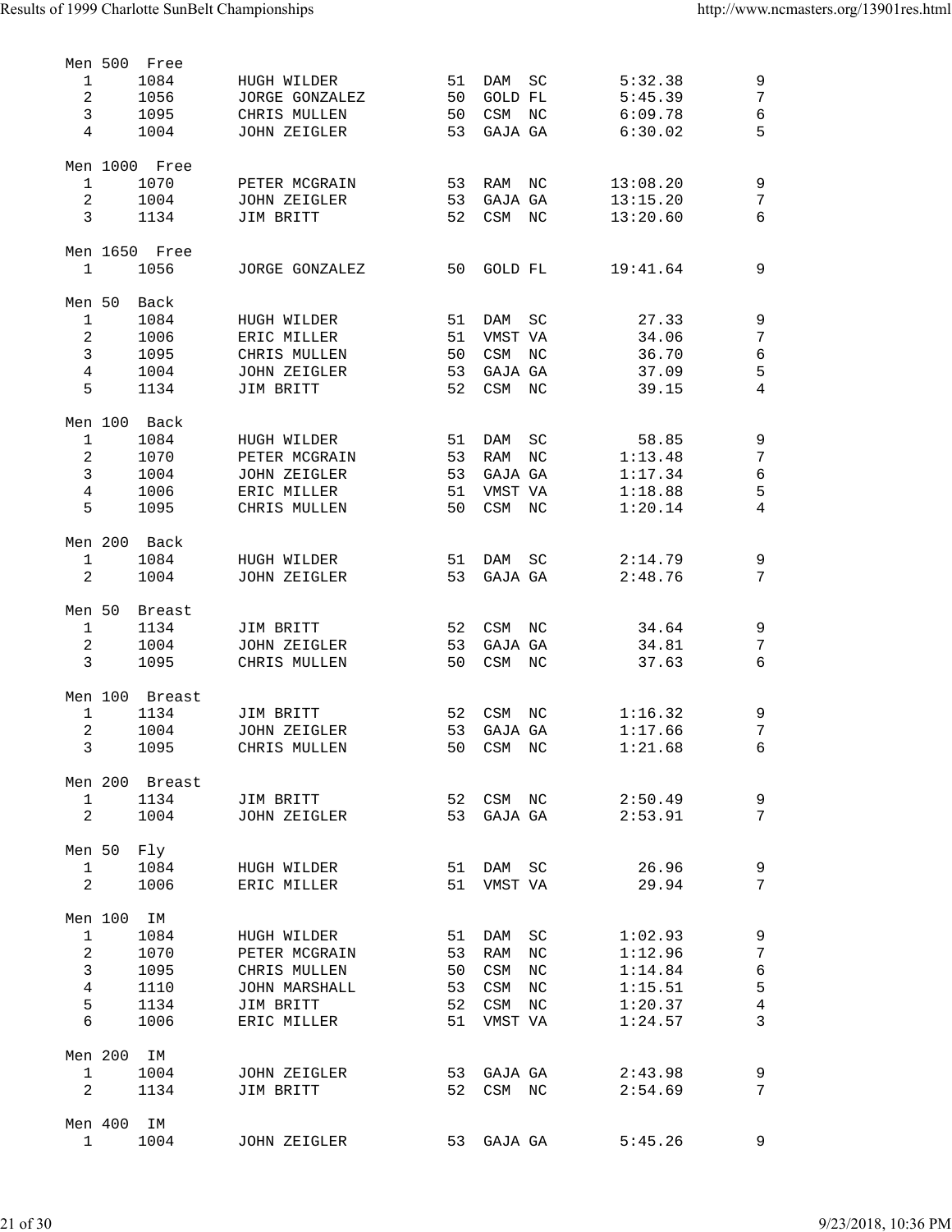### Men 500 Free

| Place | ID | Name | Age | Team | Time | Points |
|---|---|---|---|---|---|---|
| 1 | 1084 | HUGH WILDER | 51 | DAM SC | 5:32.38 | 9 |
| 2 | 1056 | JORGE GONZALEZ | 50 | GOLD FL | 5:45.39 | 7 |
| 3 | 1095 | CHRIS MULLEN | 50 | CSM NC | 6:09.78 | 6 |
| 4 | 1004 | JOHN ZEIGLER | 53 | GAJA GA | 6:30.02 | 5 |

### Men 1000 Free

| Place | ID | Name | Age | Team | Time | Points |
|---|---|---|---|---|---|---|
| 1 | 1070 | PETER MCGRAIN | 53 | RAM NC | 13:08.20 | 9 |
| 2 | 1004 | JOHN ZEIGLER | 53 | GAJA GA | 13:15.20 | 7 |
| 3 | 1134 | JIM BRITT | 52 | CSM NC | 13:20.60 | 6 |

### Men 1650 Free

| Place | ID | Name | Age | Team | Time | Points |
|---|---|---|---|---|---|---|
| 1 | 1056 | JORGE GONZALEZ | 50 | GOLD FL | 19:41.64 | 9 |

### Men 50 Back

| Place | ID | Name | Age | Team | Time | Points |
|---|---|---|---|---|---|---|
| 1 | 1084 | HUGH WILDER | 51 | DAM SC | 27.33 | 9 |
| 2 | 1006 | ERIC MILLER | 51 | VMST VA | 34.06 | 7 |
| 3 | 1095 | CHRIS MULLEN | 50 | CSM NC | 36.70 | 6 |
| 4 | 1004 | JOHN ZEIGLER | 53 | GAJA GA | 37.09 | 5 |
| 5 | 1134 | JIM BRITT | 52 | CSM NC | 39.15 | 4 |

### Men 100 Back

| Place | ID | Name | Age | Team | Time | Points |
|---|---|---|---|---|---|---|
| 1 | 1084 | HUGH WILDER | 51 | DAM SC | 58.85 | 9 |
| 2 | 1070 | PETER MCGRAIN | 53 | RAM NC | 1:13.48 | 7 |
| 3 | 1004 | JOHN ZEIGLER | 53 | GAJA GA | 1:17.34 | 6 |
| 4 | 1006 | ERIC MILLER | 51 | VMST VA | 1:18.88 | 5 |
| 5 | 1095 | CHRIS MULLEN | 50 | CSM NC | 1:20.14 | 4 |

### Men 200 Back

| Place | ID | Name | Age | Team | Time | Points |
|---|---|---|---|---|---|---|
| 1 | 1084 | HUGH WILDER | 51 | DAM SC | 2:14.79 | 9 |
| 2 | 1004 | JOHN ZEIGLER | 53 | GAJA GA | 2:48.76 | 7 |

### Men 50 Breast

| Place | ID | Name | Age | Team | Time | Points |
|---|---|---|---|---|---|---|
| 1 | 1134 | JIM BRITT | 52 | CSM NC | 34.64 | 9 |
| 2 | 1004 | JOHN ZEIGLER | 53 | GAJA GA | 34.81 | 7 |
| 3 | 1095 | CHRIS MULLEN | 50 | CSM NC | 37.63 | 6 |

### Men 100 Breast

| Place | ID | Name | Age | Team | Time | Points |
|---|---|---|---|---|---|---|
| 1 | 1134 | JIM BRITT | 52 | CSM NC | 1:16.32 | 9 |
| 2 | 1004 | JOHN ZEIGLER | 53 | GAJA GA | 1:17.66 | 7 |
| 3 | 1095 | CHRIS MULLEN | 50 | CSM NC | 1:21.68 | 6 |

### Men 200 Breast

| Place | ID | Name | Age | Team | Time | Points |
|---|---|---|---|---|---|---|
| 1 | 1134 | JIM BRITT | 52 | CSM NC | 2:50.49 | 9 |
| 2 | 1004 | JOHN ZEIGLER | 53 | GAJA GA | 2:53.91 | 7 |

### Men 50 Fly

| Place | ID | Name | Age | Team | Time | Points |
|---|---|---|---|---|---|---|
| 1 | 1084 | HUGH WILDER | 51 | DAM SC | 26.96 | 9 |
| 2 | 1006 | ERIC MILLER | 51 | VMST VA | 29.94 | 7 |

### Men 100 IM

| Place | ID | Name | Age | Team | Time | Points |
|---|---|---|---|---|---|---|
| 1 | 1084 | HUGH WILDER | 51 | DAM SC | 1:02.93 | 9 |
| 2 | 1070 | PETER MCGRAIN | 53 | RAM NC | 1:12.96 | 7 |
| 3 | 1095 | CHRIS MULLEN | 50 | CSM NC | 1:14.84 | 6 |
| 4 | 1110 | JOHN MARSHALL | 53 | CSM NC | 1:15.51 | 5 |
| 5 | 1134 | JIM BRITT | 52 | CSM NC | 1:20.37 | 4 |
| 6 | 1006 | ERIC MILLER | 51 | VMST VA | 1:24.57 | 3 |

### Men 200 IM

| Place | ID | Name | Age | Team | Time | Points |
|---|---|---|---|---|---|---|
| 1 | 1004 | JOHN ZEIGLER | 53 | GAJA GA | 2:43.98 | 9 |
| 2 | 1134 | JIM BRITT | 52 | CSM NC | 2:54.69 | 7 |

### Men 400 IM

| Place | ID | Name | Age | Team | Time | Points |
|---|---|---|---|---|---|---|
| 1 | 1004 | JOHN ZEIGLER | 53 | GAJA GA | 5:45.26 | 9 |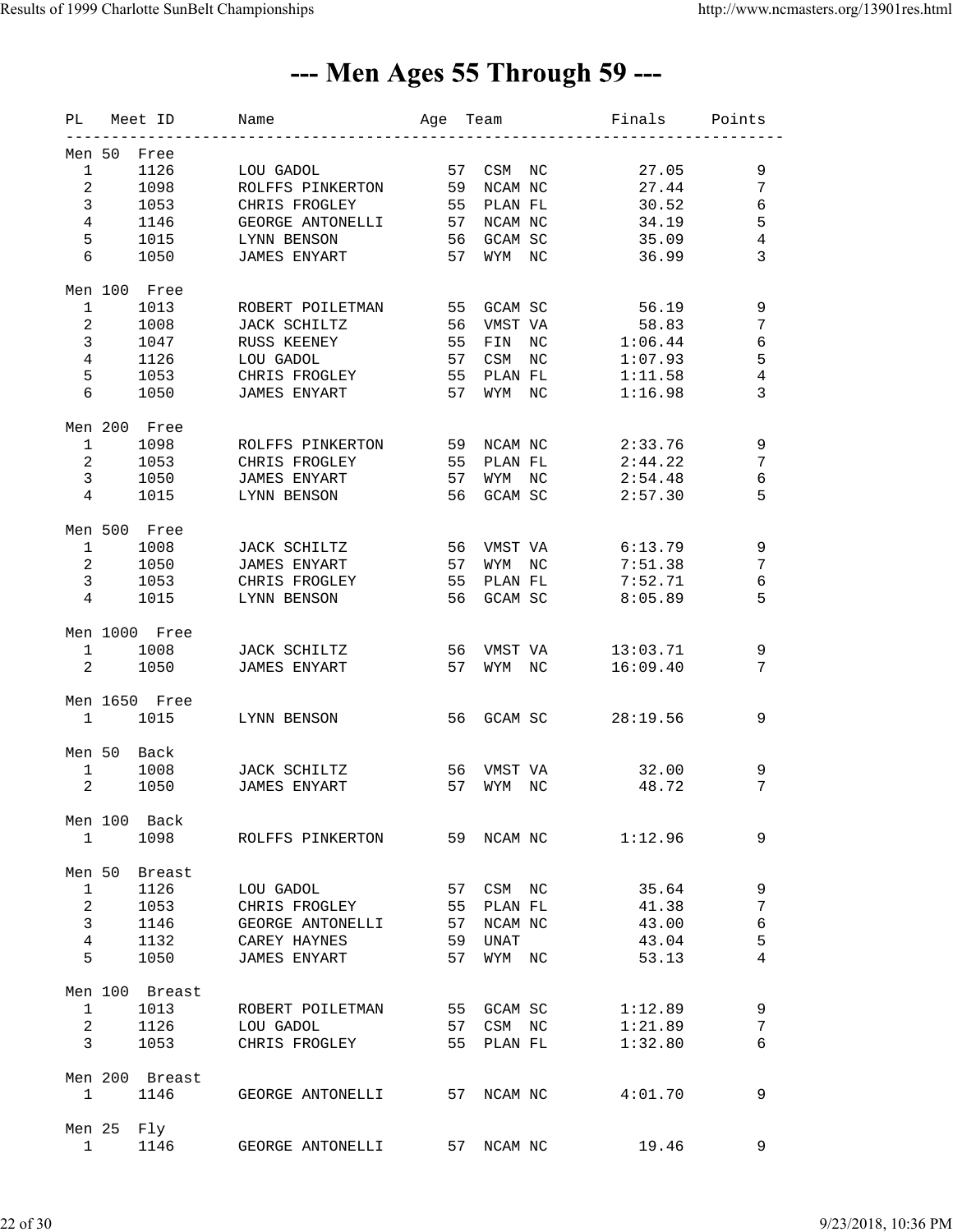# --- Men Ages 55 Through 59 ---

| PL | Meet ID | Name | Age | Team | Finals | Points |
|---|---|---|---|---|---|---|
| **Men 50 Free** | | | | | | |
| 1 | 1126 | LOU GADOL | 57 | CSM NC | 27.05 | 9 |
| 2 | 1098 | ROLFFS PINKERTON | 59 | NCAM NC | 27.44 | 7 |
| 3 | 1053 | CHRIS FROGLEY | 55 | PLAN FL | 30.52 | 6 |
| 4 | 1146 | GEORGE ANTONELLI | 57 | NCAM NC | 34.19 | 5 |
| 5 | 1015 | LYNN BENSON | 56 | GCAM SC | 35.09 | 4 |
| 6 | 1050 | JAMES ENYART | 57 | WYM NC | 36.99 | 3 |
| **Men 100 Free** | | | | | | |
| 1 | 1013 | ROBERT POILETMAN | 55 | GCAM SC | 56.19 | 9 |
| 2 | 1008 | JACK SCHILTZ | 56 | VMST VA | 58.83 | 7 |
| 3 | 1047 | RUSS KEENEY | 55 | FIN NC | 1:06.44 | 6 |
| 4 | 1126 | LOU GADOL | 57 | CSM NC | 1:07.93 | 5 |
| 5 | 1053 | CHRIS FROGLEY | 55 | PLAN FL | 1:11.58 | 4 |
| 6 | 1050 | JAMES ENYART | 57 | WYM NC | 1:16.98 | 3 |
| **Men 200 Free** | | | | | | |
| 1 | 1098 | ROLFFS PINKERTON | 59 | NCAM NC | 2:33.76 | 9 |
| 2 | 1053 | CHRIS FROGLEY | 55 | PLAN FL | 2:44.22 | 7 |
| 3 | 1050 | JAMES ENYART | 57 | WYM NC | 2:54.48 | 6 |
| 4 | 1015 | LYNN BENSON | 56 | GCAM SC | 2:57.30 | 5 |
| **Men 500 Free** | | | | | | |
| 1 | 1008 | JACK SCHILTZ | 56 | VMST VA | 6:13.79 | 9 |
| 2 | 1050 | JAMES ENYART | 57 | WYM NC | 7:51.38 | 7 |
| 3 | 1053 | CHRIS FROGLEY | 55 | PLAN FL | 7:52.71 | 6 |
| 4 | 1015 | LYNN BENSON | 56 | GCAM SC | 8:05.89 | 5 |
| **Men 1000 Free** | | | | | | |
| 1 | 1008 | JACK SCHILTZ | 56 | VMST VA | 13:03.71 | 9 |
| 2 | 1050 | JAMES ENYART | 57 | WYM NC | 16:09.40 | 7 |
| **Men 1650 Free** | | | | | | |
| 1 | 1015 | LYNN BENSON | 56 | GCAM SC | 28:19.56 | 9 |
| **Men 50 Back** | | | | | | |
| 1 | 1008 | JACK SCHILTZ | 56 | VMST VA | 32.00 | 9 |
| 2 | 1050 | JAMES ENYART | 57 | WYM NC | 48.72 | 7 |
| **Men 100 Back** | | | | | | |
| 1 | 1098 | ROLFFS PINKERTON | 59 | NCAM NC | 1:12.96 | 9 |
| **Men 50 Breast** | | | | | | |
| 1 | 1126 | LOU GADOL | 57 | CSM NC | 35.64 | 9 |
| 2 | 1053 | CHRIS FROGLEY | 55 | PLAN FL | 41.38 | 7 |
| 3 | 1146 | GEORGE ANTONELLI | 57 | NCAM NC | 43.00 | 6 |
| 4 | 1132 | CAREY HAYNES | 59 | UNAT | 43.04 | 5 |
| 5 | 1050 | JAMES ENYART | 57 | WYM NC | 53.13 | 4 |
| **Men 100 Breast** | | | | | | |
| 1 | 1013 | ROBERT POILETMAN | 55 | GCAM SC | 1:12.89 | 9 |
| 2 | 1126 | LOU GADOL | 57 | CSM NC | 1:21.89 | 7 |
| 3 | 1053 | CHRIS FROGLEY | 55 | PLAN FL | 1:32.80 | 6 |
| **Men 200 Breast** | | | | | | |
| 1 | 1146 | GEORGE ANTONELLI | 57 | NCAM NC | 4:01.70 | 9 |
| **Men 25 Fly** | | | | | | |
| 1 | 1146 | GEORGE ANTONELLI | 57 | NCAM NC | 19.46 | 9 |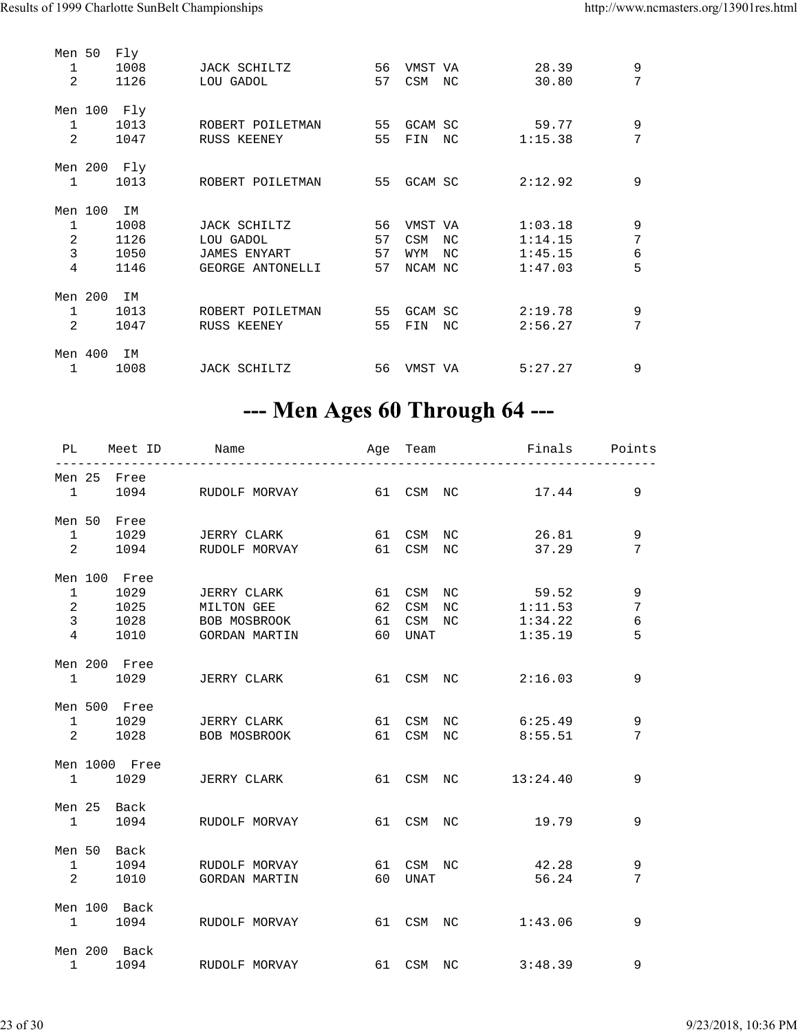Men 50 Fly

| PL | Meet ID | Name | Age | Team | Finals | Points |
|---|---|---|---|---|---|---|
| 1 | 1008 | JACK SCHILTZ | 56 | VMST VA | 28.39 | 9 |
| 2 | 1126 | LOU GADOL | 57 | CSM NC | 30.80 | 7 |

Men 100 Fly

| PL | Meet ID | Name | Age | Team | Finals | Points |
|---|---|---|---|---|---|---|
| 1 | 1013 | ROBERT POILETMAN | 55 | GCAM SC | 59.77 | 9 |
| 2 | 1047 | RUSS KEENEY | 55 | FIN NC | 1:15.38 | 7 |

Men 200 Fly

| PL | Meet ID | Name | Age | Team | Finals | Points |
|---|---|---|---|---|---|---|
| 1 | 1013 | ROBERT POILETMAN | 55 | GCAM SC | 2:12.92 | 9 |

Men 100 IM

| PL | Meet ID | Name | Age | Team | Finals | Points |
|---|---|---|---|---|---|---|
| 1 | 1008 | JACK SCHILTZ | 56 | VMST VA | 1:03.18 | 9 |
| 2 | 1126 | LOU GADOL | 57 | CSM NC | 1:14.15 | 7 |
| 3 | 1050 | JAMES ENYART | 57 | WYM NC | 1:45.15 | 6 |
| 4 | 1146 | GEORGE ANTONELLI | 57 | NCAM NC | 1:47.03 | 5 |

Men 200 IM

| PL | Meet ID | Name | Age | Team | Finals | Points |
|---|---|---|---|---|---|---|
| 1 | 1013 | ROBERT POILETMAN | 55 | GCAM SC | 2:19.78 | 9 |
| 2 | 1047 | RUSS KEENEY | 55 | FIN NC | 2:56.27 | 7 |

Men 400 IM

| PL | Meet ID | Name | Age | Team | Finals | Points |
|---|---|---|---|---|---|---|
| 1 | 1008 | JACK SCHILTZ | 56 | VMST VA | 5:27.27 | 9 |

# --- Men Ages 60 Through 64 ---

Men 25 Free

| PL | Meet ID | Name | Age | Team | Finals | Points |
|---|---|---|---|---|---|---|
| 1 | 1094 | RUDOLF MORVAY | 61 | CSM NC | 17.44 | 9 |

Men 50 Free

| PL | Meet ID | Name | Age | Team | Finals | Points |
|---|---|---|---|---|---|---|
| 1 | 1029 | JERRY CLARK | 61 | CSM NC | 26.81 | 9 |
| 2 | 1094 | RUDOLF MORVAY | 61 | CSM NC | 37.29 | 7 |

Men 100 Free

| PL | Meet ID | Name | Age | Team | Finals | Points |
|---|---|---|---|---|---|---|
| 1 | 1029 | JERRY CLARK | 61 | CSM NC | 59.52 | 9 |
| 2 | 1025 | MILTON GEE | 62 | CSM NC | 1:11.53 | 7 |
| 3 | 1028 | BOB MOSBROOK | 61 | CSM NC | 1:34.22 | 6 |
| 4 | 1010 | GORDAN MARTIN | 60 | UNAT | 1:35.19 | 5 |

Men 200 Free

| PL | Meet ID | Name | Age | Team | Finals | Points |
|---|---|---|---|---|---|---|
| 1 | 1029 | JERRY CLARK | 61 | CSM NC | 2:16.03 | 9 |

Men 500 Free

| PL | Meet ID | Name | Age | Team | Finals | Points |
|---|---|---|---|---|---|---|
| 1 | 1029 | JERRY CLARK | 61 | CSM NC | 6:25.49 | 9 |
| 2 | 1028 | BOB MOSBROOK | 61 | CSM NC | 8:55.51 | 7 |

Men 1000 Free

| PL | Meet ID | Name | Age | Team | Finals | Points |
|---|---|---|---|---|---|---|
| 1 | 1029 | JERRY CLARK | 61 | CSM NC | 13:24.40 | 9 |

Men 25 Back

| PL | Meet ID | Name | Age | Team | Finals | Points |
|---|---|---|---|---|---|---|
| 1 | 1094 | RUDOLF MORVAY | 61 | CSM NC | 19.79 | 9 |

Men 50 Back

| PL | Meet ID | Name | Age | Team | Finals | Points |
|---|---|---|---|---|---|---|
| 1 | 1094 | RUDOLF MORVAY | 61 | CSM NC | 42.28 | 9 |
| 2 | 1010 | GORDAN MARTIN | 60 | UNAT | 56.24 | 7 |

Men 100 Back

| PL | Meet ID | Name | Age | Team | Finals | Points |
|---|---|---|---|---|---|---|
| 1 | 1094 | RUDOLF MORVAY | 61 | CSM NC | 1:43.06 | 9 |

Men 200 Back

| PL | Meet ID | Name | Age | Team | Finals | Points |
|---|---|---|---|---|---|---|
| 1 | 1094 | RUDOLF MORVAY | 61 | CSM NC | 3:48.39 | 9 |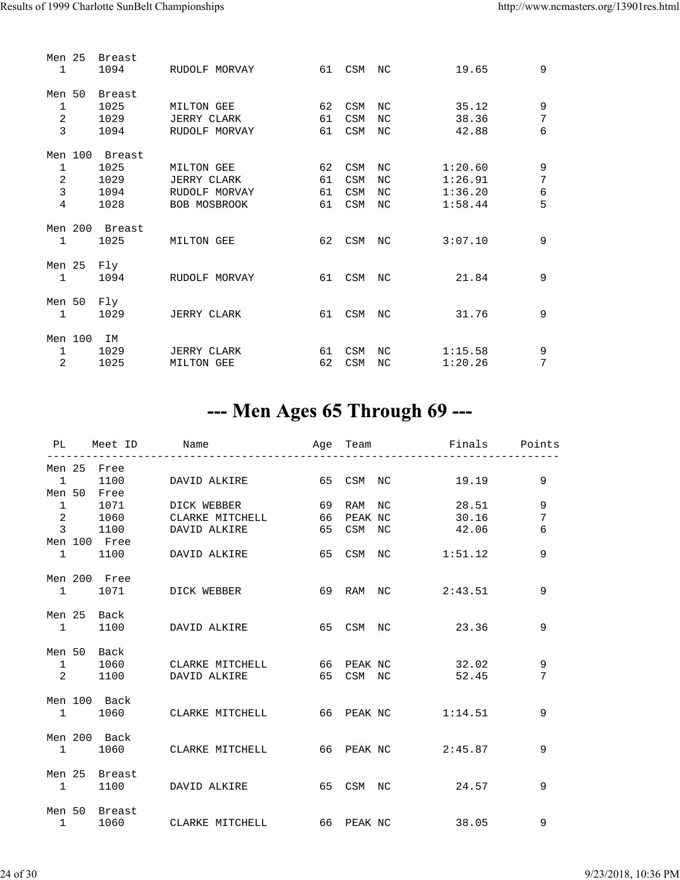| PL | Meet ID | Name | Age | Team | | Finals | Points |
|---|---|---|---|---|---|---|---|
| Men 25 Breast | | | | | | | |
| 1 | 1094 | RUDOLF MORVAY | 61 | CSM | NC | 19.65 | 9 |
| Men 50 Breast | | | | | | | |
| 1 | 1025 | MILTON GEE | 62 | CSM | NC | 35.12 | 9 |
| 2 | 1029 | JERRY CLARK | 61 | CSM | NC | 38.36 | 7 |
| 3 | 1094 | RUDOLF MORVAY | 61 | CSM | NC | 42.88 | 6 |
| Men 100 Breast | | | | | | | |
| 1 | 1025 | MILTON GEE | 62 | CSM | NC | 1:20.60 | 9 |
| 2 | 1029 | JERRY CLARK | 61 | CSM | NC | 1:26.91 | 7 |
| 3 | 1094 | RUDOLF MORVAY | 61 | CSM | NC | 1:36.20 | 6 |
| 4 | 1028 | BOB MOSBROOK | 61 | CSM | NC | 1:58.44 | 5 |
| Men 200 Breast | | | | | | | |
| 1 | 1025 | MILTON GEE | 62 | CSM | NC | 3:07.10 | 9 |
| Men 25 Fly | | | | | | | |
| 1 | 1094 | RUDOLF MORVAY | 61 | CSM | NC | 21.84 | 9 |
| Men 50 Fly | | | | | | | |
| 1 | 1029 | JERRY CLARK | 61 | CSM | NC | 31.76 | 9 |
| Men 100 IM | | | | | | | |
| 1 | 1029 | JERRY CLARK | 61 | CSM | NC | 1:15.58 | 9 |
| 2 | 1025 | MILTON GEE | 62 | CSM | NC | 1:20.26 | 7 |

# --- Men Ages 65 Through 69 ---

| PL | Meet ID | Name | Age | Team | | Finals | Points |
|---|---|---|---|---|---|---|---|
| Men 25 Free | | | | | | | |
| 1 | 1100 | DAVID ALKIRE | 65 | CSM | NC | 19.19 | 9 |
| Men 50 Free | | | | | | | |
| 1 | 1071 | DICK WEBBER | 69 | RAM | NC | 28.51 | 9 |
| 2 | 1060 | CLARKE MITCHELL | 66 | PEAK | NC | 30.16 | 7 |
| 3 | 1100 | DAVID ALKIRE | 65 | CSM | NC | 42.06 | 6 |
| Men 100 Free | | | | | | | |
| 1 | 1100 | DAVID ALKIRE | 65 | CSM | NC | 1:51.12 | 9 |
| Men 200 Free | | | | | | | |
| 1 | 1071 | DICK WEBBER | 69 | RAM | NC | 2:43.51 | 9 |
| Men 25 Back | | | | | | | |
| 1 | 1100 | DAVID ALKIRE | 65 | CSM | NC | 23.36 | 9 |
| Men 50 Back | | | | | | | |
| 1 | 1060 | CLARKE MITCHELL | 66 | PEAK | NC | 32.02 | 9 |
| 2 | 1100 | DAVID ALKIRE | 65 | CSM | NC | 52.45 | 7 |
| Men 100 Back | | | | | | | |
| 1 | 1060 | CLARKE MITCHELL | 66 | PEAK | NC | 1:14.51 | 9 |
| Men 200 Back | | | | | | | |
| 1 | 1060 | CLARKE MITCHELL | 66 | PEAK | NC | 2:45.87 | 9 |
| Men 25 Breast | | | | | | | |
| 1 | 1100 | DAVID ALKIRE | 65 | CSM | NC | 24.57 | 9 |
| Men 50 Breast | | | | | | | |
| 1 | 1060 | CLARKE MITCHELL | 66 | PEAK | NC | 38.05 | 9 |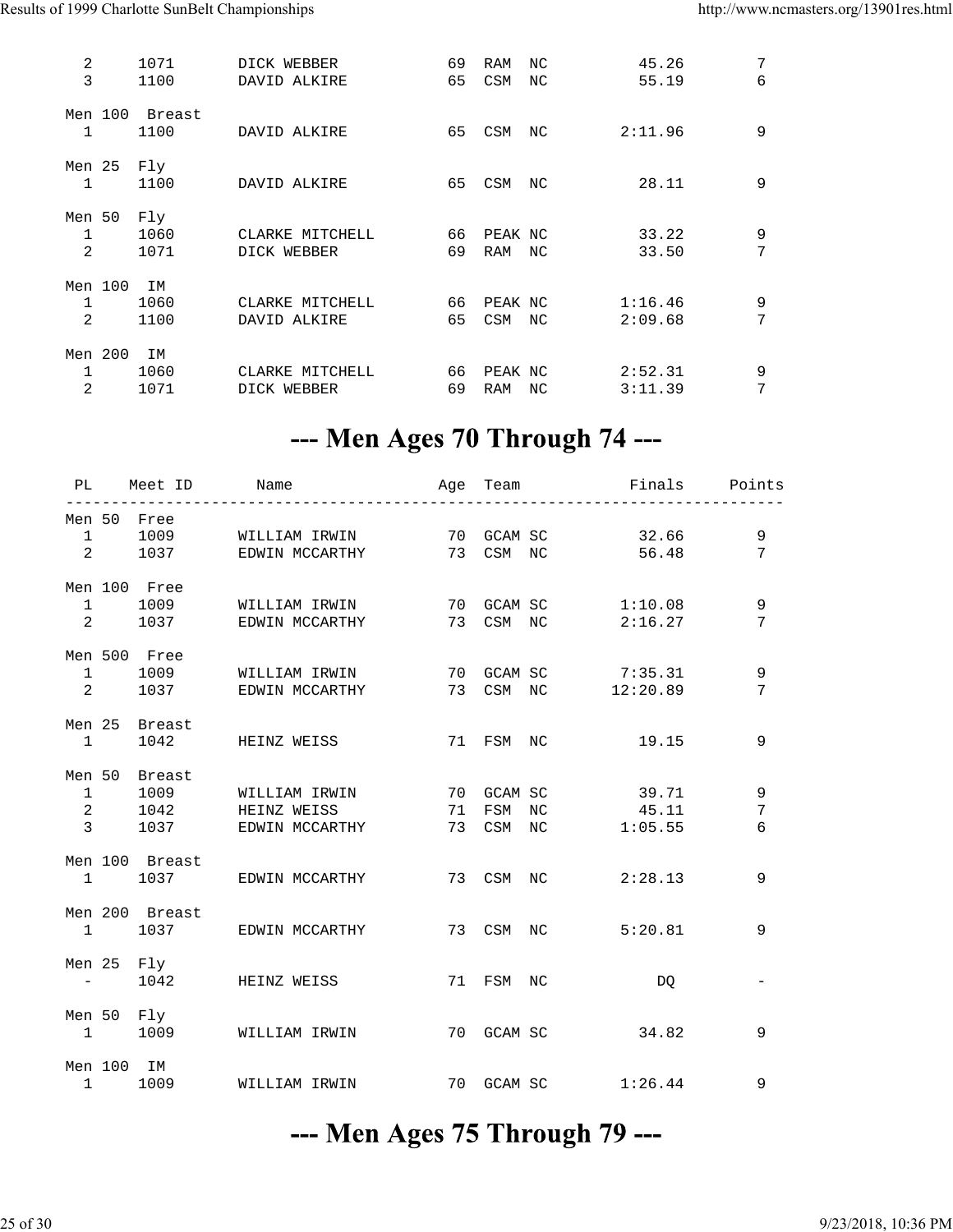| PL | Meet ID | Name | Age | Team | Finals | Points |
|---|---|---|---|---|---|---|
| 2 | 1071 | DICK WEBBER | 69 | RAM NC | 45.26 | 7 |
| 3 | 1100 | DAVID ALKIRE | 65 | CSM NC | 55.19 | 6 |
| **Men 100 Breast** | | | | | | |
| 1 | 1100 | DAVID ALKIRE | 65 | CSM NC | 2:11.96 | 9 |
| **Men 25 Fly** | | | | | | |
| 1 | 1100 | DAVID ALKIRE | 65 | CSM NC | 28.11 | 9 |
| **Men 50 Fly** | | | | | | |
| 1 | 1060 | CLARKE MITCHELL | 66 | PEAK NC | 33.22 | 9 |
| 2 | 1071 | DICK WEBBER | 69 | RAM NC | 33.50 | 7 |
| **Men 100 IM** | | | | | | |
| 1 | 1060 | CLARKE MITCHELL | 66 | PEAK NC | 1:16.46 | 9 |
| 2 | 1100 | DAVID ALKIRE | 65 | CSM NC | 2:09.68 | 7 |
| **Men 200 IM** | | | | | | |
| 1 | 1060 | CLARKE MITCHELL | 66 | PEAK NC | 2:52.31 | 9 |
| 2 | 1071 | DICK WEBBER | 69 | RAM NC | 3:11.39 | 7 |

# --- Men Ages 70 Through 74 ---

| PL | Meet ID | Name | Age | Team | Finals | Points |
|---|---|---|---|---|---|---|
| **Men 50 Free** | | | | | | |
| 1 | 1009 | WILLIAM IRWIN | 70 | GCAM SC | 32.66 | 9 |
| 2 | 1037 | EDWIN MCCARTHY | 73 | CSM NC | 56.48 | 7 |
| **Men 100 Free** | | | | | | |
| 1 | 1009 | WILLIAM IRWIN | 70 | GCAM SC | 1:10.08 | 9 |
| 2 | 1037 | EDWIN MCCARTHY | 73 | CSM NC | 2:16.27 | 7 |
| **Men 500 Free** | | | | | | |
| 1 | 1009 | WILLIAM IRWIN | 70 | GCAM SC | 7:35.31 | 9 |
| 2 | 1037 | EDWIN MCCARTHY | 73 | CSM NC | 12:20.89 | 7 |
| **Men 25 Breast** | | | | | | |
| 1 | 1042 | HEINZ WEISS | 71 | FSM NC | 19.15 | 9 |
| **Men 50 Breast** | | | | | | |
| 1 | 1009 | WILLIAM IRWIN | 70 | GCAM SC | 39.71 | 9 |
| 2 | 1042 | HEINZ WEISS | 71 | FSM NC | 45.11 | 7 |
| 3 | 1037 | EDWIN MCCARTHY | 73 | CSM NC | 1:05.55 | 6 |
| **Men 100 Breast** | | | | | | |
| 1 | 1037 | EDWIN MCCARTHY | 73 | CSM NC | 2:28.13 | 9 |
| **Men 200 Breast** | | | | | | |
| 1 | 1037 | EDWIN MCCARTHY | 73 | CSM NC | 5:20.81 | 9 |
| **Men 25 Fly** | | | | | | |
| - | 1042 | HEINZ WEISS | 71 | FSM NC | DQ | - |
| **Men 50 Fly** | | | | | | |
| 1 | 1009 | WILLIAM IRWIN | 70 | GCAM SC | 34.82 | 9 |
| **Men 100 IM** | | | | | | |
| 1 | 1009 | WILLIAM IRWIN | 70 | GCAM SC | 1:26.44 | 9 |

# --- Men Ages 75 Through 79 ---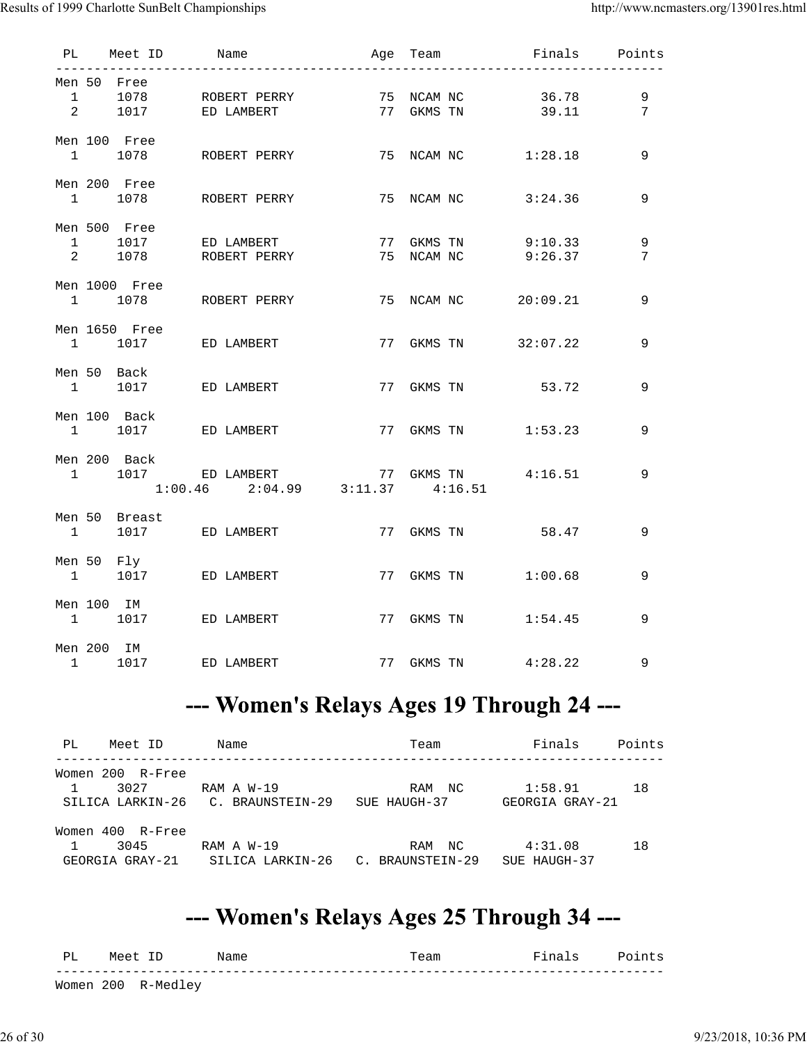| PL | Meet ID | Name | Age | Team | Finals | Points |
|---|---|---|---|---|---|---|
| **Men 50 Free** | | | | | | |
| 1 | 1078 | ROBERT PERRY | 75 | NCAM NC | 36.78 | 9 |
| 2 | 1017 | ED LAMBERT | 77 | GKMS TN | 39.11 | 7 |
| **Men 100 Free** | | | | | | |
| 1 | 1078 | ROBERT PERRY | 75 | NCAM NC | 1:28.18 | 9 |
| **Men 200 Free** | | | | | | |
| 1 | 1078 | ROBERT PERRY | 75 | NCAM NC | 3:24.36 | 9 |
| **Men 500 Free** | | | | | | |
| 1 | 1017 | ED LAMBERT | 77 | GKMS TN | 9:10.33 | 9 |
| 2 | 1078 | ROBERT PERRY | 75 | NCAM NC | 9:26.37 | 7 |
| **Men 1000 Free** | | | | | | |
| 1 | 1078 | ROBERT PERRY | 75 | NCAM NC | 20:09.21 | 9 |
| **Men 1650 Free** | | | | | | |
| 1 | 1017 | ED LAMBERT | 77 | GKMS TN | 32:07.22 | 9 |
| **Men 50 Back** | | | | | | |
| 1 | 1017 | ED LAMBERT | 77 | GKMS TN | 53.72 | 9 |
| **Men 100 Back** | | | | | | |
| 1 | 1017 | ED LAMBERT | 77 | GKMS TN | 1:53.23 | 9 |
| **Men 200 Back** | | | | | | |
| 1 | 1017 | ED LAMBERT | 77 | GKMS TN | 4:16.51 | 9 |
| | 1:00.46 | 2:04.99 | 3:11.37 | 4:16.51 | | |
| **Men 50 Breast** | | | | | | |
| 1 | 1017 | ED LAMBERT | 77 | GKMS TN | 58.47 | 9 |
| **Men 50 Fly** | | | | | | |
| 1 | 1017 | ED LAMBERT | 77 | GKMS TN | 1:00.68 | 9 |
| **Men 100 IM** | | | | | | |
| 1 | 1017 | ED LAMBERT | 77 | GKMS TN | 1:54.45 | 9 |
| **Men 200 IM** | | | | | | |
| 1 | 1017 | ED LAMBERT | 77 | GKMS TN | 4:28.22 | 9 |

# --- Women's Relays Ages 19 Through 24 ---

| PL | Meet ID | Name | Team | Finals | Points |
|---|---|---|---|---|---|
| **Women 200 R-Free** | | | | | |
| 1 | 3027 | RAM A W-19 | RAM NC | 1:58.91 | 18 |
| | SILICA LARKIN-26 | C. BRAUNSTEIN-29 | SUE HAUGH-37 | GEORGIA GRAY-21 | |
| **Women 400 R-Free** | | | | | |
| 1 | 3045 | RAM A W-19 | RAM NC | 4:31.08 | 18 |
| | GEORGIA GRAY-21 | SILICA LARKIN-26 | C. BRAUNSTEIN-29 | SUE HAUGH-37 | |

# --- Women's Relays Ages 25 Through 34 ---

| PL | Meet ID | Name | Team | Finals | Points |
|---|---|---|---|---|---|
| **Women 200 R-Medley** | | | | | |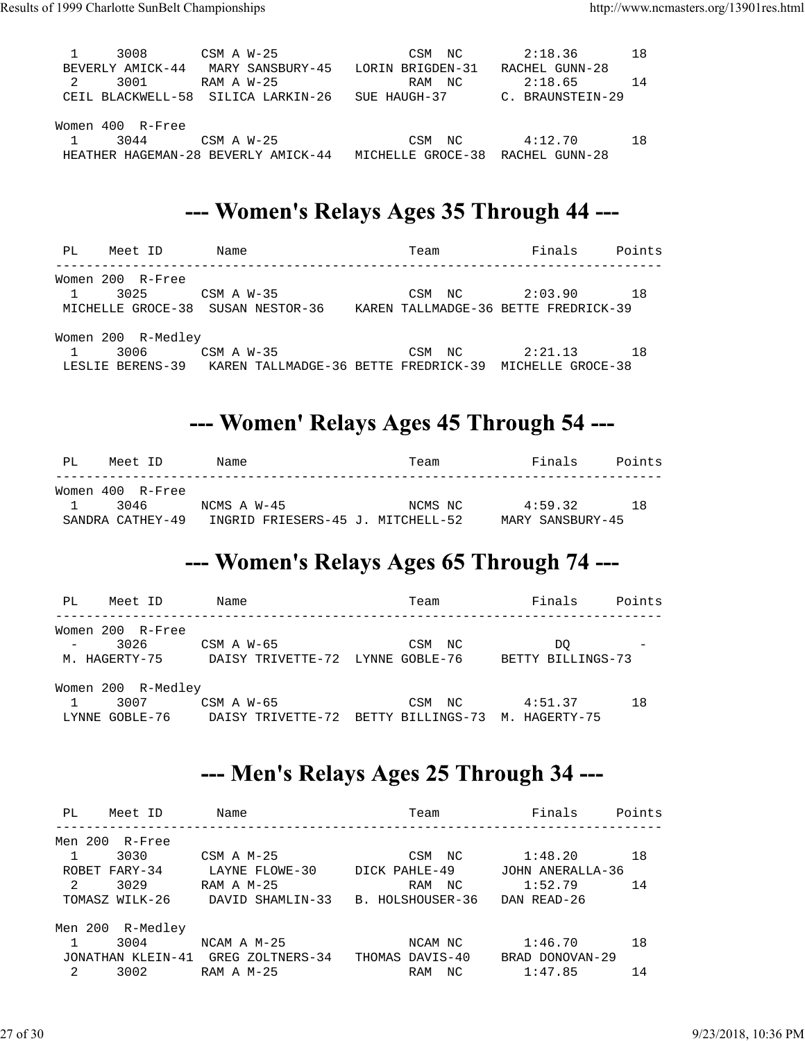```
  1     3008       CSM A W-25                 CSM  NC       2:18.36       18
 BEVERLY AMICK-44   MARY SANSBURY-45   LORIN BRIGDEN-31   RACHEL GUNN-28
  2     3001       RAM A W-25                 RAM  NC       2:18.65       14
 CEIL BLACKWELL-58  SILICA LARKIN-26   SUE HAUGH-37       C. BRAUNSTEIN-29

Women 400  R-Free
  1     3044       CSM A W-25                 CSM  NC       4:12.70       18
 HEATHER HAGEMAN-28 BEVERLY AMICK-44   MICHELLE GROCE-38  RACHEL GUNN-28
```

## --- Women's Relays Ages 35 Through 44 ---

```
 PL    Meet ID       Name                     Team            Finals     Points
-------------------------------------------------------------------------------
Women 200  R-Free
  1     3025       CSM A W-35                 CSM  NC       2:03.90       18
 MICHELLE GROCE-38  SUSAN NESTOR-36    KAREN TALLMADGE-36 BETTE FREDRICK-39

Women 200  R-Medley
  1     3006       CSM A W-35                 CSM  NC       2:21.13       18
 LESLIE BERENS-39   KAREN TALLMADGE-36 BETTE FREDRICK-39  MICHELLE GROCE-38
```

## --- Women' Relays Ages 45 Through 54 ---

```
 PL    Meet ID       Name                     Team            Finals     Points
-------------------------------------------------------------------------------
Women 400  R-Free
  1     3046       NCMS A W-45                NCMS NC       4:59.32       18
 SANDRA CATHEY-49   INGRID FRIESERS-45 J. MITCHELL-52     MARY SANSBURY-45
```

## --- Women's Relays Ages 65 Through 74 ---

```
 PL    Meet ID       Name                     Team            Finals     Points
-------------------------------------------------------------------------------
Women 200  R-Free
  -     3026       CSM A W-65                 CSM  NC           DQ         -
 M. HAGERTY-75      DAISY TRIVETTE-72  LYNNE GOBLE-76     BETTY BILLINGS-73

Women 200  R-Medley
  1     3007       CSM A W-65                 CSM  NC       4:51.37       18
 LYNNE GOBLE-76     DAISY TRIVETTE-72  BETTY BILLINGS-73  M. HAGERTY-75
```

## --- Men's Relays Ages 25 Through 34 ---

```
 PL    Meet ID       Name                     Team            Finals     Points
-------------------------------------------------------------------------------
Men 200  R-Free
  1     3030       CSM A M-25                 CSM  NC       1:48.20       18
 ROBET FARY-34      LAYNE FLOWE-30     DICK PAHLE-49      JOHN ANERALLA-36
  2     3029       RAM A M-25                 RAM  NC       1:52.79       14
 TOMASZ WILK-26     DAVID SHAMLIN-33   B. HOLSHOUSER-36   DAN READ-26

Men 200  R-Medley
  1     3004       NCAM A M-25                NCAM NC       1:46.70       18
 JONATHAN KLEIN-41  GREG ZOLTNERS-34   THOMAS DAVIS-40    BRAD DONOVAN-29
  2     3002       RAM A M-25                 RAM  NC       1:47.85       14
```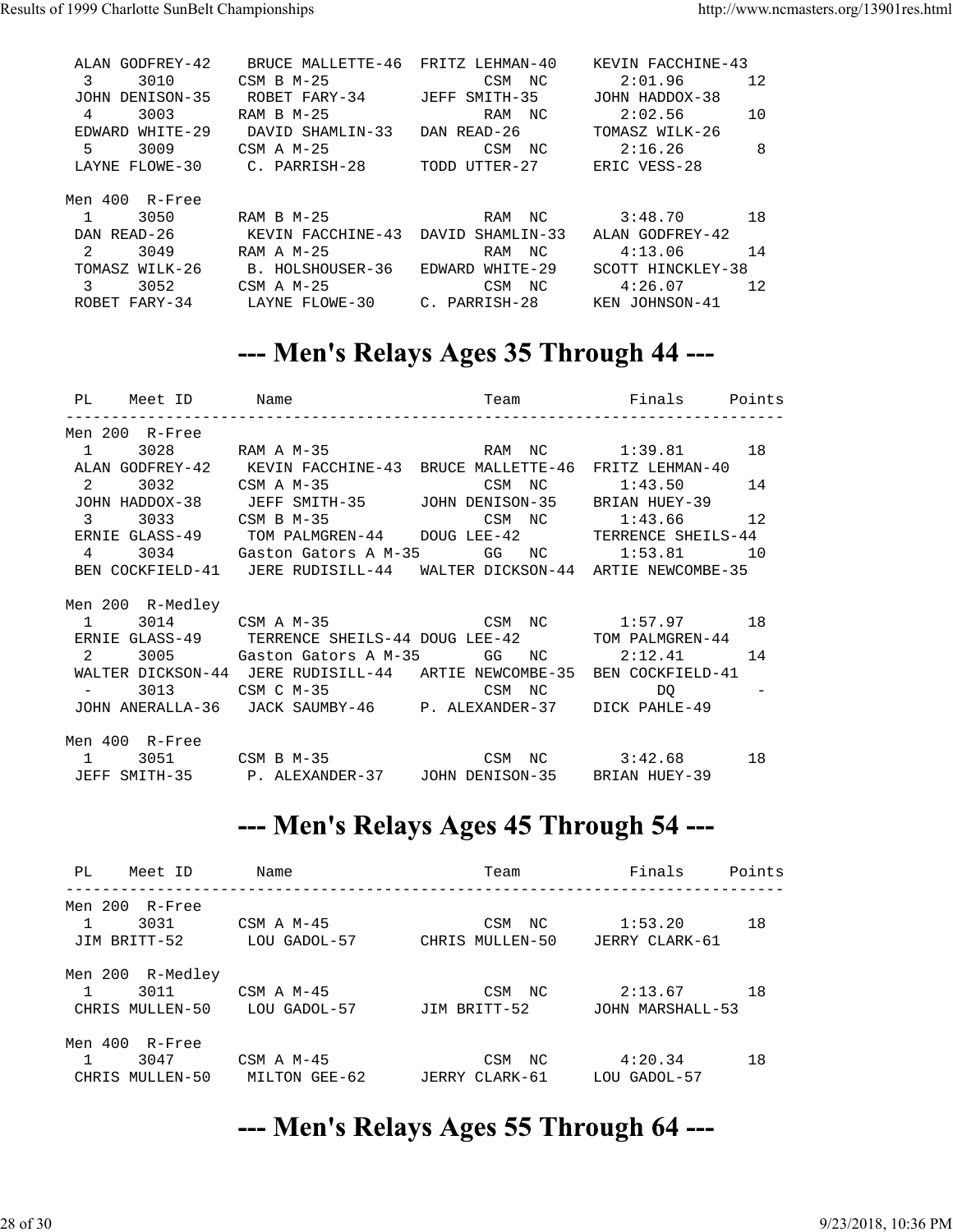```
 ALAN GODFREY-42    BRUCE MALLETTE-46  FRITZ LEHMAN-40    KEVIN FACCHINE-43
  3     3010       CSM B M-25                CSM  NC       2:01.96       12
 JOHN DENISON-35    ROBET FARY-34      JEFF SMITH-35      JOHN HADDOX-38
  4     3003       RAM B M-25                RAM  NC       2:02.56       10
 EDWARD WHITE-29    DAVID SHAMLIN-33   DAN READ-26        TOMASZ WILK-26
  5     3009       CSM A M-25                CSM  NC       2:16.26        8
 LAYNE FLOWE-30     C. PARRISH-28      TODD UTTER-27      ERIC VESS-28

Men 400  R-Free
  1     3050       RAM B M-25                RAM  NC       3:48.70       18
 DAN READ-26        KEVIN FACCHINE-43  DAVID SHAMLIN-33   ALAN GODFREY-42
  2     3049       RAM A M-25                RAM  NC       4:13.06       14
 TOMASZ WILK-26     B. HOLSHOUSER-36   EDWARD WHITE-29    SCOTT HINCKLEY-38
  3     3052       CSM A M-25                CSM  NC       4:26.07       12
 ROBET FARY-34      LAYNE FLOWE-30     C. PARRISH-28      KEN JOHNSON-41
```

# --- Men's Relays Ages 35 Through 44 ---

```
 PL    Meet ID       Name                      Team            Finals     Points
---------------------------------------------------------------------------------
Men 200  R-Free
  1     3028       RAM A M-35                RAM  NC       1:39.81       18
 ALAN GODFREY-42    KEVIN FACCHINE-43  BRUCE MALLETTE-46  FRITZ LEHMAN-40
  2     3032       CSM A M-35                CSM  NC       1:43.50       14
 JOHN HADDOX-38     JEFF SMITH-35      JOHN DENISON-35    BRIAN HUEY-39
  3     3033       CSM B M-35                CSM  NC       1:43.66       12
 ERNIE GLASS-49     TOM PALMGREN-44    DOUG LEE-42        TERRENCE SHEILS-44
  4     3034       Gaston Gators A M-35      GG   NC       1:53.81       10
 BEN COCKFIELD-41   JERE RUDISILL-44   WALTER DICKSON-44  ARTIE NEWCOMBE-35

Men 200  R-Medley
  1     3014       CSM A M-35                CSM  NC       1:57.97       18
 ERNIE GLASS-49     TERRENCE SHEILS-44 DOUG LEE-42        TOM PALMGREN-44
  2     3005       Gaston Gators A M-35      GG   NC       2:12.41       14
 WALTER DICKSON-44  JERE RUDISILL-44   ARTIE NEWCOMBE-35  BEN COCKFIELD-41
  -     3013       CSM C M-35                CSM  NC          DQ          -
 JOHN ANERALLA-36   JACK SAUMBY-46     P. ALEXANDER-37    DICK PAHLE-49

Men 400  R-Free
  1     3051       CSM B M-35                CSM  NC       3:42.68       18
 JEFF SMITH-35      P. ALEXANDER-37    JOHN DENISON-35    BRIAN HUEY-39
```

# --- Men's Relays Ages 45 Through 54 ---

```
 PL    Meet ID       Name                      Team            Finals     Points
---------------------------------------------------------------------------------
Men 200  R-Free
  1     3031       CSM A M-45                CSM  NC       1:53.20       18
 JIM BRITT-52       LOU GADOL-57       CHRIS MULLEN-50    JERRY CLARK-61

Men 200  R-Medley
  1     3011       CSM A M-45                CSM  NC       2:13.67       18
 CHRIS MULLEN-50    LOU GADOL-57       JIM BRITT-52       JOHN MARSHALL-53

Men 400  R-Free
  1     3047       CSM A M-45                CSM  NC       4:20.34       18
 CHRIS MULLEN-50    MILTON GEE-62      JERRY CLARK-61     LOU GADOL-57
```

# --- Men's Relays Ages 55 Through 64 ---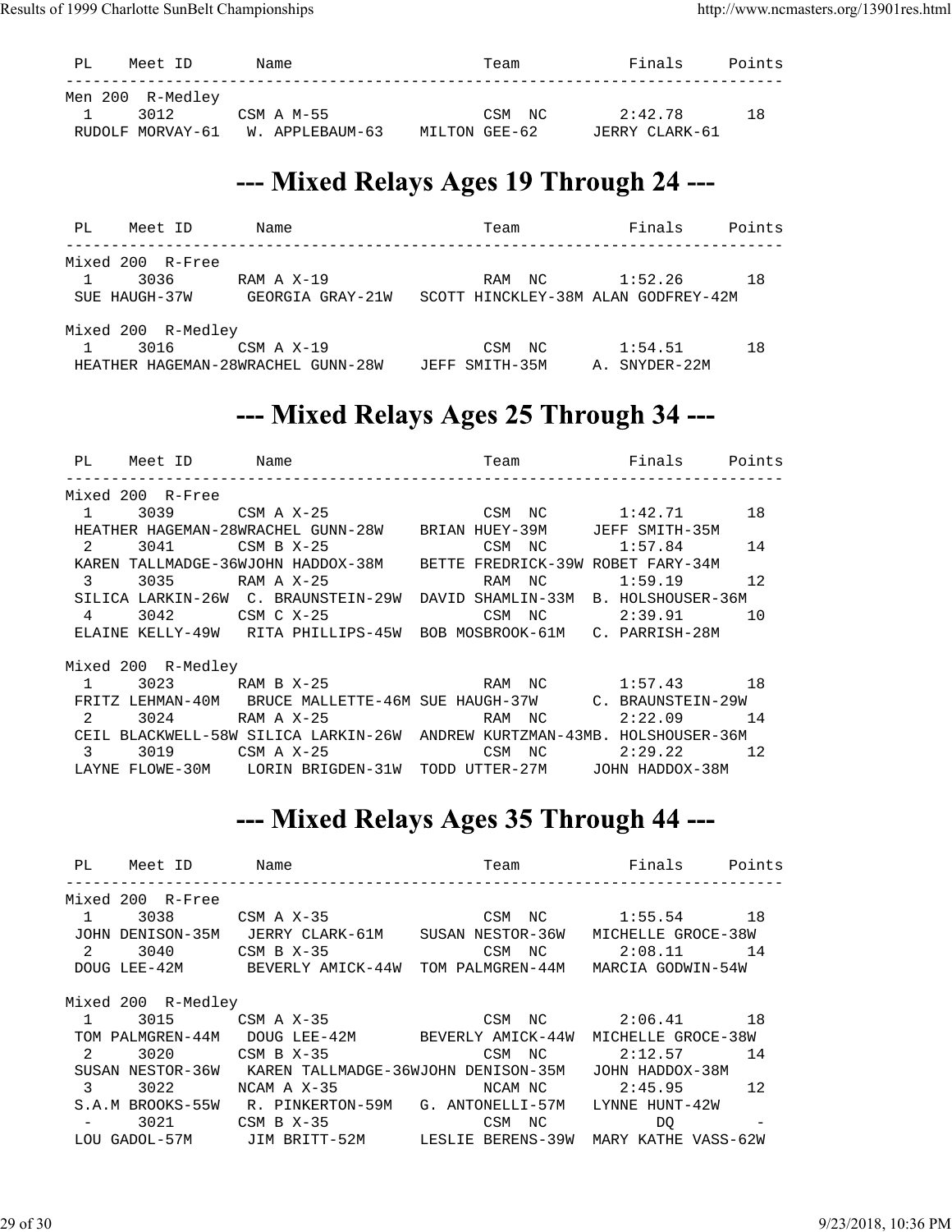```
 PL    Meet ID       Name                     Team           Finals     Points
-------------------------------------------------------------------------------
Men 200  R-Medley
  1     3012       CSM A M-55               CSM  NC       2:42.78      18
 RUDOLF MORVAY-61   W. APPLEBAUM-63   MILTON GEE-62     JERRY CLARK-61
```

## --- Mixed Relays Ages 19 Through 24 ---

```
 PL    Meet ID       Name                     Team           Finals     Points
-------------------------------------------------------------------------------
Mixed 200  R-Free
  1     3036       RAM A X-19               RAM  NC       1:52.26      18
 SUE HAUGH-37W      GEORGIA GRAY-21W   SCOTT HINCKLEY-38M ALAN GODFREY-42M

Mixed 200  R-Medley
  1     3016       CSM A X-19               CSM  NC       1:54.51      18
 HEATHER HAGEMAN-28WRACHEL GUNN-28W    JEFF SMITH-35M    A. SNYDER-22M
```

## --- Mixed Relays Ages 25 Through 34 ---

```
 PL    Meet ID       Name                     Team           Finals     Points
-------------------------------------------------------------------------------
Mixed 200  R-Free
  1     3039       CSM A X-25               CSM  NC       1:42.71      18
 HEATHER HAGEMAN-28WRACHEL GUNN-28W    BRIAN HUEY-39M    JEFF SMITH-35M
  2     3041       CSM B X-25               CSM  NC       1:57.84      14
 KAREN TALLMADGE-36WJOHN HADDOX-38M    BETTE FREDRICK-39W ROBET FARY-34M
  3     3035       RAM A X-25               RAM  NC       1:59.19      12
 SILICA LARKIN-26W  C. BRAUNSTEIN-29W  DAVID SHAMLIN-33M  B. HOLSHOUSER-36M
  4     3042       CSM C X-25               CSM  NC       2:39.91      10
 ELAINE KELLY-49W   RITA PHILLIPS-45W  BOB MOSBROOK-61M   C. PARRISH-28M

Mixed 200  R-Medley
  1     3023       RAM B X-25               RAM  NC       1:57.43      18
 FRITZ LEHMAN-40M   BRUCE MALLETTE-46M SUE HAUGH-37W     C. BRAUNSTEIN-29W
  2     3024       RAM A X-25               RAM  NC       2:22.09      14
 CEIL BLACKWELL-58W SILICA LARKIN-26W  ANDREW KURTZMAN-43MB. HOLSHOUSER-36M
  3     3019       CSM A X-25               CSM  NC       2:29.22      12
 LAYNE FLOWE-30M    LORIN BRIGDEN-31W  TODD UTTER-27M    JOHN HADDOX-38M
```

## --- Mixed Relays Ages 35 Through 44 ---

```
 PL    Meet ID       Name                     Team           Finals     Points
-------------------------------------------------------------------------------
Mixed 200  R-Free
  1     3038       CSM A X-35               CSM  NC       1:55.54      18
 JOHN DENISON-35M   JERRY CLARK-61M    SUSAN NESTOR-36W   MICHELLE GROCE-38W
  2     3040       CSM B X-35               CSM  NC       2:08.11      14
 DOUG LEE-42M       BEVERLY AMICK-44W  TOM PALMGREN-44M   MARCIA GODWIN-54W

Mixed 200  R-Medley
  1     3015       CSM A X-35               CSM  NC       2:06.41      18
 TOM PALMGREN-44M   DOUG LEE-42M       BEVERLY AMICK-44W  MICHELLE GROCE-38W
  2     3020       CSM B X-35               CSM  NC       2:12.57      14
 SUSAN NESTOR-36W   KAREN TALLMADGE-36WJOHN DENISON-35M   JOHN HADDOX-38M
  3     3022       NCAM A X-35              NCAM NC       2:45.95      12
 S.A.M BROOKS-55W   R. PINKERTON-59M   G. ANTONELLI-57M   LYNNE HUNT-42W
  -     3021       CSM B X-35               CSM  NC          DQ         -
 LOU GADOL-57M      JIM BRITT-52M      LESLIE BERENS-39W  MARY KATHE VASS-62W
```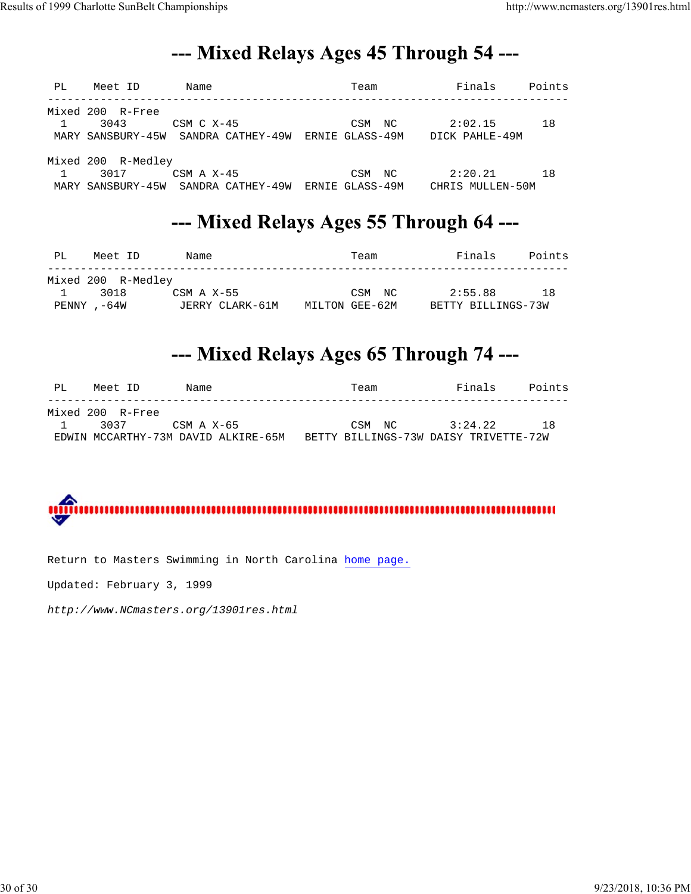## --- Mixed Relays Ages 45 Through 54 ---

```
 PL     Meet ID       Name                         Team            Finals     Points
-------------------------------------------------------------------------------
Mixed 200  R-Free
  1     3043       CSM C X-45                  CSM  NC       2:02.15       18
 MARY SANSBURY-45W  SANDRA CATHEY-49W  ERNIE GLASS-49M    DICK PAHLE-49M

Mixed 200  R-Medley
  1     3017       CSM A X-45                  CSM  NC       2:20.21       18
 MARY SANSBURY-45W  SANDRA CATHEY-49W  ERNIE GLASS-49M    CHRIS MULLEN-50M
```

## --- Mixed Relays Ages 55 Through 64 ---

```
 PL     Meet ID       Name                         Team            Finals     Points
-------------------------------------------------------------------------------
Mixed 200  R-Medley
  1     3018       CSM A X-55                  CSM  NC       2:55.88       18
 PENNY ,-64W        JERRY CLARK-61M    MILTON GEE-62M     BETTY BILLINGS-73W
```

## --- Mixed Relays Ages 65 Through 74 ---

```
 PL     Meet ID       Name                         Team            Finals     Points
-------------------------------------------------------------------------------
Mixed 200  R-Free
  1     3037       CSM A X-65                  CSM  NC       3:24.22       18
 EDWIN MCCARTHY-73M DAVID ALKIRE-65M   BETTY BILLINGS-73W DAISY TRIVETTE-72W
```

Return to Masters Swimming in North Carolina home page.

Updated: February 3, 1999

*http://www.NCmasters.org/13901res.html*